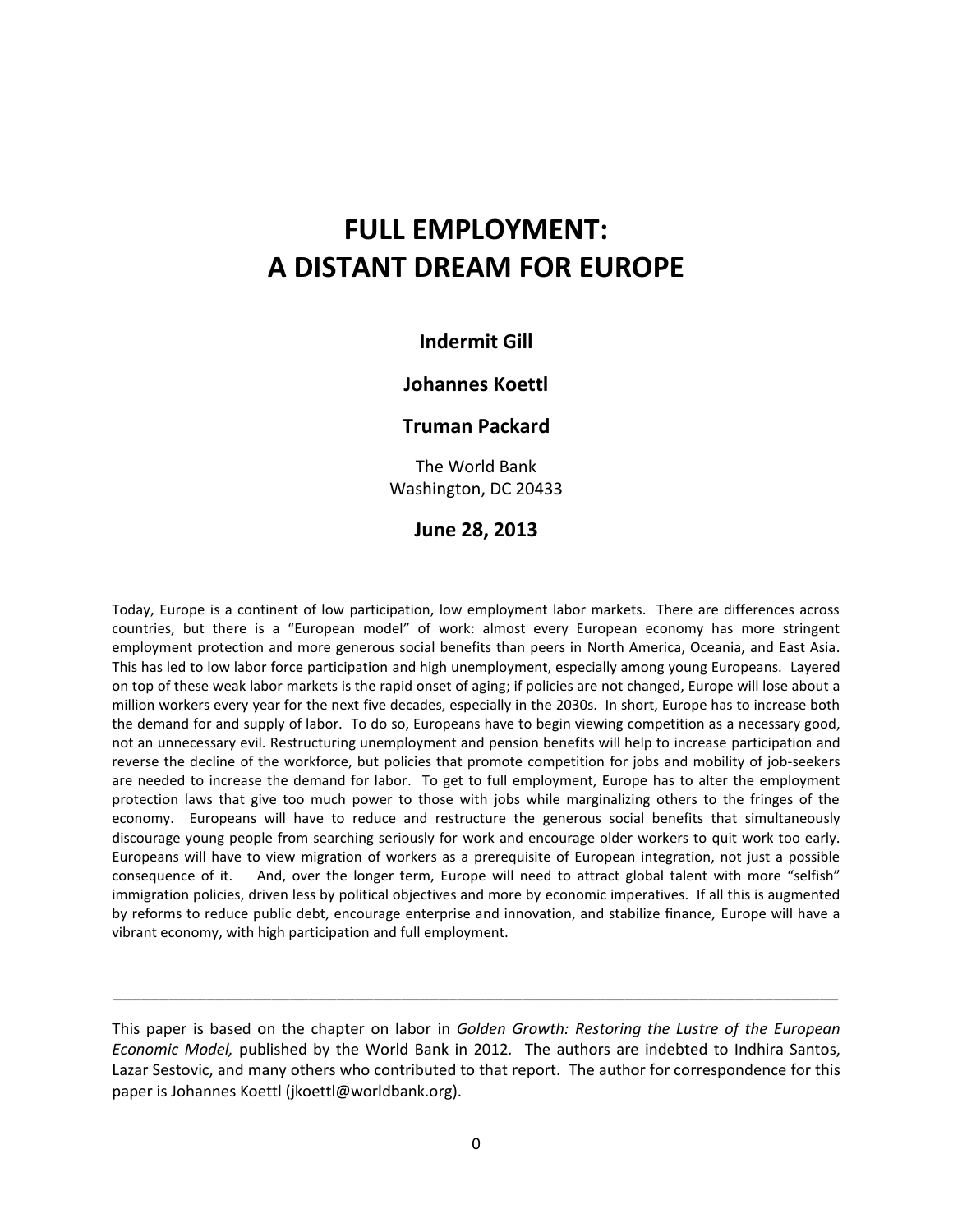# FULL EMPLOYMENT:
# A DISTANT DREAM FOR EUROPE

**Indermit Gill**

**Johannes Koettl**

**Truman Packard**

The World Bank
Washington, DC 20433

**June 28, 2013**

Today, Europe is a continent of low participation, low employment labor markets. There are differences across countries, but there is a "European model" of work: almost every European economy has more stringent employment protection and more generous social benefits than peers in North America, Oceania, and East Asia. This has led to low labor force participation and high unemployment, especially among young Europeans. Layered on top of these weak labor markets is the rapid onset of aging; if policies are not changed, Europe will lose about a million workers every year for the next five decades, especially in the 2030s. In short, Europe has to increase both the demand for and supply of labor. To do so, Europeans have to begin viewing competition as a necessary good, not an unnecessary evil. Restructuring unemployment and pension benefits will help to increase participation and reverse the decline of the workforce, but policies that promote competition for jobs and mobility of job-seekers are needed to increase the demand for labor. To get to full employment, Europe has to alter the employment protection laws that give too much power to those with jobs while marginalizing others to the fringes of the economy. Europeans will have to reduce and restructure the generous social benefits that simultaneously discourage young people from searching seriously for work and encourage older workers to quit work too early. Europeans will have to view migration of workers as a prerequisite of European integration, not just a possible consequence of it. And, over the longer term, Europe will need to attract global talent with more "selfish" immigration policies, driven less by political objectives and more by economic imperatives. If all this is augmented by reforms to reduce public debt, encourage enterprise and innovation, and stabilize finance, Europe will have a vibrant economy, with high participation and full employment.

---

This paper is based on the chapter on labor in *Golden Growth: Restoring the Lustre of the European Economic Model,* published by the World Bank in 2012. The authors are indebted to Indhira Santos, Lazar Sestovic, and many others who contributed to that report. The author for correspondence for this paper is Johannes Koettl (jkoettl@worldbank.org).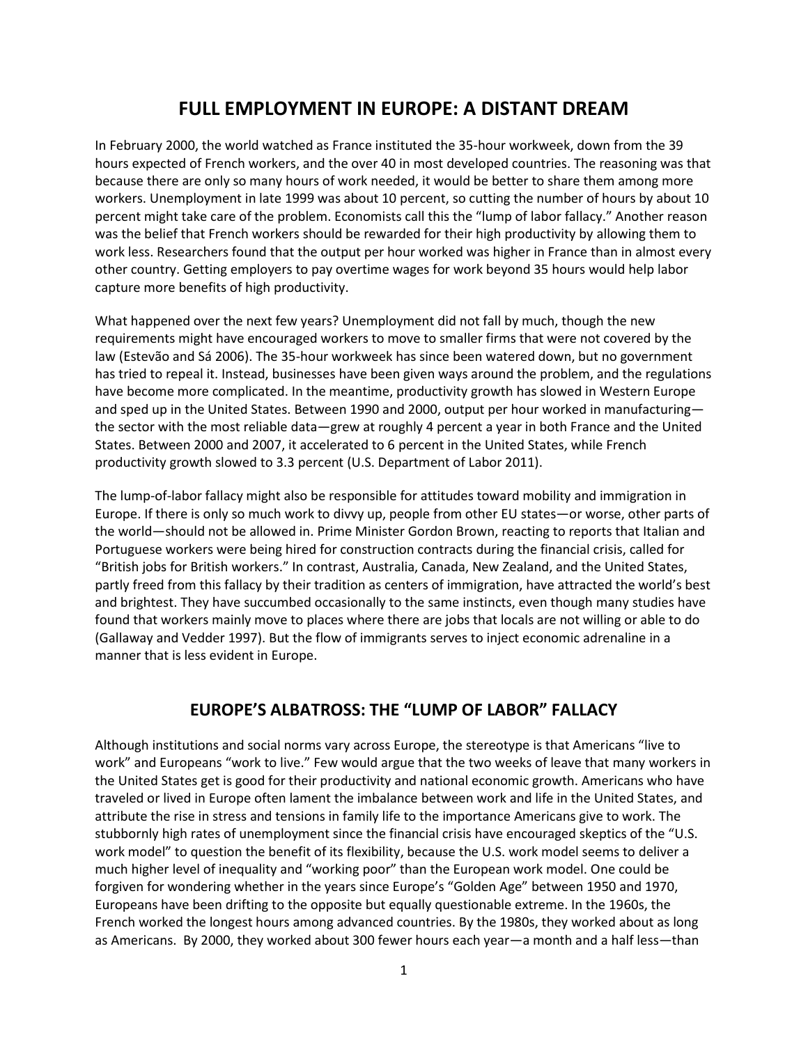# FULL EMPLOYMENT IN EUROPE: A DISTANT DREAM

In February 2000, the world watched as France instituted the 35-hour workweek, down from the 39 hours expected of French workers, and the over 40 in most developed countries. The reasoning was that because there are only so many hours of work needed, it would be better to share them among more workers. Unemployment in late 1999 was about 10 percent, so cutting the number of hours by about 10 percent might take care of the problem. Economists call this the "lump of labor fallacy." Another reason was the belief that French workers should be rewarded for their high productivity by allowing them to work less. Researchers found that the output per hour worked was higher in France than in almost every other country. Getting employers to pay overtime wages for work beyond 35 hours would help labor capture more benefits of high productivity.

What happened over the next few years? Unemployment did not fall by much, though the new requirements might have encouraged workers to move to smaller firms that were not covered by the law (Estevão and Sá 2006). The 35-hour workweek has since been watered down, but no government has tried to repeal it. Instead, businesses have been given ways around the problem, and the regulations have become more complicated. In the meantime, productivity growth has slowed in Western Europe and sped up in the United States. Between 1990 and 2000, output per hour worked in manufacturing—the sector with the most reliable data—grew at roughly 4 percent a year in both France and the United States. Between 2000 and 2007, it accelerated to 6 percent in the United States, while French productivity growth slowed to 3.3 percent (U.S. Department of Labor 2011).

The lump-of-labor fallacy might also be responsible for attitudes toward mobility and immigration in Europe. If there is only so much work to divvy up, people from other EU states—or worse, other parts of the world—should not be allowed in. Prime Minister Gordon Brown, reacting to reports that Italian and Portuguese workers were being hired for construction contracts during the financial crisis, called for "British jobs for British workers." In contrast, Australia, Canada, New Zealand, and the United States, partly freed from this fallacy by their tradition as centers of immigration, have attracted the world's best and brightest. They have succumbed occasionally to the same instincts, even though many studies have found that workers mainly move to places where there are jobs that locals are not willing or able to do (Gallaway and Vedder 1997). But the flow of immigrants serves to inject economic adrenaline in a manner that is less evident in Europe.

## EUROPE'S ALBATROSS: THE "LUMP OF LABOR" FALLACY

Although institutions and social norms vary across Europe, the stereotype is that Americans "live to work" and Europeans "work to live." Few would argue that the two weeks of leave that many workers in the United States get is good for their productivity and national economic growth. Americans who have traveled or lived in Europe often lament the imbalance between work and life in the United States, and attribute the rise in stress and tensions in family life to the importance Americans give to work. The stubbornly high rates of unemployment since the financial crisis have encouraged skeptics of the "U.S. work model" to question the benefit of its flexibility, because the U.S. work model seems to deliver a much higher level of inequality and "working poor" than the European work model. One could be forgiven for wondering whether in the years since Europe's "Golden Age" between 1950 and 1970, Europeans have been drifting to the opposite but equally questionable extreme. In the 1960s, the French worked the longest hours among advanced countries. By the 1980s, they worked about as long as Americans. By 2000, they worked about 300 fewer hours each year—a month and a half less—than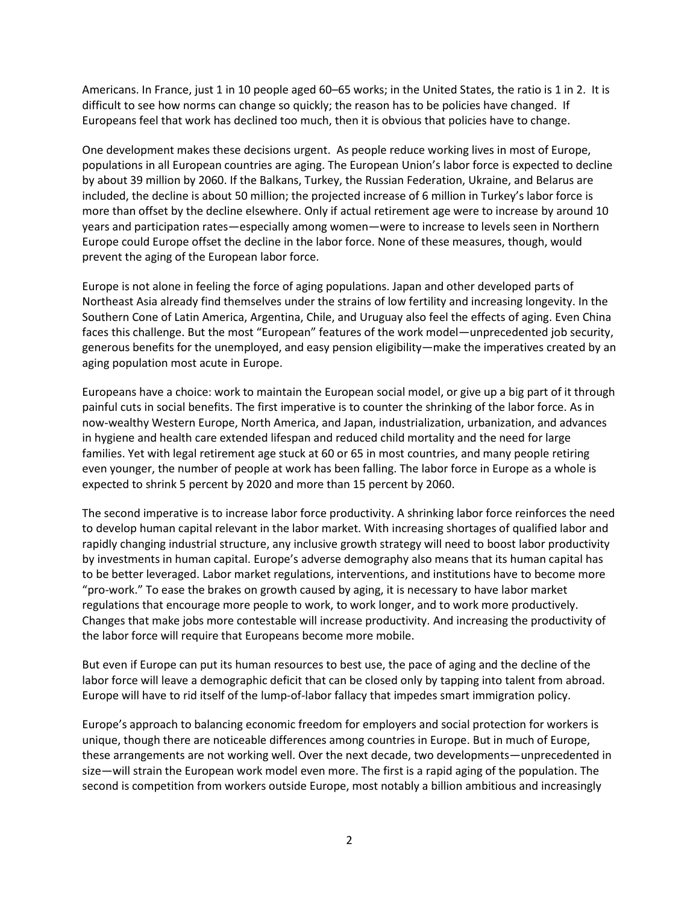Americans. In France, just 1 in 10 people aged 60–65 works; in the United States, the ratio is 1 in 2. It is difficult to see how norms can change so quickly; the reason has to be policies have changed. If Europeans feel that work has declined too much, then it is obvious that policies have to change.

One development makes these decisions urgent. As people reduce working lives in most of Europe, populations in all European countries are aging. The European Union's labor force is expected to decline by about 39 million by 2060. If the Balkans, Turkey, the Russian Federation, Ukraine, and Belarus are included, the decline is about 50 million; the projected increase of 6 million in Turkey's labor force is more than offset by the decline elsewhere. Only if actual retirement age were to increase by around 10 years and participation rates—especially among women—were to increase to levels seen in Northern Europe could Europe offset the decline in the labor force. None of these measures, though, would prevent the aging of the European labor force.

Europe is not alone in feeling the force of aging populations. Japan and other developed parts of Northeast Asia already find themselves under the strains of low fertility and increasing longevity. In the Southern Cone of Latin America, Argentina, Chile, and Uruguay also feel the effects of aging. Even China faces this challenge. But the most "European" features of the work model—unprecedented job security, generous benefits for the unemployed, and easy pension eligibility—make the imperatives created by an aging population most acute in Europe.

Europeans have a choice: work to maintain the European social model, or give up a big part of it through painful cuts in social benefits. The first imperative is to counter the shrinking of the labor force. As in now-wealthy Western Europe, North America, and Japan, industrialization, urbanization, and advances in hygiene and health care extended lifespan and reduced child mortality and the need for large families. Yet with legal retirement age stuck at 60 or 65 in most countries, and many people retiring even younger, the number of people at work has been falling. The labor force in Europe as a whole is expected to shrink 5 percent by 2020 and more than 15 percent by 2060.

The second imperative is to increase labor force productivity. A shrinking labor force reinforces the need to develop human capital relevant in the labor market. With increasing shortages of qualified labor and rapidly changing industrial structure, any inclusive growth strategy will need to boost labor productivity by investments in human capital. Europe's adverse demography also means that its human capital has to be better leveraged. Labor market regulations, interventions, and institutions have to become more "pro-work." To ease the brakes on growth caused by aging, it is necessary to have labor market regulations that encourage more people to work, to work longer, and to work more productively. Changes that make jobs more contestable will increase productivity. And increasing the productivity of the labor force will require that Europeans become more mobile.

But even if Europe can put its human resources to best use, the pace of aging and the decline of the labor force will leave a demographic deficit that can be closed only by tapping into talent from abroad. Europe will have to rid itself of the lump-of-labor fallacy that impedes smart immigration policy.

Europe's approach to balancing economic freedom for employers and social protection for workers is unique, though there are noticeable differences among countries in Europe. But in much of Europe, these arrangements are not working well. Over the next decade, two developments—unprecedented in size—will strain the European work model even more. The first is a rapid aging of the population. The second is competition from workers outside Europe, most notably a billion ambitious and increasingly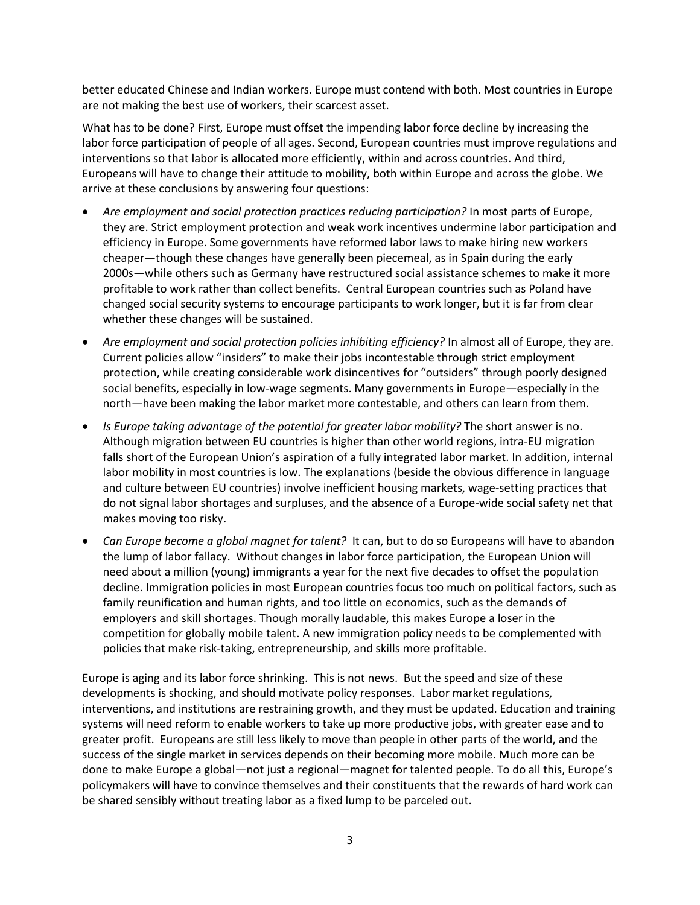better educated Chinese and Indian workers. Europe must contend with both. Most countries in Europe are not making the best use of workers, their scarcest asset.

What has to be done? First, Europe must offset the impending labor force decline by increasing the labor force participation of people of all ages. Second, European countries must improve regulations and interventions so that labor is allocated more efficiently, within and across countries. And third, Europeans will have to change their attitude to mobility, both within Europe and across the globe. We arrive at these conclusions by answering four questions:

- *Are employment and social protection practices reducing participation?* In most parts of Europe, they are. Strict employment protection and weak work incentives undermine labor participation and efficiency in Europe. Some governments have reformed labor laws to make hiring new workers cheaper—though these changes have generally been piecemeal, as in Spain during the early 2000s—while others such as Germany have restructured social assistance schemes to make it more profitable to work rather than collect benefits. Central European countries such as Poland have changed social security systems to encourage participants to work longer, but it is far from clear whether these changes will be sustained.
- *Are employment and social protection policies inhibiting efficiency?* In almost all of Europe, they are. Current policies allow "insiders" to make their jobs incontestable through strict employment protection, while creating considerable work disincentives for "outsiders" through poorly designed social benefits, especially in low-wage segments. Many governments in Europe—especially in the north—have been making the labor market more contestable, and others can learn from them.
- *Is Europe taking advantage of the potential for greater labor mobility?* The short answer is no. Although migration between EU countries is higher than other world regions, intra-EU migration falls short of the European Union's aspiration of a fully integrated labor market. In addition, internal labor mobility in most countries is low. The explanations (beside the obvious difference in language and culture between EU countries) involve inefficient housing markets, wage-setting practices that do not signal labor shortages and surpluses, and the absence of a Europe-wide social safety net that makes moving too risky.
- *Can Europe become a global magnet for talent?* It can, but to do so Europeans will have to abandon the lump of labor fallacy. Without changes in labor force participation, the European Union will need about a million (young) immigrants a year for the next five decades to offset the population decline. Immigration policies in most European countries focus too much on political factors, such as family reunification and human rights, and too little on economics, such as the demands of employers and skill shortages. Though morally laudable, this makes Europe a loser in the competition for globally mobile talent. A new immigration policy needs to be complemented with policies that make risk-taking, entrepreneurship, and skills more profitable.

Europe is aging and its labor force shrinking. This is not news. But the speed and size of these developments is shocking, and should motivate policy responses. Labor market regulations, interventions, and institutions are restraining growth, and they must be updated. Education and training systems will need reform to enable workers to take up more productive jobs, with greater ease and to greater profit. Europeans are still less likely to move than people in other parts of the world, and the success of the single market in services depends on their becoming more mobile. Much more can be done to make Europe a global—not just a regional—magnet for talented people. To do all this, Europe's policymakers will have to convince themselves and their constituents that the rewards of hard work can be shared sensibly without treating labor as a fixed lump to be parceled out.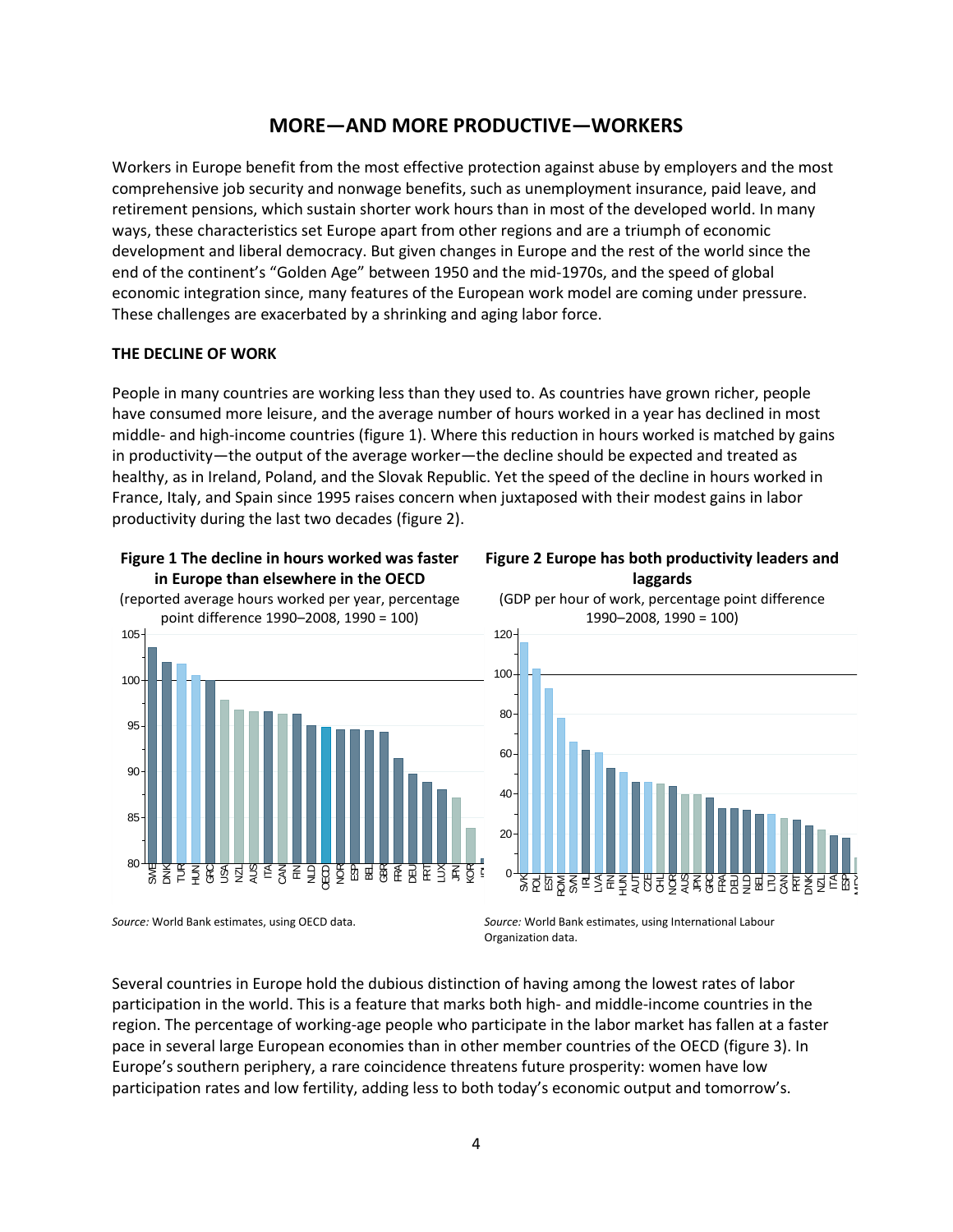## MORE—AND MORE PRODUCTIVE—WORKERS

Workers in Europe benefit from the most effective protection against abuse by employers and the most comprehensive job security and nonwage benefits, such as unemployment insurance, paid leave, and retirement pensions, which sustain shorter work hours than in most of the developed world. In many ways, these characteristics set Europe apart from other regions and are a triumph of economic development and liberal democracy. But given changes in Europe and the rest of the world since the end of the continent's "Golden Age" between 1950 and the mid-1970s, and the speed of global economic integration since, many features of the European work model are coming under pressure. These challenges are exacerbated by a shrinking and aging labor force.

### THE DECLINE OF WORK

People in many countries are working less than they used to. As countries have grown richer, people have consumed more leisure, and the average number of hours worked in a year has declined in most middle- and high-income countries (figure 1). Where this reduction in hours worked is matched by gains in productivity—the output of the average worker—the decline should be expected and treated as healthy, as in Ireland, Poland, and the Slovak Republic. Yet the speed of the decline in hours worked in France, Italy, and Spain since 1995 raises concern when juxtaposed with their modest gains in labor productivity during the last two decades (figure 2).

**Figure 1 The decline in hours worked was faster in Europe than elsewhere in the OECD**

(reported average hours worked per year, percentage point difference 1990–2008, 1990 = 100)

*Source:* World Bank estimates, using OECD data.

**Figure 2 Europe has both productivity leaders and laggards**

(GDP per hour of work, percentage point difference 1990–2008, 1990 = 100)

*Source:* World Bank estimates, using International Labour Organization data.

Several countries in Europe hold the dubious distinction of having among the lowest rates of labor participation in the world. This is a feature that marks both high- and middle-income countries in the region. The percentage of working-age people who participate in the labor market has fallen at a faster pace in several large European economies than in other member countries of the OECD (figure 3). In Europe's southern periphery, a rare coincidence threatens future prosperity: women have low participation rates and low fertility, adding less to both today's economic output and tomorrow's.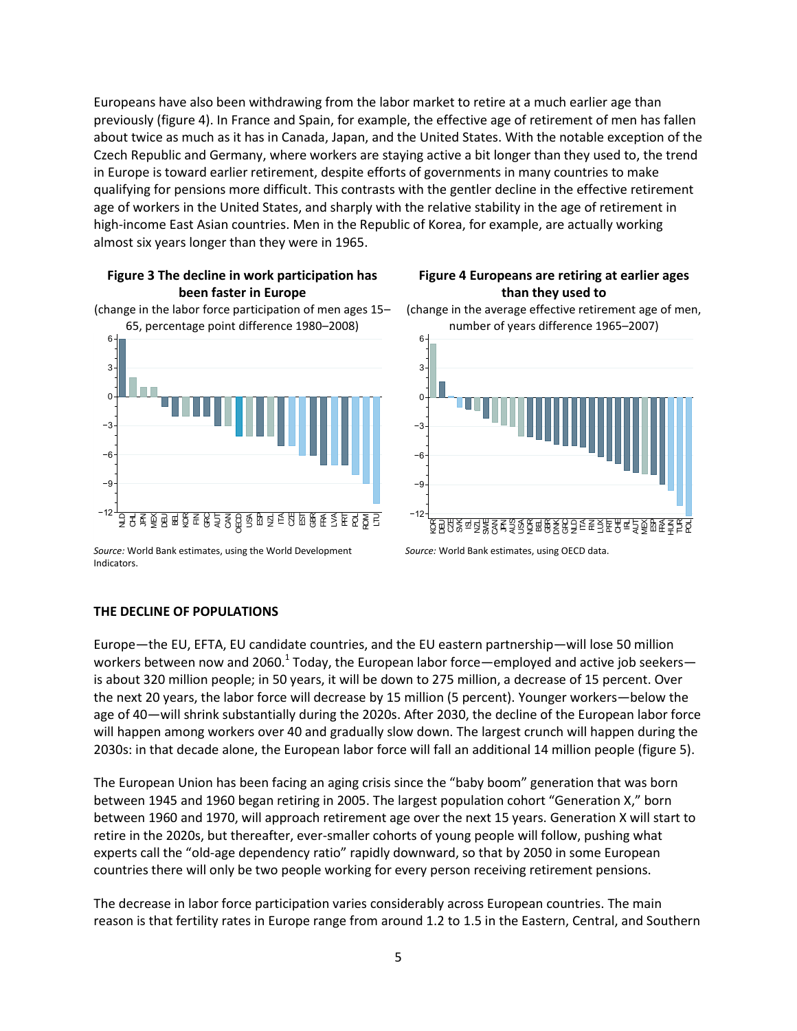Europeans have also been withdrawing from the labor market to retire at a much earlier age than previously (figure 4). In France and Spain, for example, the effective age of retirement of men has fallen about twice as much as it has in Canada, Japan, and the United States. With the notable exception of the Czech Republic and Germany, where workers are staying active a bit longer than they used to, the trend in Europe is toward earlier retirement, despite efforts of governments in many countries to make qualifying for pensions more difficult. This contrasts with the gentler decline in the effective retirement age of workers in the United States, and sharply with the relative stability in the age of retirement in high-income East Asian countries. Men in the Republic of Korea, for example, are actually working almost six years longer than they were in 1965.

**Figure 3 The decline in work participation has been faster in Europe**

(change in the labor force participation of men ages 15–65, percentage point difference 1980–2008)

*Source:* World Bank estimates, using the World Development Indicators.

**Figure 4 Europeans are retiring at earlier ages than they used to**

(change in the average effective retirement age of men, number of years difference 1965–2007)

*Source:* World Bank estimates, using OECD data.

## THE DECLINE OF POPULATIONS

Europe—the EU, EFTA, EU candidate countries, and the EU eastern partnership—will lose 50 million workers between now and 2060.[1] Today, the European labor force—employed and active job seekers—is about 320 million people; in 50 years, it will be down to 275 million, a decrease of 15 percent. Over the next 20 years, the labor force will decrease by 15 million (5 percent). Younger workers—below the age of 40—will shrink substantially during the 2020s. After 2030, the decline of the European labor force will happen among workers over 40 and gradually slow down. The largest crunch will happen during the 2030s: in that decade alone, the European labor force will fall an additional 14 million people (figure 5).

The European Union has been facing an aging crisis since the "baby boom" generation that was born between 1945 and 1960 began retiring in 2005. The largest population cohort "Generation X," born between 1960 and 1970, will approach retirement age over the next 15 years. Generation X will start to retire in the 2020s, but thereafter, ever-smaller cohorts of young people will follow, pushing what experts call the "old-age dependency ratio" rapidly downward, so that by 2050 in some European countries there will only be two people working for every person receiving retirement pensions.

The decrease in labor force participation varies considerably across European countries. The main reason is that fertility rates in Europe range from around 1.2 to 1.5 in the Eastern, Central, and Southern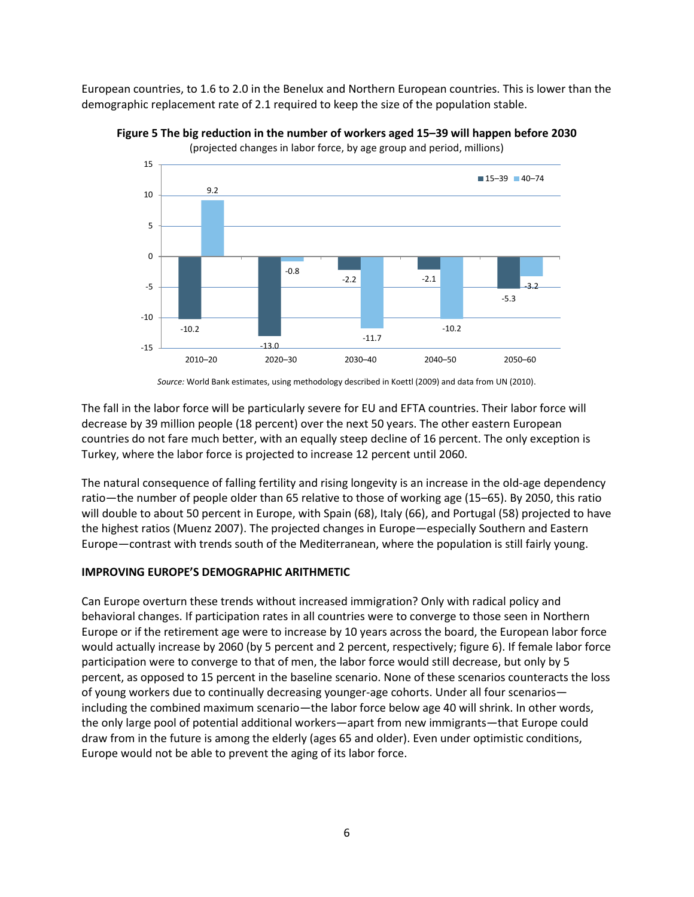European countries, to 1.6 to 2.0 in the Benelux and Northern European countries. This is lower than the demographic replacement rate of 2.1 required to keep the size of the population stable.

**Figure 5 The big reduction in the number of workers aged 15–39 will happen before 2030**

(projected changes in labor force, by age group and period, millions)

| Period | 15–39 | 40–74 |
|---|---|---|
| 2010–20 | -10.2 | 9.2 |
| 2020–30 | -13.0 | -0.8 |
| 2030–40 | -2.2 | -11.7 |
| 2040–50 | -2.1 | -10.2 |
| 2050–60 | -5.3 | -3.2 |

*Source:* World Bank estimates, using methodology described in Koettl (2009) and data from UN (2010).

The fall in the labor force will be particularly severe for EU and EFTA countries. Their labor force will decrease by 39 million people (18 percent) over the next 50 years. The other eastern European countries do not fare much better, with an equally steep decline of 16 percent. The only exception is Turkey, where the labor force is projected to increase 12 percent until 2060.

The natural consequence of falling fertility and rising longevity is an increase in the old-age dependency ratio—the number of people older than 65 relative to those of working age (15–65). By 2050, this ratio will double to about 50 percent in Europe, with Spain (68), Italy (66), and Portugal (58) projected to have the highest ratios (Muenz 2007). The projected changes in Europe—especially Southern and Eastern Europe—contrast with trends south of the Mediterranean, where the population is still fairly young.

**IMPROVING EUROPE'S DEMOGRAPHIC ARITHMETIC**

Can Europe overturn these trends without increased immigration? Only with radical policy and behavioral changes. If participation rates in all countries were to converge to those seen in Northern Europe or if the retirement age were to increase by 10 years across the board, the European labor force would actually increase by 2060 (by 5 percent and 2 percent, respectively; figure 6). If female labor force participation were to converge to that of men, the labor force would still decrease, but only by 5 percent, as opposed to 15 percent in the baseline scenario. None of these scenarios counteracts the loss of young workers due to continually decreasing younger-age cohorts. Under all four scenarios—including the combined maximum scenario—the labor force below age 40 will shrink. In other words, the only large pool of potential additional workers—apart from new immigrants—that Europe could draw from in the future is among the elderly (ages 65 and older). Even under optimistic conditions, Europe would not be able to prevent the aging of its labor force.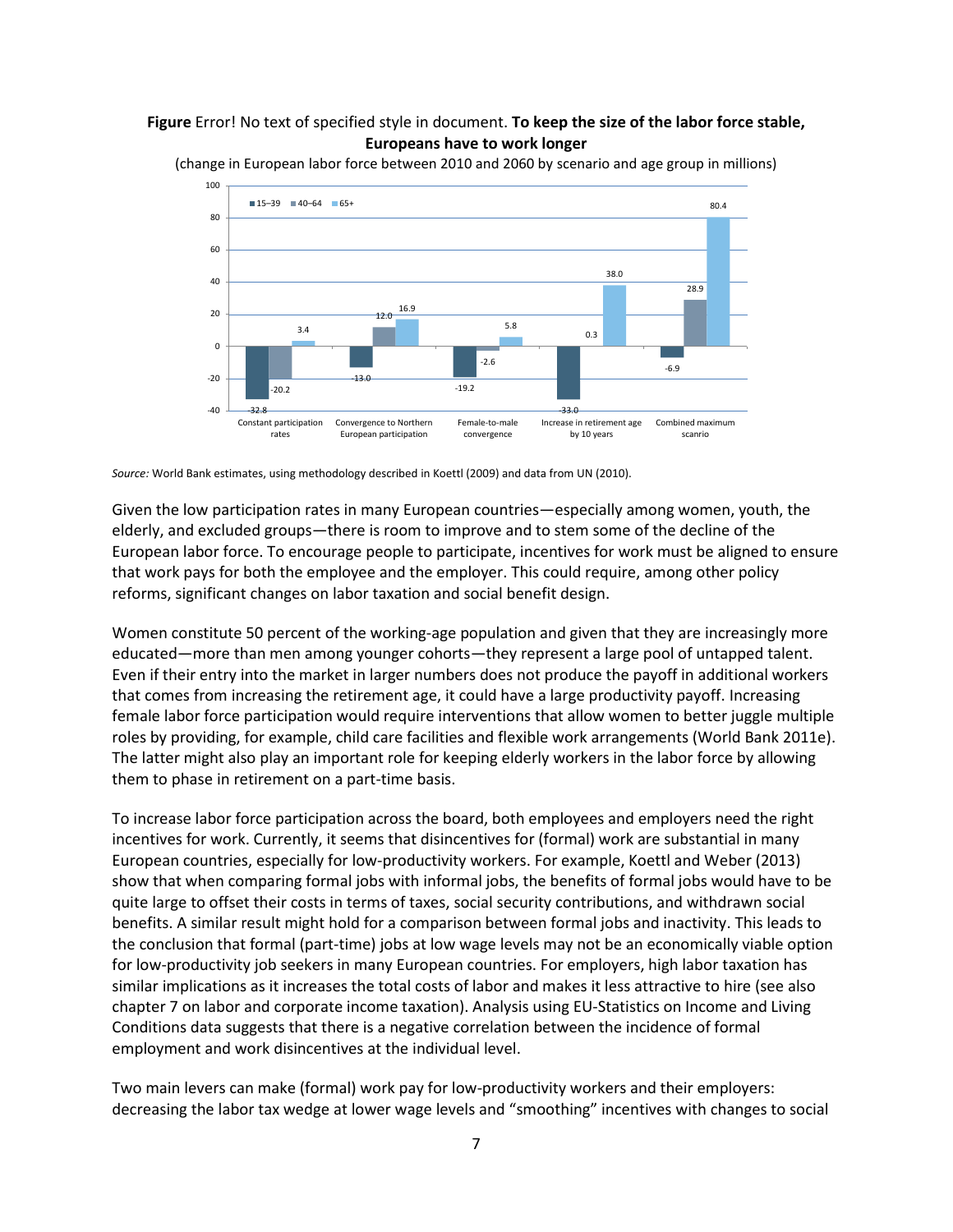**Figure** Error! No text of specified style in document. **To keep the size of the labor force stable, Europeans have to work longer**

(change in European labor force between 2010 and 2060 by scenario and age group in millions)

| Scenario | 15–39 | 40–64 | 65+ |
|---|---|---|---|
| Constant participation rates | -32.8 | -20.2 | 3.4 |
| Convergence to Northern European participation | -13.0 | 12.0 | 16.9 |
| Female-to-male convergence | -19.2 | -2.6 | 5.8 |
| Increase in retirement age by 10 years | -33.0 | 0.3 | 38.0 |
| Combined maximum scanrio | -6.9 | 28.9 | 80.4 |

*Source:* World Bank estimates, using methodology described in Koettl (2009) and data from UN (2010).

Given the low participation rates in many European countries—especially among women, youth, the elderly, and excluded groups—there is room to improve and to stem some of the decline of the European labor force. To encourage people to participate, incentives for work must be aligned to ensure that work pays for both the employee and the employer. This could require, among other policy reforms, significant changes on labor taxation and social benefit design.

Women constitute 50 percent of the working-age population and given that they are increasingly more educated—more than men among younger cohorts—they represent a large pool of untapped talent. Even if their entry into the market in larger numbers does not produce the payoff in additional workers that comes from increasing the retirement age, it could have a large productivity payoff. Increasing female labor force participation would require interventions that allow women to better juggle multiple roles by providing, for example, child care facilities and flexible work arrangements (World Bank 2011e). The latter might also play an important role for keeping elderly workers in the labor force by allowing them to phase in retirement on a part-time basis.

To increase labor force participation across the board, both employees and employers need the right incentives for work. Currently, it seems that disincentives for (formal) work are substantial in many European countries, especially for low-productivity workers. For example, Koettl and Weber (2013) show that when comparing formal jobs with informal jobs, the benefits of formal jobs would have to be quite large to offset their costs in terms of taxes, social security contributions, and withdrawn social benefits. A similar result might hold for a comparison between formal jobs and inactivity. This leads to the conclusion that formal (part-time) jobs at low wage levels may not be an economically viable option for low-productivity job seekers in many European countries. For employers, high labor taxation has similar implications as it increases the total costs of labor and makes it less attractive to hire (see also chapter 7 on labor and corporate income taxation). Analysis using EU-Statistics on Income and Living Conditions data suggests that there is a negative correlation between the incidence of formal employment and work disincentives at the individual level.

Two main levers can make (formal) work pay for low-productivity workers and their employers: decreasing the labor tax wedge at lower wage levels and "smoothing" incentives with changes to social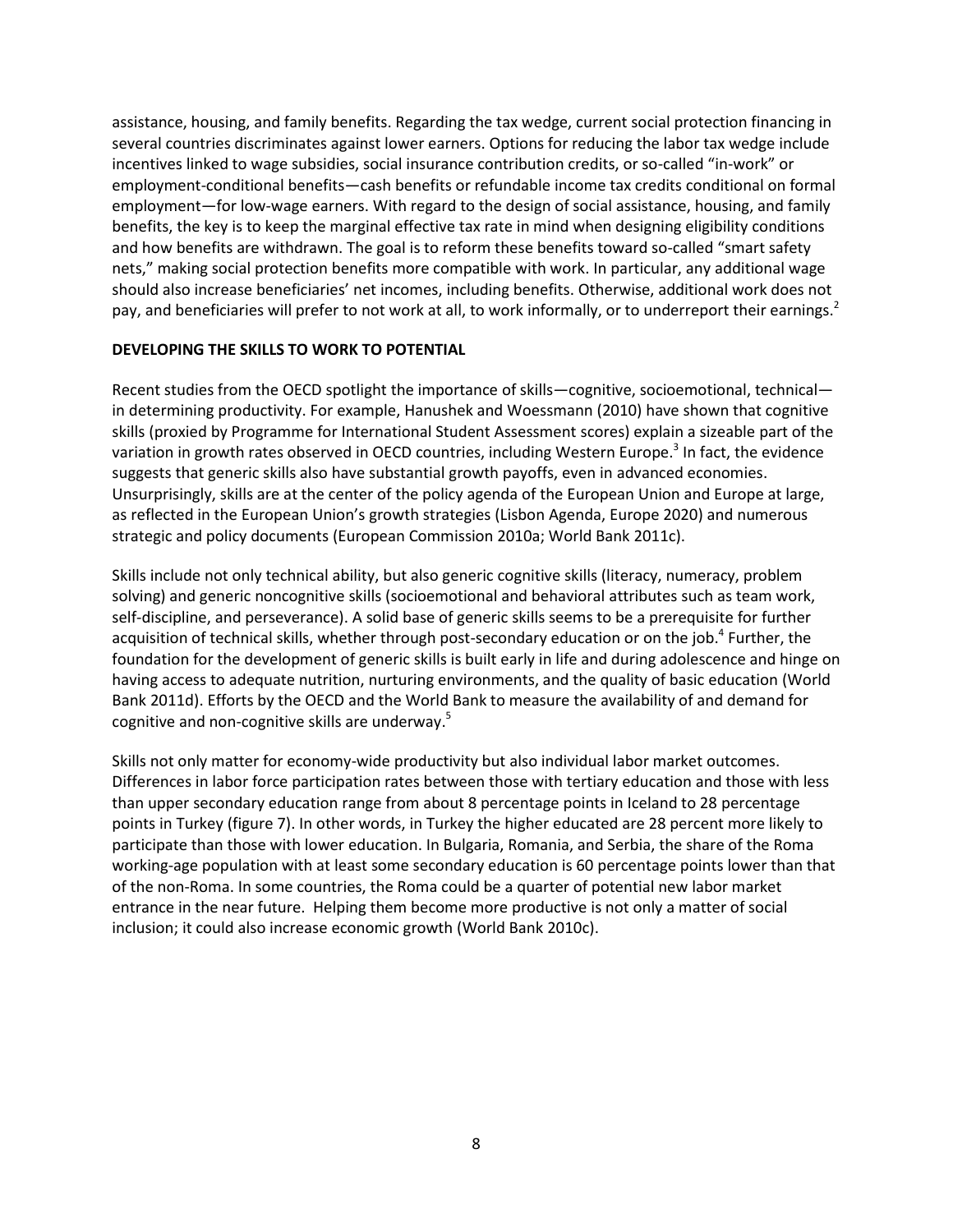assistance, housing, and family benefits. Regarding the tax wedge, current social protection financing in several countries discriminates against lower earners. Options for reducing the labor tax wedge include incentives linked to wage subsidies, social insurance contribution credits, or so-called "in-work" or employment-conditional benefits—cash benefits or refundable income tax credits conditional on formal employment—for low-wage earners. With regard to the design of social assistance, housing, and family benefits, the key is to keep the marginal effective tax rate in mind when designing eligibility conditions and how benefits are withdrawn. The goal is to reform these benefits toward so-called "smart safety nets," making social protection benefits more compatible with work. In particular, any additional wage should also increase beneficiaries' net incomes, including benefits. Otherwise, additional work does not pay, and beneficiaries will prefer to not work at all, to work informally, or to underreport their earnings.[2]

## DEVELOPING THE SKILLS TO WORK TO POTENTIAL

Recent studies from the OECD spotlight the importance of skills—cognitive, socioemotional, technical—in determining productivity. For example, Hanushek and Woessmann (2010) have shown that cognitive skills (proxied by Programme for International Student Assessment scores) explain a sizeable part of the variation in growth rates observed in OECD countries, including Western Europe.[3] In fact, the evidence suggests that generic skills also have substantial growth payoffs, even in advanced economies. Unsurprisingly, skills are at the center of the policy agenda of the European Union and Europe at large, as reflected in the European Union's growth strategies (Lisbon Agenda, Europe 2020) and numerous strategic and policy documents (European Commission 2010a; World Bank 2011c).

Skills include not only technical ability, but also generic cognitive skills (literacy, numeracy, problem solving) and generic noncognitive skills (socioemotional and behavioral attributes such as team work, self-discipline, and perseverance). A solid base of generic skills seems to be a prerequisite for further acquisition of technical skills, whether through post-secondary education or on the job.[4] Further, the foundation for the development of generic skills is built early in life and during adolescence and hinge on having access to adequate nutrition, nurturing environments, and the quality of basic education (World Bank 2011d). Efforts by the OECD and the World Bank to measure the availability of and demand for cognitive and non-cognitive skills are underway.[5]

Skills not only matter for economy-wide productivity but also individual labor market outcomes. Differences in labor force participation rates between those with tertiary education and those with less than upper secondary education range from about 8 percentage points in Iceland to 28 percentage points in Turkey (figure 7). In other words, in Turkey the higher educated are 28 percent more likely to participate than those with lower education. In Bulgaria, Romania, and Serbia, the share of the Roma working-age population with at least some secondary education is 60 percentage points lower than that of the non-Roma. In some countries, the Roma could be a quarter of potential new labor market entrance in the near future. Helping them become more productive is not only a matter of social inclusion; it could also increase economic growth (World Bank 2010c).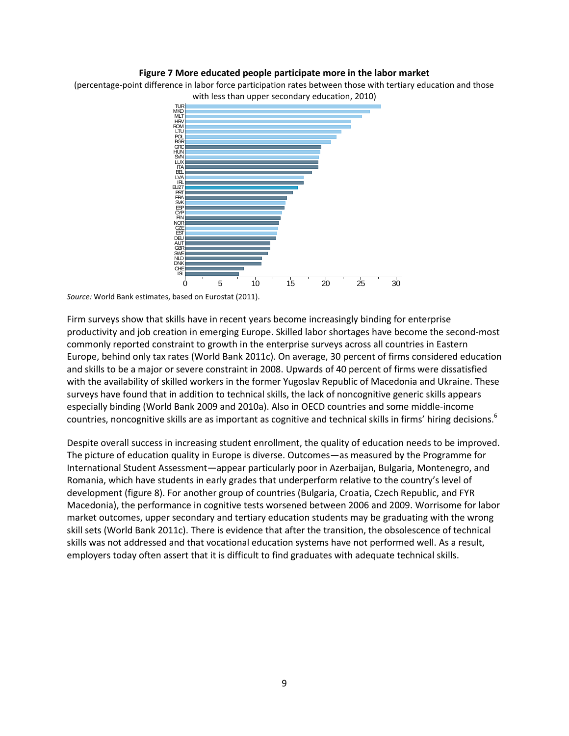**Figure 7 More educated people participate more in the labor market**

(percentage-point difference in labor force participation rates between those with tertiary education and those with less than upper secondary education, 2010)

*Source:* World Bank estimates, based on Eurostat (2011).

Firm surveys show that skills have in recent years become increasingly binding for enterprise productivity and job creation in emerging Europe. Skilled labor shortages have become the second-most commonly reported constraint to growth in the enterprise surveys across all countries in Eastern Europe, behind only tax rates (World Bank 2011c). On average, 30 percent of firms considered education and skills to be a major or severe constraint in 2008. Upwards of 40 percent of firms were dissatisfied with the availability of skilled workers in the former Yugoslav Republic of Macedonia and Ukraine. These surveys have found that in addition to technical skills, the lack of noncognitive generic skills appears especially binding (World Bank 2009 and 2010a). Also in OECD countries and some middle-income countries, noncognitive skills are as important as cognitive and technical skills in firms' hiring decisions.[6]

Despite overall success in increasing student enrollment, the quality of education needs to be improved. The picture of education quality in Europe is diverse. Outcomes—as measured by the Programme for International Student Assessment—appear particularly poor in Azerbaijan, Bulgaria, Montenegro, and Romania, which have students in early grades that underperform relative to the country's level of development (figure 8). For another group of countries (Bulgaria, Croatia, Czech Republic, and FYR Macedonia), the performance in cognitive tests worsened between 2006 and 2009. Worrisome for labor market outcomes, upper secondary and tertiary education students may be graduating with the wrong skill sets (World Bank 2011c). There is evidence that after the transition, the obsolescence of technical skills was not addressed and that vocational education systems have not performed well. As a result, employers today often assert that it is difficult to find graduates with adequate technical skills.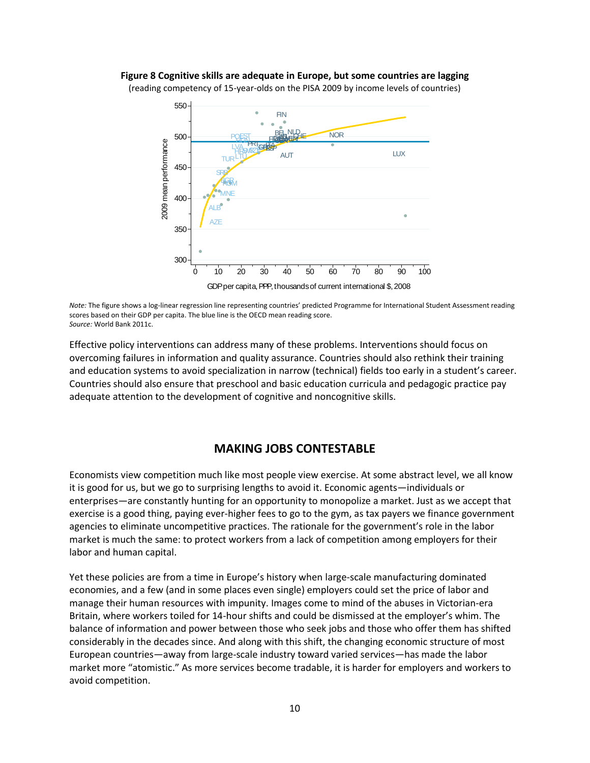**Figure 8 Cognitive skills are adequate in Europe, but some countries are lagging**
(reading competency of 15-year-olds on the PISA 2009 by income levels of countries)

*Note:* The figure shows a log-linear regression line representing countries' predicted Programme for International Student Assessment reading scores based on their GDP per capita. The blue line is the OECD mean reading score.
*Source:* World Bank 2011c.

Effective policy interventions can address many of these problems. Interventions should focus on overcoming failures in information and quality assurance. Countries should also rethink their training and education systems to avoid specialization in narrow (technical) fields too early in a student's career. Countries should also ensure that preschool and basic education curricula and pedagogic practice pay adequate attention to the development of cognitive and noncognitive skills.

## MAKING JOBS CONTESTABLE

Economists view competition much like most people view exercise. At some abstract level, we all know it is good for us, but we go to surprising lengths to avoid it. Economic agents—individuals or enterprises—are constantly hunting for an opportunity to monopolize a market. Just as we accept that exercise is a good thing, paying ever-higher fees to go to the gym, as tax payers we finance government agencies to eliminate uncompetitive practices. The rationale for the government's role in the labor market is much the same: to protect workers from a lack of competition among employers for their labor and human capital.

Yet these policies are from a time in Europe's history when large-scale manufacturing dominated economies, and a few (and in some places even single) employers could set the price of labor and manage their human resources with impunity. Images come to mind of the abuses in Victorian-era Britain, where workers toiled for 14-hour shifts and could be dismissed at the employer's whim. The balance of information and power between those who seek jobs and those who offer them has shifted considerably in the decades since. And along with this shift, the changing economic structure of most European countries—away from large-scale industry toward varied services—has made the labor market more "atomistic." As more services become tradable, it is harder for employers and workers to avoid competition.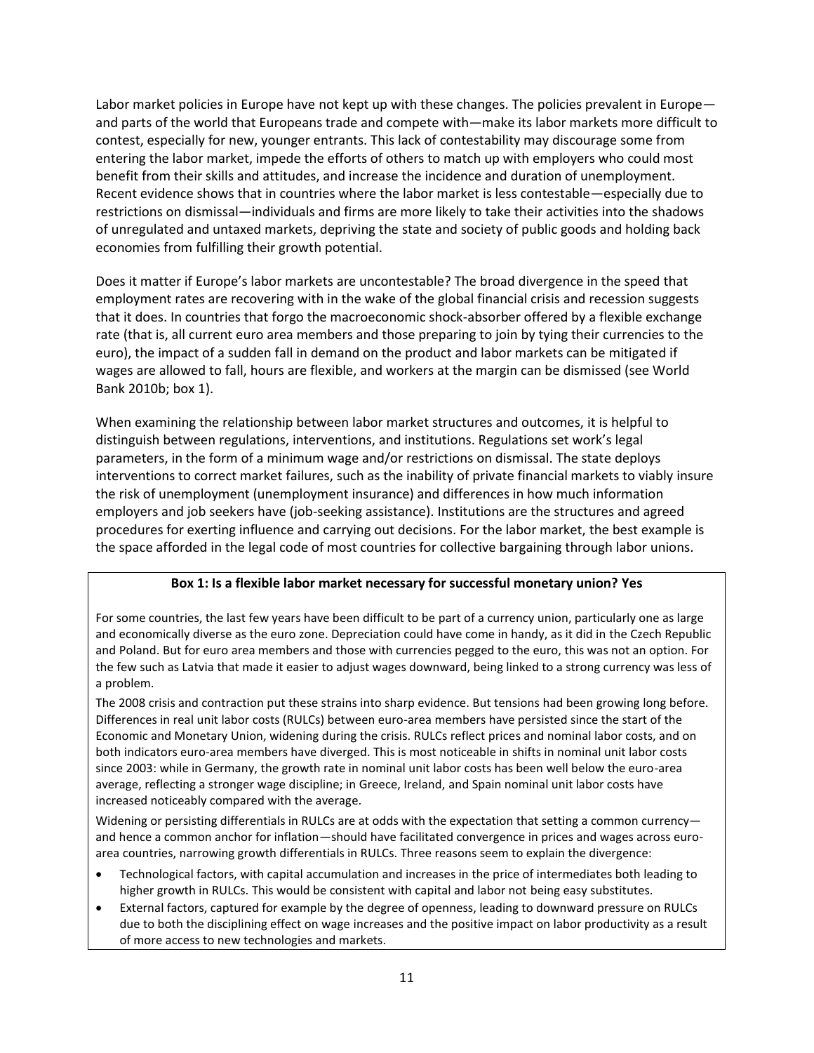Labor market policies in Europe have not kept up with these changes. The policies prevalent in Europe—and parts of the world that Europeans trade and compete with—make its labor markets more difficult to contest, especially for new, younger entrants. This lack of contestability may discourage some from entering the labor market, impede the efforts of others to match up with employers who could most benefit from their skills and attitudes, and increase the incidence and duration of unemployment. Recent evidence shows that in countries where the labor market is less contestable—especially due to restrictions on dismissal—individuals and firms are more likely to take their activities into the shadows of unregulated and untaxed markets, depriving the state and society of public goods and holding back economies from fulfilling their growth potential.

Does it matter if Europe's labor markets are uncontestable? The broad divergence in the speed that employment rates are recovering with in the wake of the global financial crisis and recession suggests that it does. In countries that forgo the macroeconomic shock-absorber offered by a flexible exchange rate (that is, all current euro area members and those preparing to join by tying their currencies to the euro), the impact of a sudden fall in demand on the product and labor markets can be mitigated if wages are allowed to fall, hours are flexible, and workers at the margin can be dismissed (see World Bank 2010b; box 1).

When examining the relationship between labor market structures and outcomes, it is helpful to distinguish between regulations, interventions, and institutions. Regulations set work's legal parameters, in the form of a minimum wage and/or restrictions on dismissal. The state deploys interventions to correct market failures, such as the inability of private financial markets to viably insure the risk of unemployment (unemployment insurance) and differences in how much information employers and job seekers have (job-seeking assistance). Institutions are the structures and agreed procedures for exerting influence and carrying out decisions. For the labor market, the best example is the space afforded in the legal code of most countries for collective bargaining through labor unions.

**Box 1: Is a flexible labor market necessary for successful monetary union? Yes**

For some countries, the last few years have been difficult to be part of a currency union, particularly one as large and economically diverse as the euro zone. Depreciation could have come in handy, as it did in the Czech Republic and Poland. But for euro area members and those with currencies pegged to the euro, this was not an option. For the few such as Latvia that made it easier to adjust wages downward, being linked to a strong currency was less of a problem.

The 2008 crisis and contraction put these strains into sharp evidence. But tensions had been growing long before. Differences in real unit labor costs (RULCs) between euro-area members have persisted since the start of the Economic and Monetary Union, widening during the crisis. RULCs reflect prices and nominal labor costs, and on both indicators euro-area members have diverged. This is most noticeable in shifts in nominal unit labor costs since 2003: while in Germany, the growth rate in nominal unit labor costs has been well below the euro-area average, reflecting a stronger wage discipline; in Greece, Ireland, and Spain nominal unit labor costs have increased noticeably compared with the average.

Widening or persisting differentials in RULCs are at odds with the expectation that setting a common currency—and hence a common anchor for inflation—should have facilitated convergence in prices and wages across euro-area countries, narrowing growth differentials in RULCs. Three reasons seem to explain the divergence:

- Technological factors, with capital accumulation and increases in the price of intermediates both leading to higher growth in RULCs. This would be consistent with capital and labor not being easy substitutes.
- External factors, captured for example by the degree of openness, leading to downward pressure on RULCs due to both the disciplining effect on wage increases and the positive impact on labor productivity as a result of more access to new technologies and markets.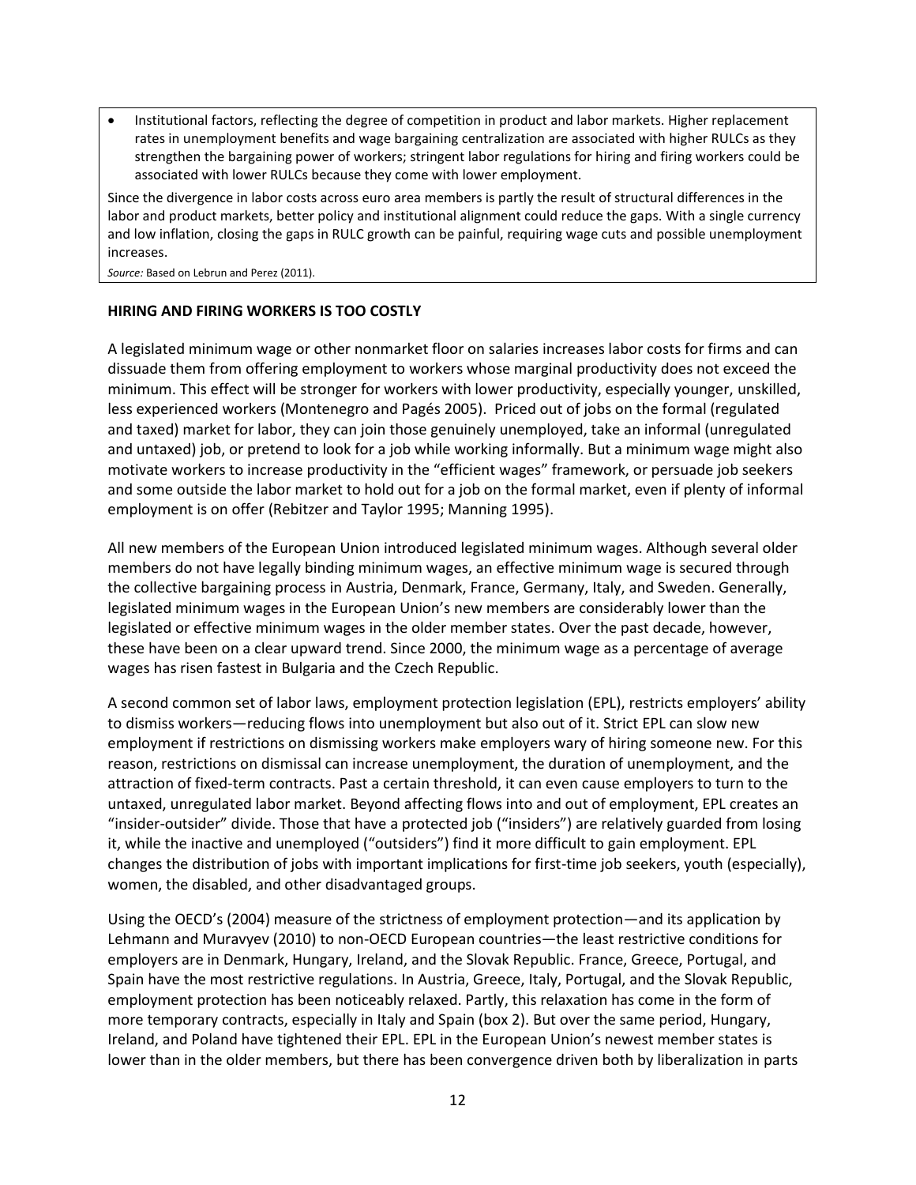- Institutional factors, reflecting the degree of competition in product and labor markets. Higher replacement rates in unemployment benefits and wage bargaining centralization are associated with higher RULCs as they strengthen the bargaining power of workers; stringent labor regulations for hiring and firing workers could be associated with lower RULCs because they come with lower employment.

Since the divergence in labor costs across euro area members is partly the result of structural differences in the labor and product markets, better policy and institutional alignment could reduce the gaps. With a single currency and low inflation, closing the gaps in RULC growth can be painful, requiring wage cuts and possible unemployment increases.

*Source:* Based on Lebrun and Perez (2011).

## HIRING AND FIRING WORKERS IS TOO COSTLY

A legislated minimum wage or other nonmarket floor on salaries increases labor costs for firms and can dissuade them from offering employment to workers whose marginal productivity does not exceed the minimum. This effect will be stronger for workers with lower productivity, especially younger, unskilled, less experienced workers (Montenegro and Pagés 2005). Priced out of jobs on the formal (regulated and taxed) market for labor, they can join those genuinely unemployed, take an informal (unregulated and untaxed) job, or pretend to look for a job while working informally. But a minimum wage might also motivate workers to increase productivity in the "efficient wages" framework, or persuade job seekers and some outside the labor market to hold out for a job on the formal market, even if plenty of informal employment is on offer (Rebitzer and Taylor 1995; Manning 1995).

All new members of the European Union introduced legislated minimum wages. Although several older members do not have legally binding minimum wages, an effective minimum wage is secured through the collective bargaining process in Austria, Denmark, France, Germany, Italy, and Sweden. Generally, legislated minimum wages in the European Union's new members are considerably lower than the legislated or effective minimum wages in the older member states. Over the past decade, however, these have been on a clear upward trend. Since 2000, the minimum wage as a percentage of average wages has risen fastest in Bulgaria and the Czech Republic.

A second common set of labor laws, employment protection legislation (EPL), restricts employers' ability to dismiss workers—reducing flows into unemployment but also out of it. Strict EPL can slow new employment if restrictions on dismissing workers make employers wary of hiring someone new. For this reason, restrictions on dismissal can increase unemployment, the duration of unemployment, and the attraction of fixed-term contracts. Past a certain threshold, it can even cause employers to turn to the untaxed, unregulated labor market. Beyond affecting flows into and out of employment, EPL creates an "insider-outsider" divide. Those that have a protected job ("insiders") are relatively guarded from losing it, while the inactive and unemployed ("outsiders") find it more difficult to gain employment. EPL changes the distribution of jobs with important implications for first-time job seekers, youth (especially), women, the disabled, and other disadvantaged groups.

Using the OECD's (2004) measure of the strictness of employment protection—and its application by Lehmann and Muravyev (2010) to non-OECD European countries—the least restrictive conditions for employers are in Denmark, Hungary, Ireland, and the Slovak Republic. France, Greece, Portugal, and Spain have the most restrictive regulations. In Austria, Greece, Italy, Portugal, and the Slovak Republic, employment protection has been noticeably relaxed. Partly, this relaxation has come in the form of more temporary contracts, especially in Italy and Spain (box 2). But over the same period, Hungary, Ireland, and Poland have tightened their EPL. EPL in the European Union's newest member states is lower than in the older members, but there has been convergence driven both by liberalization in parts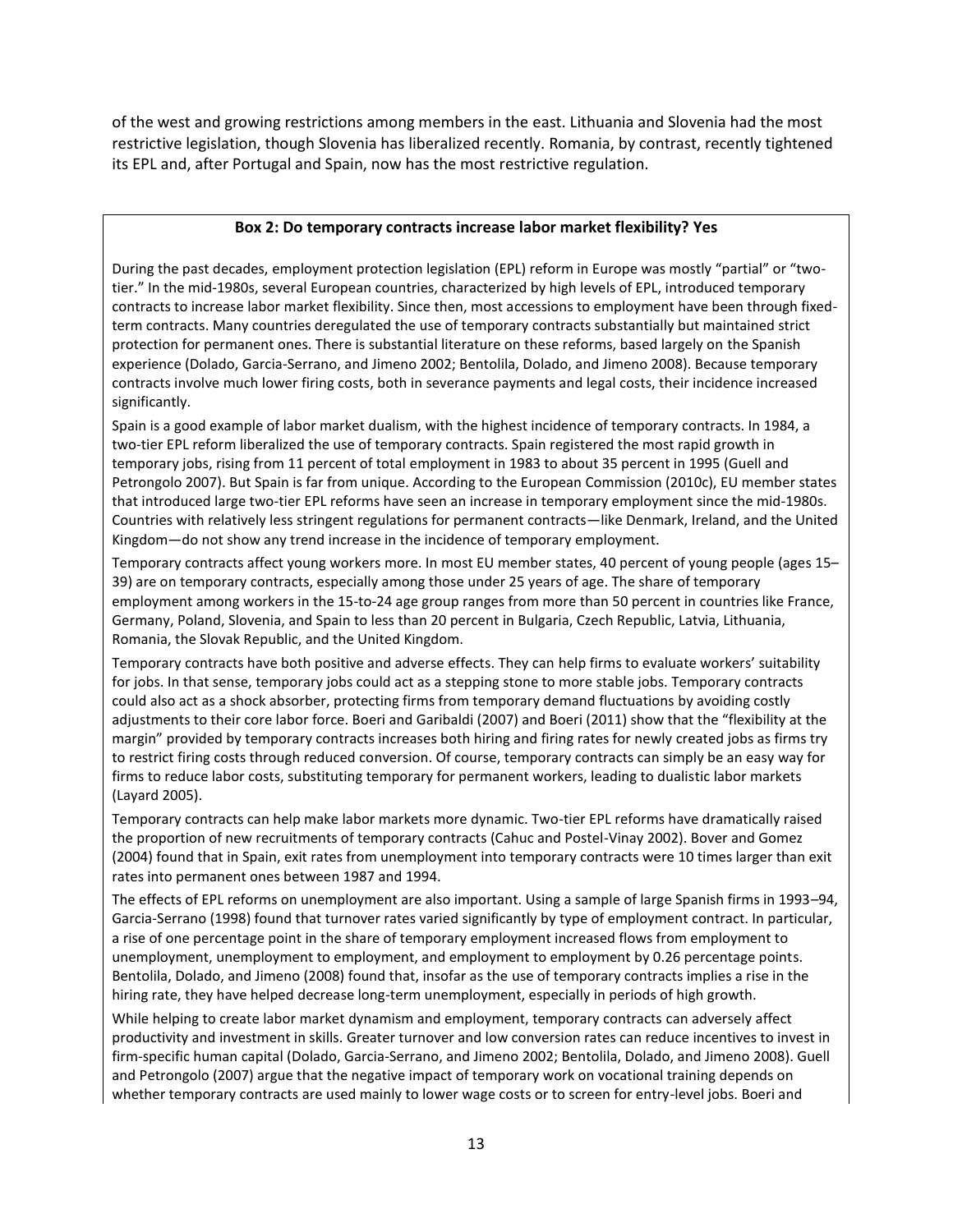of the west and growing restrictions among members in the east. Lithuania and Slovenia had the most restrictive legislation, though Slovenia has liberalized recently. Romania, by contrast, recently tightened its EPL and, after Portugal and Spain, now has the most restrictive regulation.

**Box 2: Do temporary contracts increase labor market flexibility? Yes**

During the past decades, employment protection legislation (EPL) reform in Europe was mostly "partial" or "two-tier." In the mid-1980s, several European countries, characterized by high levels of EPL, introduced temporary contracts to increase labor market flexibility. Since then, most accessions to employment have been through fixed-term contracts. Many countries deregulated the use of temporary contracts substantially but maintained strict protection for permanent ones. There is substantial literature on these reforms, based largely on the Spanish experience (Dolado, Garcia-Serrano, and Jimeno 2002; Bentolila, Dolado, and Jimeno 2008). Because temporary contracts involve much lower firing costs, both in severance payments and legal costs, their incidence increased significantly.

Spain is a good example of labor market dualism, with the highest incidence of temporary contracts. In 1984, a two-tier EPL reform liberalized the use of temporary contracts. Spain registered the most rapid growth in temporary jobs, rising from 11 percent of total employment in 1983 to about 35 percent in 1995 (Guell and Petrongolo 2007). But Spain is far from unique. According to the European Commission (2010c), EU member states that introduced large two-tier EPL reforms have seen an increase in temporary employment since the mid-1980s. Countries with relatively less stringent regulations for permanent contracts—like Denmark, Ireland, and the United Kingdom—do not show any trend increase in the incidence of temporary employment.

Temporary contracts affect young workers more. In most EU member states, 40 percent of young people (ages 15–39) are on temporary contracts, especially among those under 25 years of age. The share of temporary employment among workers in the 15-to-24 age group ranges from more than 50 percent in countries like France, Germany, Poland, Slovenia, and Spain to less than 20 percent in Bulgaria, Czech Republic, Latvia, Lithuania, Romania, the Slovak Republic, and the United Kingdom.

Temporary contracts have both positive and adverse effects. They can help firms to evaluate workers' suitability for jobs. In that sense, temporary jobs could act as a stepping stone to more stable jobs. Temporary contracts could also act as a shock absorber, protecting firms from temporary demand fluctuations by avoiding costly adjustments to their core labor force. Boeri and Garibaldi (2007) and Boeri (2011) show that the "flexibility at the margin" provided by temporary contracts increases both hiring and firing rates for newly created jobs as firms try to restrict firing costs through reduced conversion. Of course, temporary contracts can simply be an easy way for firms to reduce labor costs, substituting temporary for permanent workers, leading to dualistic labor markets (Layard 2005).

Temporary contracts can help make labor markets more dynamic. Two-tier EPL reforms have dramatically raised the proportion of new recruitments of temporary contracts (Cahuc and Postel-Vinay 2002). Bover and Gomez (2004) found that in Spain, exit rates from unemployment into temporary contracts were 10 times larger than exit rates into permanent ones between 1987 and 1994.

The effects of EPL reforms on unemployment are also important. Using a sample of large Spanish firms in 1993–94, Garcia-Serrano (1998) found that turnover rates varied significantly by type of employment contract. In particular, a rise of one percentage point in the share of temporary employment increased flows from employment to unemployment, unemployment to employment, and employment to employment by 0.26 percentage points. Bentolila, Dolado, and Jimeno (2008) found that, insofar as the use of temporary contracts implies a rise in the hiring rate, they have helped decrease long-term unemployment, especially in periods of high growth.

While helping to create labor market dynamism and employment, temporary contracts can adversely affect productivity and investment in skills. Greater turnover and low conversion rates can reduce incentives to invest in firm-specific human capital (Dolado, Garcia-Serrano, and Jimeno 2002; Bentolila, Dolado, and Jimeno 2008). Guell and Petrongolo (2007) argue that the negative impact of temporary work on vocational training depends on whether temporary contracts are used mainly to lower wage costs or to screen for entry-level jobs. Boeri and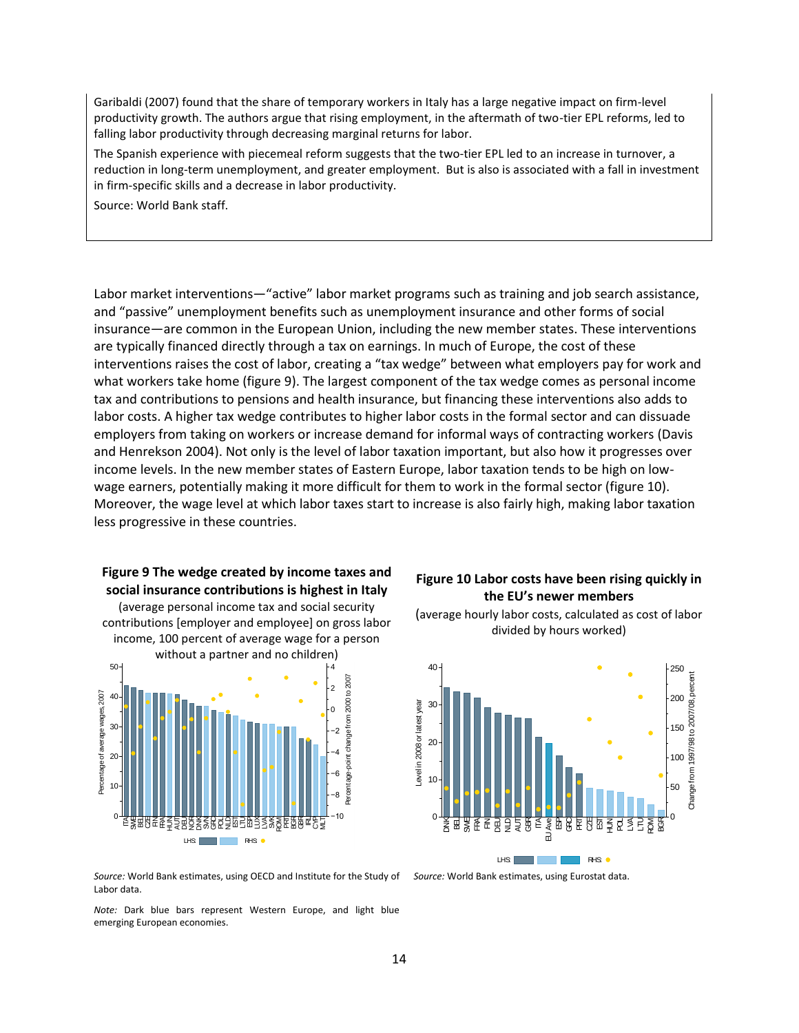Garibaldi (2007) found that the share of temporary workers in Italy has a large negative impact on firm-level productivity growth. The authors argue that rising employment, in the aftermath of two-tier EPL reforms, led to falling labor productivity through decreasing marginal returns for labor.

The Spanish experience with piecemeal reform suggests that the two-tier EPL led to an increase in turnover, a reduction in long-term unemployment, and greater employment. But is also is associated with a fall in investment in firm-specific skills and a decrease in labor productivity.

Source: World Bank staff.

Labor market interventions—"active" labor market programs such as training and job search assistance, and "passive" unemployment benefits such as unemployment insurance and other forms of social insurance—are common in the European Union, including the new member states. These interventions are typically financed directly through a tax on earnings. In much of Europe, the cost of these interventions raises the cost of labor, creating a "tax wedge" between what employers pay for work and what workers take home (figure 9). The largest component of the tax wedge comes as personal income tax and contributions to pensions and health insurance, but financing these interventions also adds to labor costs. A higher tax wedge contributes to higher labor costs in the formal sector and can dissuade employers from taking on workers or increase demand for informal ways of contracting workers (Davis and Henrekson 2004). Not only is the level of labor taxation important, but also how it progresses over income levels. In the new member states of Eastern Europe, labor taxation tends to be high on low-wage earners, potentially making it more difficult for them to work in the formal sector (figure 10). Moreover, the wage level at which labor taxes start to increase is also fairly high, making labor taxation less progressive in these countries.

**Figure 9 The wedge created by income taxes and social insurance contributions is highest in Italy**

(average personal income tax and social security contributions [employer and employee] on gross labor income, 100 percent of average wage for a person without a partner and no children)

*Source:* World Bank estimates, using OECD and Institute for the Study of Labor data.

*Note:* Dark blue bars represent Western Europe, and light blue emerging European economies.

**Figure 10 Labor costs have been rising quickly in the EU's newer members**

(average hourly labor costs, calculated as cost of labor divided by hours worked)

*Source:* World Bank estimates, using Eurostat data.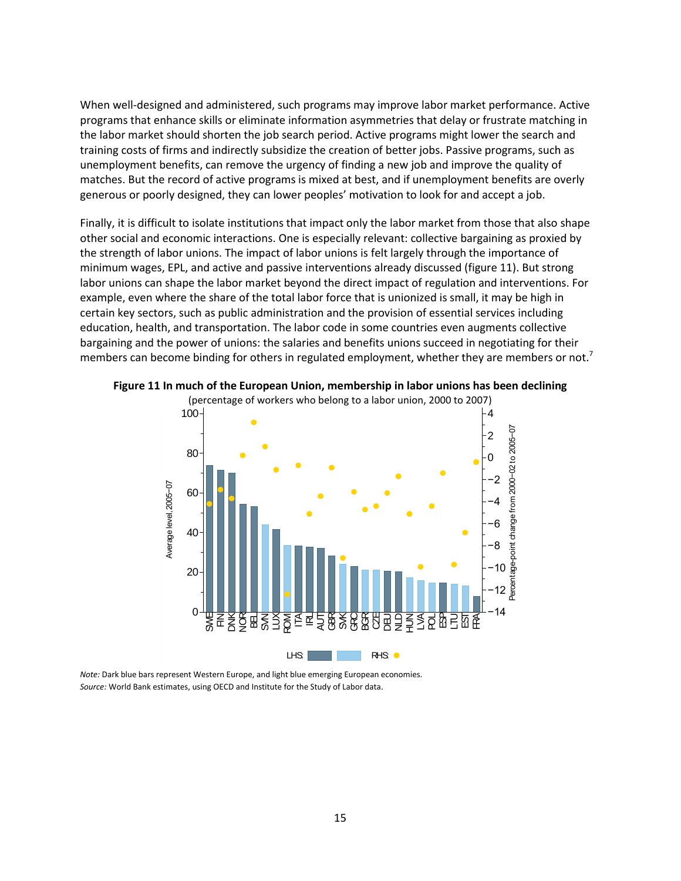When well-designed and administered, such programs may improve labor market performance. Active programs that enhance skills or eliminate information asymmetries that delay or frustrate matching in the labor market should shorten the job search period. Active programs might lower the search and training costs of firms and indirectly subsidize the creation of better jobs. Passive programs, such as unemployment benefits, can remove the urgency of finding a new job and improve the quality of matches. But the record of active programs is mixed at best, and if unemployment benefits are overly generous or poorly designed, they can lower peoples' motivation to look for and accept a job.

Finally, it is difficult to isolate institutions that impact only the labor market from those that also shape other social and economic interactions. One is especially relevant: collective bargaining as proxied by the strength of labor unions. The impact of labor unions is felt largely through the importance of minimum wages, EPL, and active and passive interventions already discussed (figure 11). But strong labor unions can shape the labor market beyond the direct impact of regulation and interventions. For example, even where the share of the total labor force that is unionized is small, it may be high in certain key sectors, such as public administration and the provision of essential services including education, health, and transportation. The labor code in some countries even augments collective bargaining and the power of unions: the salaries and benefits unions succeed in negotiating for their members can become binding for others in regulated employment, whether they are members or not.[7]

**Figure 11 In much of the European Union, membership in labor unions has been declining**

(percentage of workers who belong to a labor union, 2000 to 2007)

*Note:* Dark blue bars represent Western Europe, and light blue emerging European economies.

*Source:* World Bank estimates, using OECD and Institute for the Study of Labor data.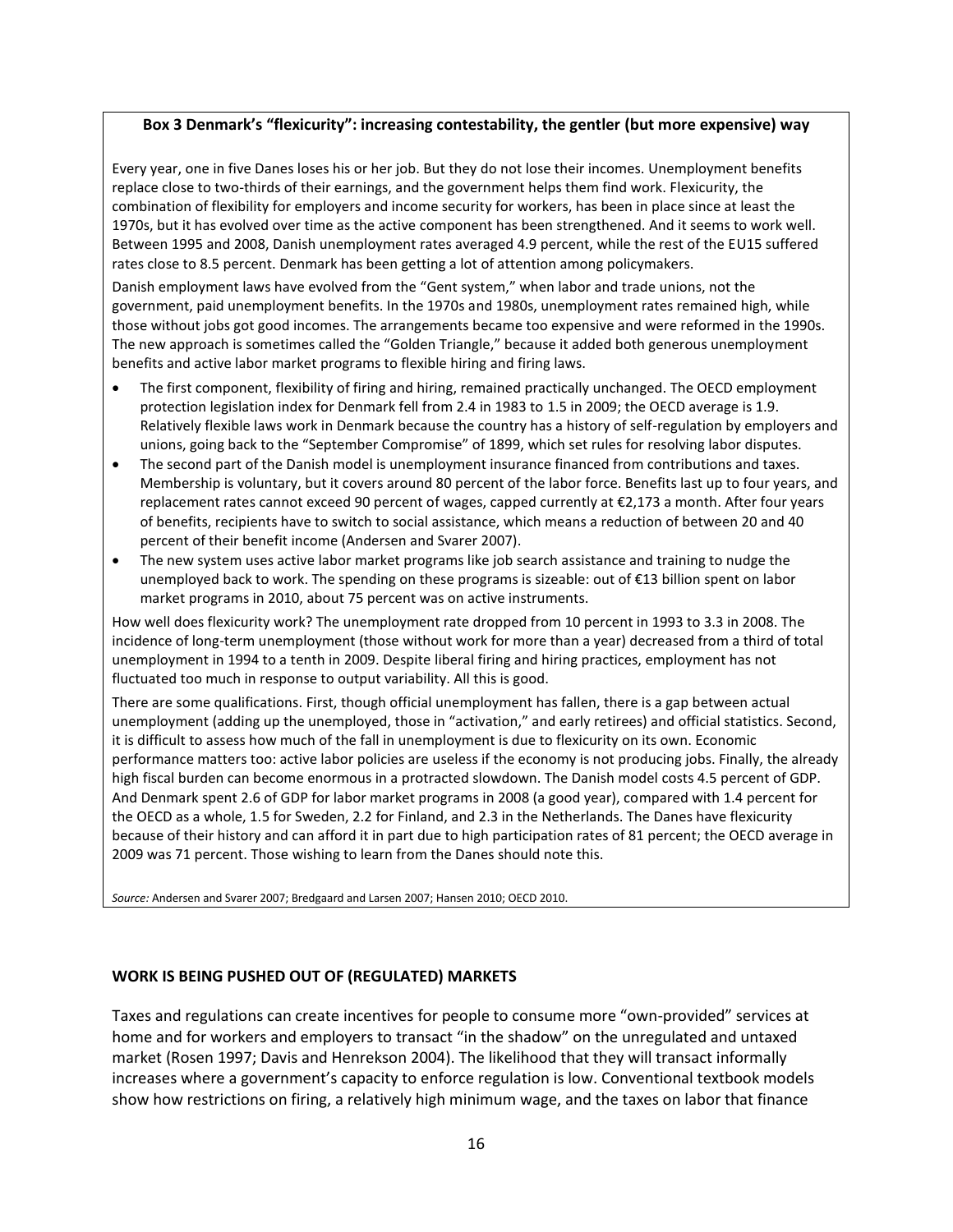**Box 3 Denmark's "flexicurity": increasing contestability, the gentler (but more expensive) way**

Every year, one in five Danes loses his or her job. But they do not lose their incomes. Unemployment benefits replace close to two-thirds of their earnings, and the government helps them find work. Flexicurity, the combination of flexibility for employers and income security for workers, has been in place since at least the 1970s, but it has evolved over time as the active component has been strengthened. And it seems to work well. Between 1995 and 2008, Danish unemployment rates averaged 4.9 percent, while the rest of the EU15 suffered rates close to 8.5 percent. Denmark has been getting a lot of attention among policymakers.

Danish employment laws have evolved from the "Gent system," when labor and trade unions, not the government, paid unemployment benefits. In the 1970s and 1980s, unemployment rates remained high, while those without jobs got good incomes. The arrangements became too expensive and were reformed in the 1990s. The new approach is sometimes called the "Golden Triangle," because it added both generous unemployment benefits and active labor market programs to flexible hiring and firing laws.

- The first component, flexibility of firing and hiring, remained practically unchanged. The OECD employment protection legislation index for Denmark fell from 2.4 in 1983 to 1.5 in 2009; the OECD average is 1.9. Relatively flexible laws work in Denmark because the country has a history of self-regulation by employers and unions, going back to the "September Compromise" of 1899, which set rules for resolving labor disputes.
- The second part of the Danish model is unemployment insurance financed from contributions and taxes. Membership is voluntary, but it covers around 80 percent of the labor force. Benefits last up to four years, and replacement rates cannot exceed 90 percent of wages, capped currently at €2,173 a month. After four years of benefits, recipients have to switch to social assistance, which means a reduction of between 20 and 40 percent of their benefit income (Andersen and Svarer 2007).
- The new system uses active labor market programs like job search assistance and training to nudge the unemployed back to work. The spending on these programs is sizeable: out of €13 billion spent on labor market programs in 2010, about 75 percent was on active instruments.

How well does flexicurity work? The unemployment rate dropped from 10 percent in 1993 to 3.3 in 2008. The incidence of long-term unemployment (those without work for more than a year) decreased from a third of total unemployment in 1994 to a tenth in 2009. Despite liberal firing and hiring practices, employment has not fluctuated too much in response to output variability. All this is good.

There are some qualifications. First, though official unemployment has fallen, there is a gap between actual unemployment (adding up the unemployed, those in "activation," and early retirees) and official statistics. Second, it is difficult to assess how much of the fall in unemployment is due to flexicurity on its own. Economic performance matters too: active labor policies are useless if the economy is not producing jobs. Finally, the already high fiscal burden can become enormous in a protracted slowdown. The Danish model costs 4.5 percent of GDP. And Denmark spent 2.6 of GDP for labor market programs in 2008 (a good year), compared with 1.4 percent for the OECD as a whole, 1.5 for Sweden, 2.2 for Finland, and 2.3 in the Netherlands. The Danes have flexicurity because of their history and can afford it in part due to high participation rates of 81 percent; the OECD average in 2009 was 71 percent. Those wishing to learn from the Danes should note this.

*Source:* Andersen and Svarer 2007; Bredgaard and Larsen 2007; Hansen 2010; OECD 2010.

## WORK IS BEING PUSHED OUT OF (REGULATED) MARKETS

Taxes and regulations can create incentives for people to consume more "own-provided" services at home and for workers and employers to transact "in the shadow" on the unregulated and untaxed market (Rosen 1997; Davis and Henrekson 2004). The likelihood that they will transact informally increases where a government's capacity to enforce regulation is low. Conventional textbook models show how restrictions on firing, a relatively high minimum wage, and the taxes on labor that finance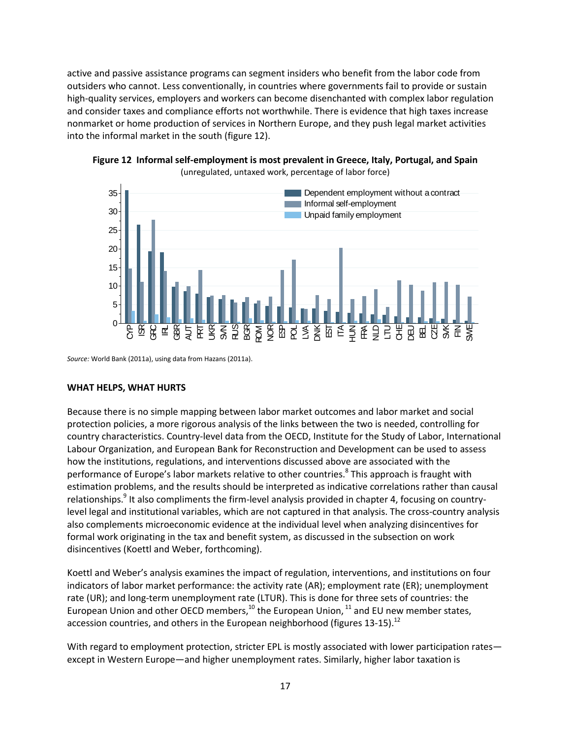active and passive assistance programs can segment insiders who benefit from the labor code from outsiders who cannot. Less conventionally, in countries where governments fail to provide or sustain high-quality services, employers and workers can become disenchanted with complex labor regulation and consider taxes and compliance efforts not worthwhile. There is evidence that high taxes increase nonmarket or home production of services in Northern Europe, and they push legal market activities into the informal market in the south (figure 12).

**Figure 12 Informal self-employment is most prevalent in Greece, Italy, Portugal, and Spain**
(unregulated, untaxed work, percentage of labor force)

*Source:* World Bank (2011a), using data from Hazans (2011a).

### WHAT HELPS, WHAT HURTS

Because there is no simple mapping between labor market outcomes and labor market and social protection policies, a more rigorous analysis of the links between the two is needed, controlling for country characteristics. Country-level data from the OECD, Institute for the Study of Labor, International Labour Organization, and European Bank for Reconstruction and Development can be used to assess how the institutions, regulations, and interventions discussed above are associated with the performance of Europe's labor markets relative to other countries.[8] This approach is fraught with estimation problems, and the results should be interpreted as indicative correlations rather than causal relationships.[9] It also compliments the firm-level analysis provided in chapter 4, focusing on country-level legal and institutional variables, which are not captured in that analysis. The cross-country analysis also complements microeconomic evidence at the individual level when analyzing disincentives for formal work originating in the tax and benefit system, as discussed in the subsection on work disincentives (Koettl and Weber, forthcoming).

Koettl and Weber's analysis examines the impact of regulation, interventions, and institutions on four indicators of labor market performance: the activity rate (AR); employment rate (ER); unemployment rate (UR); and long-term unemployment rate (LTUR). This is done for three sets of countries: the European Union and other OECD members,[10] the European Union,[11] and EU new member states, accession countries, and others in the European neighborhood (figures 13-15).[12]

With regard to employment protection, stricter EPL is mostly associated with lower participation rates—except in Western Europe—and higher unemployment rates. Similarly, higher labor taxation is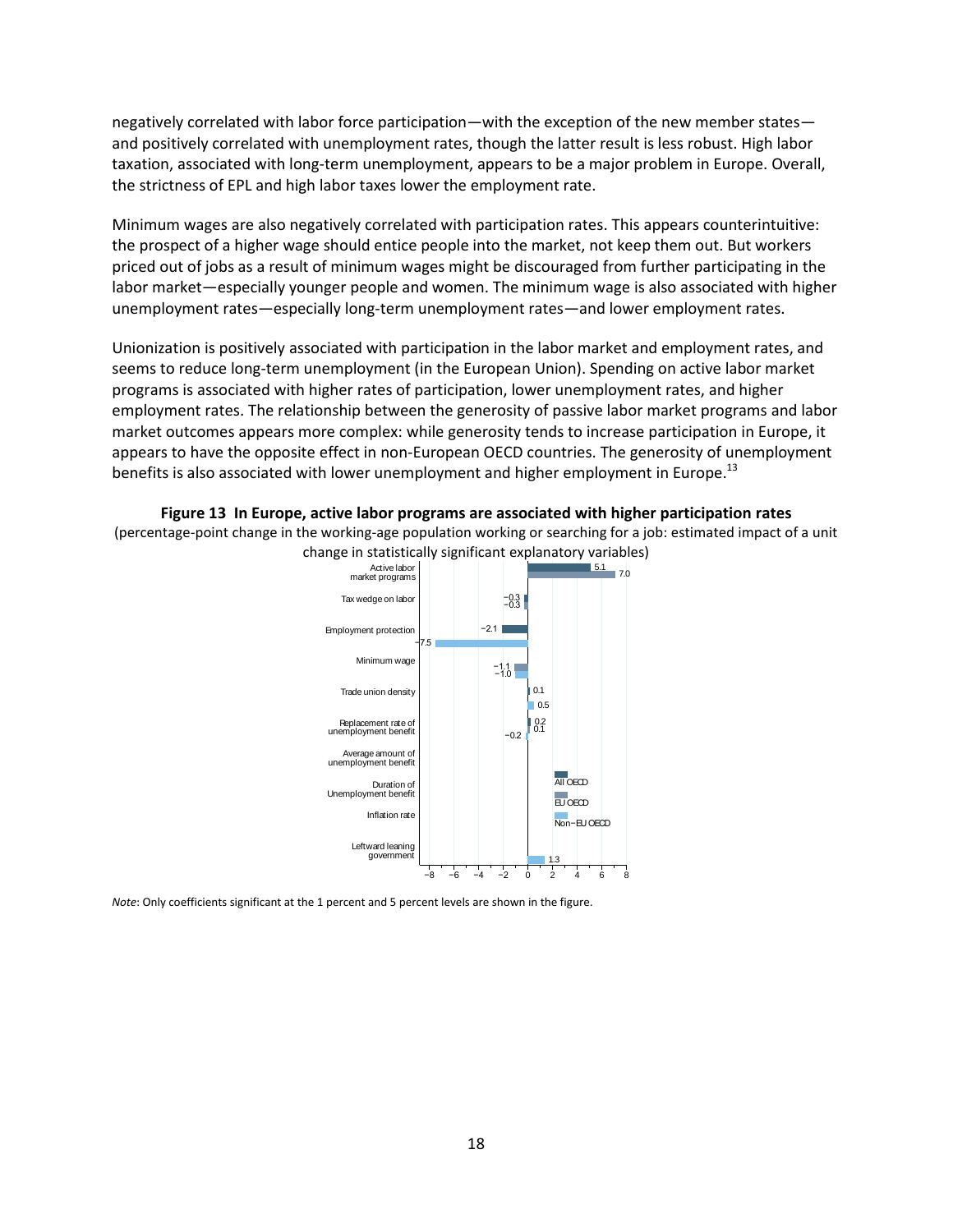negatively correlated with labor force participation—with the exception of the new member states—and positively correlated with unemployment rates, though the latter result is less robust. High labor taxation, associated with long-term unemployment, appears to be a major problem in Europe. Overall, the strictness of EPL and high labor taxes lower the employment rate.

Minimum wages are also negatively correlated with participation rates. This appears counterintuitive: the prospect of a higher wage should entice people into the market, not keep them out. But workers priced out of jobs as a result of minimum wages might be discouraged from further participating in the labor market—especially younger people and women. The minimum wage is also associated with higher unemployment rates—especially long-term unemployment rates—and lower employment rates.

Unionization is positively associated with participation in the labor market and employment rates, and seems to reduce long-term unemployment (in the European Union). Spending on active labor market programs is associated with higher rates of participation, lower unemployment rates, and higher employment rates. The relationship between the generosity of passive labor market programs and labor market outcomes appears more complex: while generosity tends to increase participation in Europe, it appears to have the opposite effect in non-European OECD countries. The generosity of unemployment benefits is also associated with lower unemployment and higher employment in Europe.[13]

**Figure 13 In Europe, active labor programs are associated with higher participation rates**
(percentage-point change in the working-age population working or searching for a job: estimated impact of a unit change in statistically significant explanatory variables)

| Variable | All OECD | EU OECD | Non-EU OECD |
|---|---|---|---|
| Active labor market programs | 5.1 | 7.0 | |
| Tax wedge on labor | −0.3 | −0.3 | |
| Employment protection | −2.1 | | −7.5 |
| Minimum wage | | −1.1 | −1.0 |
| Trade union density | 0.1 | | 0.5 |
| Replacement rate of unemployment benefit | 0.2 | 0.1 | −0.2 |
| Average amount of unemployment benefit | | | |
| Duration of Unemployment benefit | | | |
| Inflation rate | | | |
| Leftward leaning government | | | 1.3 |

*Note*: Only coefficients significant at the 1 percent and 5 percent levels are shown in the figure.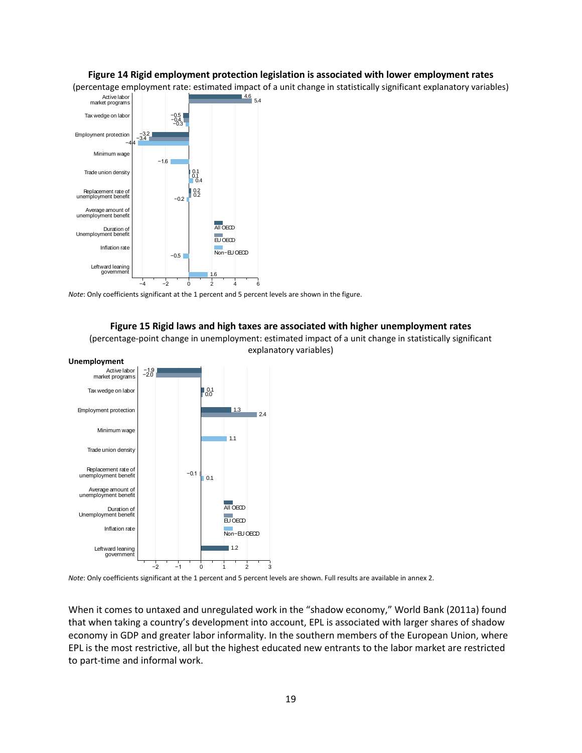**Figure 14 Rigid employment protection legislation is associated with lower employment rates**

(percentage employment rate: estimated impact of a unit change in statistically significant explanatory variables)

| Variable | All OECD | EU OECD | Non-EU OECD |
|---|---|---|---|
| Active labor market programs | 4.6 | 5.4 | |
| Tax wedge on labor | −0.5 | −0.4 | −0.3 |
| Employment protection | −3.2 | −3.4 | −4.4 |
| Minimum wage | | | −1.6 |
| Trade union density | 0.1 | 0.1 | 0.4 |
| Replacement rate of unemployment benefit | 0.2 | 0.2 | −0.2 |
| Average amount of unemployment benefit | | | |
| Duration of Unemployment benefit | | | |
| Inflation rate | | | −0.5 |
| Leftward leaning government | | | 1.6 |

*Note*: Only coefficients significant at the 1 percent and 5 percent levels are shown in the figure.

**Figure 15 Rigid laws and high taxes are associated with higher unemployment rates**

(percentage-point change in unemployment: estimated impact of a unit change in statistically significant explanatory variables)

**Unemployment**

| Variable | All OECD | EU OECD | Non-EU OECD |
|---|---|---|---|
| Active labor market programs | −1.9 | −2.0 | |
| Tax wedge on labor | 0.1 | 0.0 | |
| Employment protection | 1.3 | 2.4 | |
| Minimum wage | | | 1.1 |
| Trade union density | | | |
| Replacement rate of unemployment benefit | | −0.1 | 0.1 |
| Average amount of unemployment benefit | | | |
| Duration of Unemployment benefit | | | |
| Inflation rate | | | |
| Leftward leaning government | 1.2 | | |

*Note*: Only coefficients significant at the 1 percent and 5 percent levels are shown. Full results are available in annex 2.

When it comes to untaxed and unregulated work in the "shadow economy," World Bank (2011a) found that when taking a country's development into account, EPL is associated with larger shares of shadow economy in GDP and greater labor informality. In the southern members of the European Union, where EPL is the most restrictive, all but the highest educated new entrants to the labor market are restricted to part-time and informal work.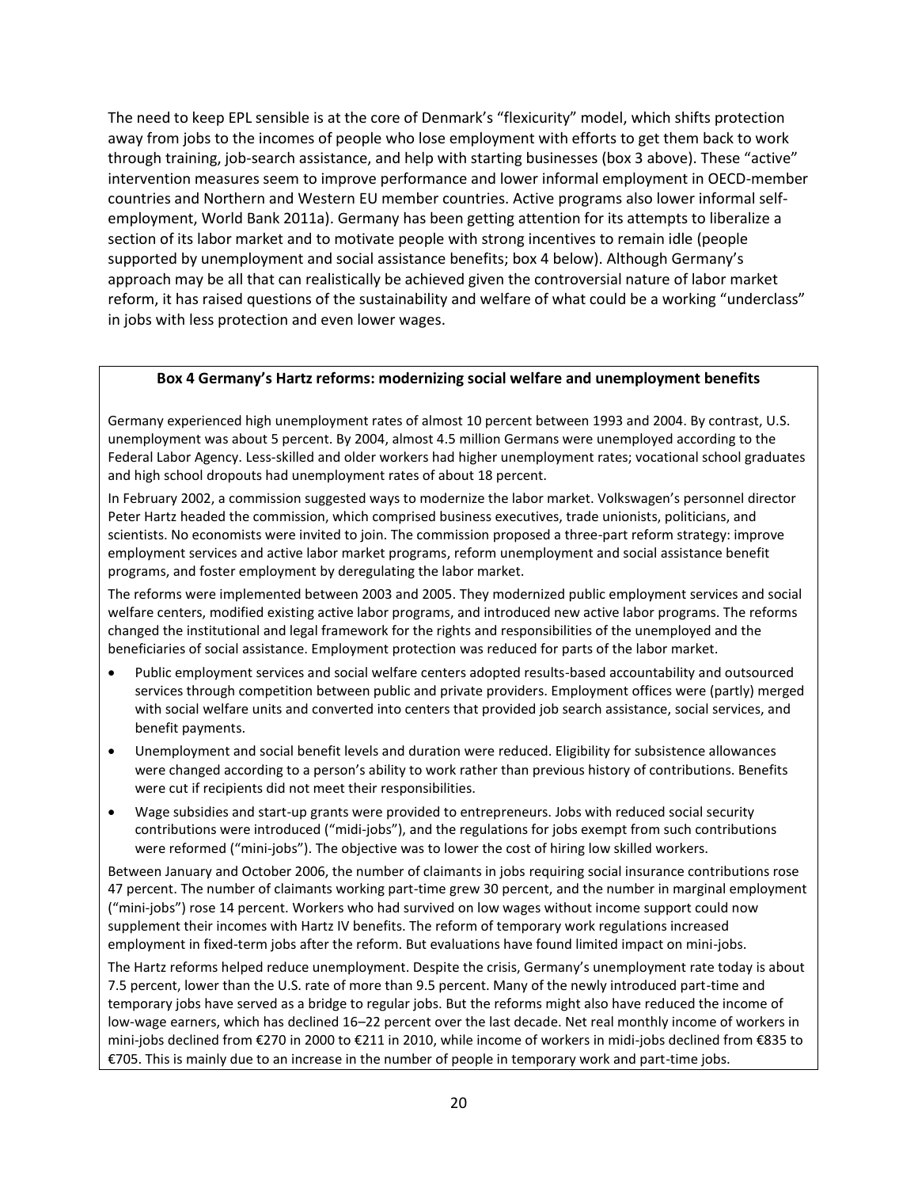The need to keep EPL sensible is at the core of Denmark's "flexicurity" model, which shifts protection away from jobs to the incomes of people who lose employment with efforts to get them back to work through training, job-search assistance, and help with starting businesses (box 3 above). These "active" intervention measures seem to improve performance and lower informal employment in OECD-member countries and Northern and Western EU member countries. Active programs also lower informal self-employment, World Bank 2011a). Germany has been getting attention for its attempts to liberalize a section of its labor market and to motivate people with strong incentives to remain idle (people supported by unemployment and social assistance benefits; box 4 below). Although Germany's approach may be all that can realistically be achieved given the controversial nature of labor market reform, it has raised questions of the sustainability and welfare of what could be a working "underclass" in jobs with less protection and even lower wages.

**Box 4 Germany's Hartz reforms: modernizing social welfare and unemployment benefits**

Germany experienced high unemployment rates of almost 10 percent between 1993 and 2004. By contrast, U.S. unemployment was about 5 percent. By 2004, almost 4.5 million Germans were unemployed according to the Federal Labor Agency. Less-skilled and older workers had higher unemployment rates; vocational school graduates and high school dropouts had unemployment rates of about 18 percent.

In February 2002, a commission suggested ways to modernize the labor market. Volkswagen's personnel director Peter Hartz headed the commission, which comprised business executives, trade unionists, politicians, and scientists. No economists were invited to join. The commission proposed a three-part reform strategy: improve employment services and active labor market programs, reform unemployment and social assistance benefit programs, and foster employment by deregulating the labor market.

The reforms were implemented between 2003 and 2005. They modernized public employment services and social welfare centers, modified existing active labor programs, and introduced new active labor programs. The reforms changed the institutional and legal framework for the rights and responsibilities of the unemployed and the beneficiaries of social assistance. Employment protection was reduced for parts of the labor market.

- Public employment services and social welfare centers adopted results-based accountability and outsourced services through competition between public and private providers. Employment offices were (partly) merged with social welfare units and converted into centers that provided job search assistance, social services, and benefit payments.
- Unemployment and social benefit levels and duration were reduced. Eligibility for subsistence allowances were changed according to a person's ability to work rather than previous history of contributions. Benefits were cut if recipients did not meet their responsibilities.
- Wage subsidies and start-up grants were provided to entrepreneurs. Jobs with reduced social security contributions were introduced ("midi-jobs"), and the regulations for jobs exempt from such contributions were reformed ("mini-jobs"). The objective was to lower the cost of hiring low skilled workers.

Between January and October 2006, the number of claimants in jobs requiring social insurance contributions rose 47 percent. The number of claimants working part-time grew 30 percent, and the number in marginal employment ("mini-jobs") rose 14 percent. Workers who had survived on low wages without income support could now supplement their incomes with Hartz IV benefits. The reform of temporary work regulations increased employment in fixed-term jobs after the reform. But evaluations have found limited impact on mini-jobs.

The Hartz reforms helped reduce unemployment. Despite the crisis, Germany's unemployment rate today is about 7.5 percent, lower than the U.S. rate of more than 9.5 percent. Many of the newly introduced part-time and temporary jobs have served as a bridge to regular jobs. But the reforms might also have reduced the income of low-wage earners, which has declined 16–22 percent over the last decade. Net real monthly income of workers in mini-jobs declined from €270 in 2000 to €211 in 2010, while income of workers in midi-jobs declined from €835 to €705. This is mainly due to an increase in the number of people in temporary work and part-time jobs.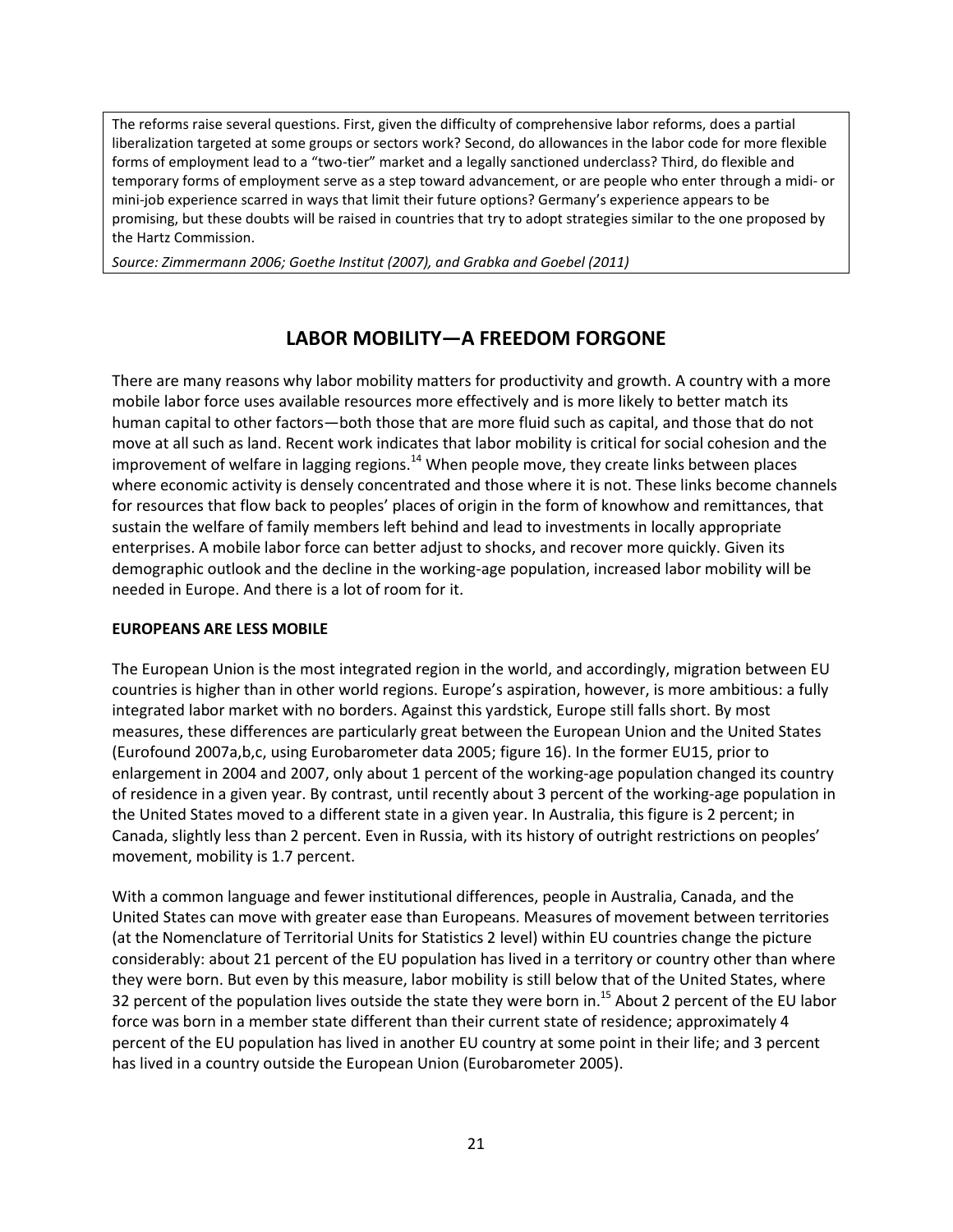The reforms raise several questions. First, given the difficulty of comprehensive labor reforms, does a partial liberalization targeted at some groups or sectors work? Second, do allowances in the labor code for more flexible forms of employment lead to a "two-tier" market and a legally sanctioned underclass? Third, do flexible and temporary forms of employment serve as a step toward advancement, or are people who enter through a midi- or mini-job experience scarred in ways that limit their future options? Germany's experience appears to be promising, but these doubts will be raised in countries that try to adopt strategies similar to the one proposed by the Hartz Commission.

*Source: Zimmermann 2006; Goethe Institut (2007), and Grabka and Goebel (2011)*

## LABOR MOBILITY—A FREEDOM FORGONE

There are many reasons why labor mobility matters for productivity and growth. A country with a more mobile labor force uses available resources more effectively and is more likely to better match its human capital to other factors—both those that are more fluid such as capital, and those that do not move at all such as land. Recent work indicates that labor mobility is critical for social cohesion and the improvement of welfare in lagging regions.[14] When people move, they create links between places where economic activity is densely concentrated and those where it is not. These links become channels for resources that flow back to peoples' places of origin in the form of knowhow and remittances, that sustain the welfare of family members left behind and lead to investments in locally appropriate enterprises. A mobile labor force can better adjust to shocks, and recover more quickly. Given its demographic outlook and the decline in the working-age population, increased labor mobility will be needed in Europe. And there is a lot of room for it.

### EUROPEANS ARE LESS MOBILE

The European Union is the most integrated region in the world, and accordingly, migration between EU countries is higher than in other world regions. Europe's aspiration, however, is more ambitious: a fully integrated labor market with no borders. Against this yardstick, Europe still falls short. By most measures, these differences are particularly great between the European Union and the United States (Eurofound 2007a,b,c, using Eurobarometer data 2005; figure 16). In the former EU15, prior to enlargement in 2004 and 2007, only about 1 percent of the working-age population changed its country of residence in a given year. By contrast, until recently about 3 percent of the working-age population in the United States moved to a different state in a given year. In Australia, this figure is 2 percent; in Canada, slightly less than 2 percent. Even in Russia, with its history of outright restrictions on peoples' movement, mobility is 1.7 percent.

With a common language and fewer institutional differences, people in Australia, Canada, and the United States can move with greater ease than Europeans. Measures of movement between territories (at the Nomenclature of Territorial Units for Statistics 2 level) within EU countries change the picture considerably: about 21 percent of the EU population has lived in a territory or country other than where they were born. But even by this measure, labor mobility is still below that of the United States, where 32 percent of the population lives outside the state they were born in.[15] About 2 percent of the EU labor force was born in a member state different than their current state of residence; approximately 4 percent of the EU population has lived in another EU country at some point in their life; and 3 percent has lived in a country outside the European Union (Eurobarometer 2005).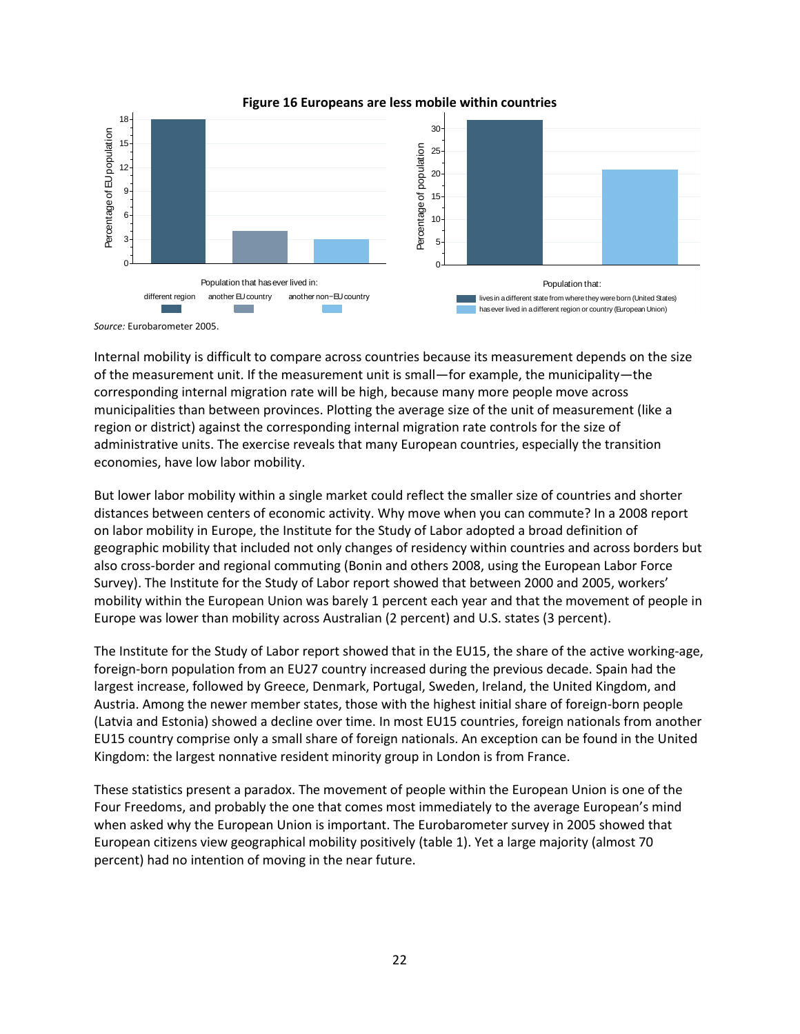**Figure 16 Europeans are less mobile within countries**

*Source:* Eurobarometer 2005.

Internal mobility is difficult to compare across countries because its measurement depends on the size of the measurement unit. If the measurement unit is small—for example, the municipality—the corresponding internal migration rate will be high, because many more people move across municipalities than between provinces. Plotting the average size of the unit of measurement (like a region or district) against the corresponding internal migration rate controls for the size of administrative units. The exercise reveals that many European countries, especially the transition economies, have low labor mobility.

But lower labor mobility within a single market could reflect the smaller size of countries and shorter distances between centers of economic activity. Why move when you can commute? In a 2008 report on labor mobility in Europe, the Institute for the Study of Labor adopted a broad definition of geographic mobility that included not only changes of residency within countries and across borders but also cross-border and regional commuting (Bonin and others 2008, using the European Labor Force Survey). The Institute for the Study of Labor report showed that between 2000 and 2005, workers' mobility within the European Union was barely 1 percent each year and that the movement of people in Europe was lower than mobility across Australian (2 percent) and U.S. states (3 percent).

The Institute for the Study of Labor report showed that in the EU15, the share of the active working-age, foreign-born population from an EU27 country increased during the previous decade. Spain had the largest increase, followed by Greece, Denmark, Portugal, Sweden, Ireland, the United Kingdom, and Austria. Among the newer member states, those with the highest initial share of foreign-born people (Latvia and Estonia) showed a decline over time. In most EU15 countries, foreign nationals from another EU15 country comprise only a small share of foreign nationals. An exception can be found in the United Kingdom: the largest nonnative resident minority group in London is from France.

These statistics present a paradox. The movement of people within the European Union is one of the Four Freedoms, and probably the one that comes most immediately to the average European's mind when asked why the European Union is important. The Eurobarometer survey in 2005 showed that European citizens view geographical mobility positively (table 1). Yet a large majority (almost 70 percent) had no intention of moving in the near future.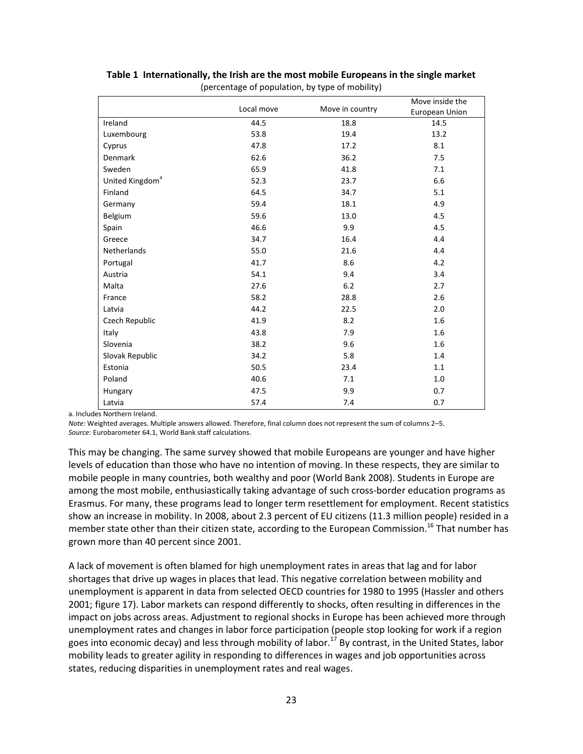**Table 1 Internationally, the Irish are the most mobile Europeans in the single market**

(percentage of population, by type of mobility)

| | Local move | Move in country | Move inside the European Union |
|---|---|---|---|
| Ireland | 44.5 | 18.8 | 14.5 |
| Luxembourg | 53.8 | 19.4 | 13.2 |
| Cyprus | 47.8 | 17.2 | 8.1 |
| Denmark | 62.6 | 36.2 | 7.5 |
| Sweden | 65.9 | 41.8 | 7.1 |
| United Kingdom[a] | 52.3 | 23.7 | 6.6 |
| Finland | 64.5 | 34.7 | 5.1 |
| Germany | 59.4 | 18.1 | 4.9 |
| Belgium | 59.6 | 13.0 | 4.5 |
| Spain | 46.6 | 9.9 | 4.5 |
| Greece | 34.7 | 16.4 | 4.4 |
| Netherlands | 55.0 | 21.6 | 4.4 |
| Portugal | 41.7 | 8.6 | 4.2 |
| Austria | 54.1 | 9.4 | 3.4 |
| Malta | 27.6 | 6.2 | 2.7 |
| France | 58.2 | 28.8 | 2.6 |
| Latvia | 44.2 | 22.5 | 2.0 |
| Czech Republic | 41.9 | 8.2 | 1.6 |
| Italy | 43.8 | 7.9 | 1.6 |
| Slovenia | 38.2 | 9.6 | 1.6 |
| Slovak Republic | 34.2 | 5.8 | 1.4 |
| Estonia | 50.5 | 23.4 | 1.1 |
| Poland | 40.6 | 7.1 | 1.0 |
| Hungary | 47.5 | 9.9 | 0.7 |
| Latvia | 57.4 | 7.4 | 0.7 |

a. Includes Northern Ireland.

*Note:* Weighted averages. Multiple answers allowed. Therefore, final column does not represent the sum of columns 2–5.

*Source:* Eurobarometer 64.1, World Bank staff calculations.

This may be changing. The same survey showed that mobile Europeans are younger and have higher levels of education than those who have no intention of moving. In these respects, they are similar to mobile people in many countries, both wealthy and poor (World Bank 2008). Students in Europe are among the most mobile, enthusiastically taking advantage of such cross-border education programs as Erasmus. For many, these programs lead to longer term resettlement for employment. Recent statistics show an increase in mobility. In 2008, about 2.3 percent of EU citizens (11.3 million people) resided in a member state other than their citizen state, according to the European Commission.[16] That number has grown more than 40 percent since 2001.

A lack of movement is often blamed for high unemployment rates in areas that lag and for labor shortages that drive up wages in places that lead. This negative correlation between mobility and unemployment is apparent in data from selected OECD countries for 1980 to 1995 (Hassler and others 2001; figure 17). Labor markets can respond differently to shocks, often resulting in differences in the impact on jobs across areas. Adjustment to regional shocks in Europe has been achieved more through unemployment rates and changes in labor force participation (people stop looking for work if a region goes into economic decay) and less through mobility of labor.[17] By contrast, in the United States, labor mobility leads to greater agility in responding to differences in wages and job opportunities across states, reducing disparities in unemployment rates and real wages.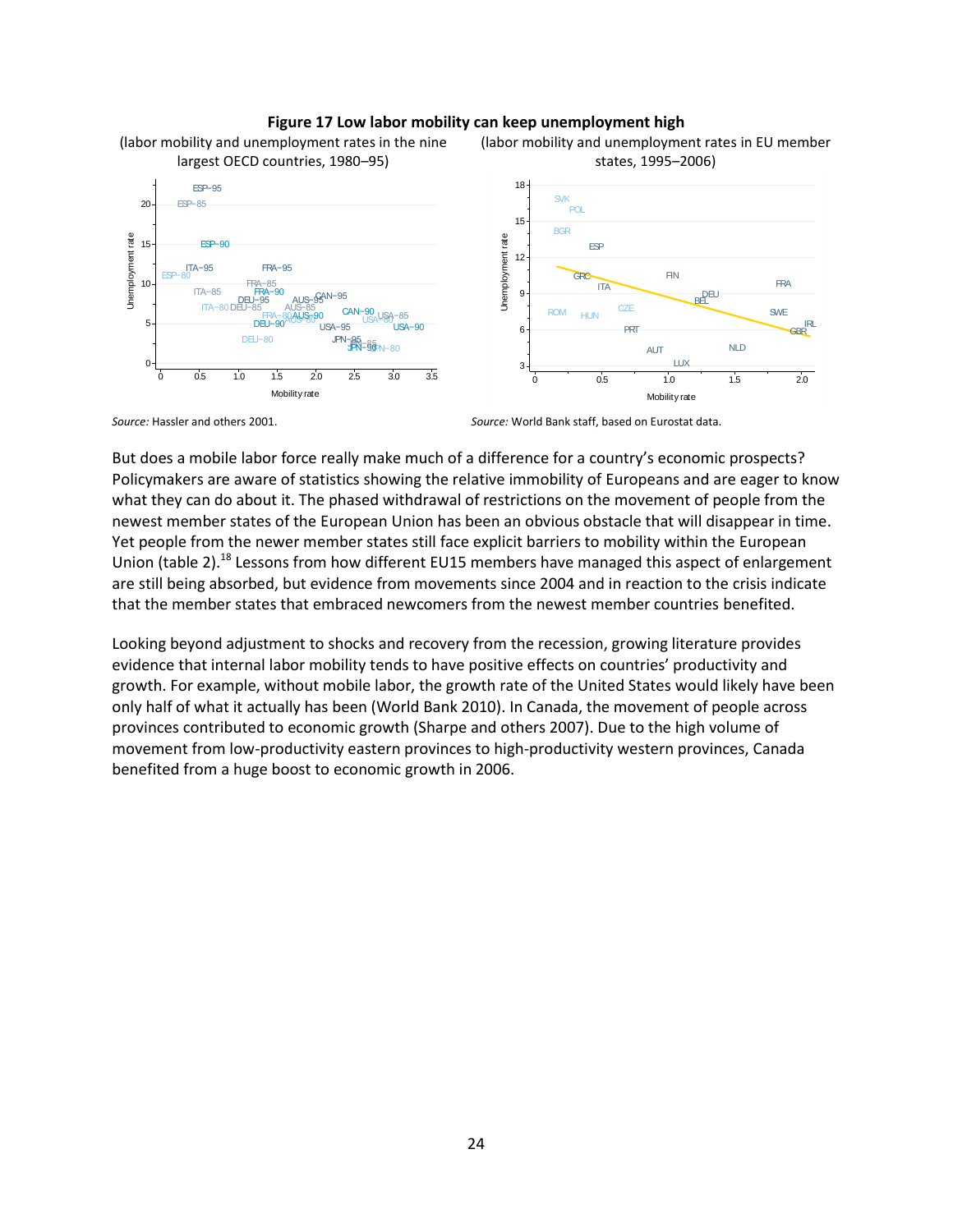**Figure 17 Low labor mobility can keep unemployment high**

(labor mobility and unemployment rates in the nine largest OECD countries, 1980–95)

*Source:* Hassler and others 2001.

(labor mobility and unemployment rates in EU member states, 1995–2006)

*Source:* World Bank staff, based on Eurostat data.

But does a mobile labor force really make much of a difference for a country's economic prospects? Policymakers are aware of statistics showing the relative immobility of Europeans and are eager to know what they can do about it. The phased withdrawal of restrictions on the movement of people from the newest member states of the European Union has been an obvious obstacle that will disappear in time. Yet people from the newer member states still face explicit barriers to mobility within the European Union (table 2).[18] Lessons from how different EU15 members have managed this aspect of enlargement are still being absorbed, but evidence from movements since 2004 and in reaction to the crisis indicate that the member states that embraced newcomers from the newest member countries benefited.

Looking beyond adjustment to shocks and recovery from the recession, growing literature provides evidence that internal labor mobility tends to have positive effects on countries' productivity and growth. For example, without mobile labor, the growth rate of the United States would likely have been only half of what it actually has been (World Bank 2010). In Canada, the movement of people across provinces contributed to economic growth (Sharpe and others 2007). Due to the high volume of movement from low-productivity eastern provinces to high-productivity western provinces, Canada benefited from a huge boost to economic growth in 2006.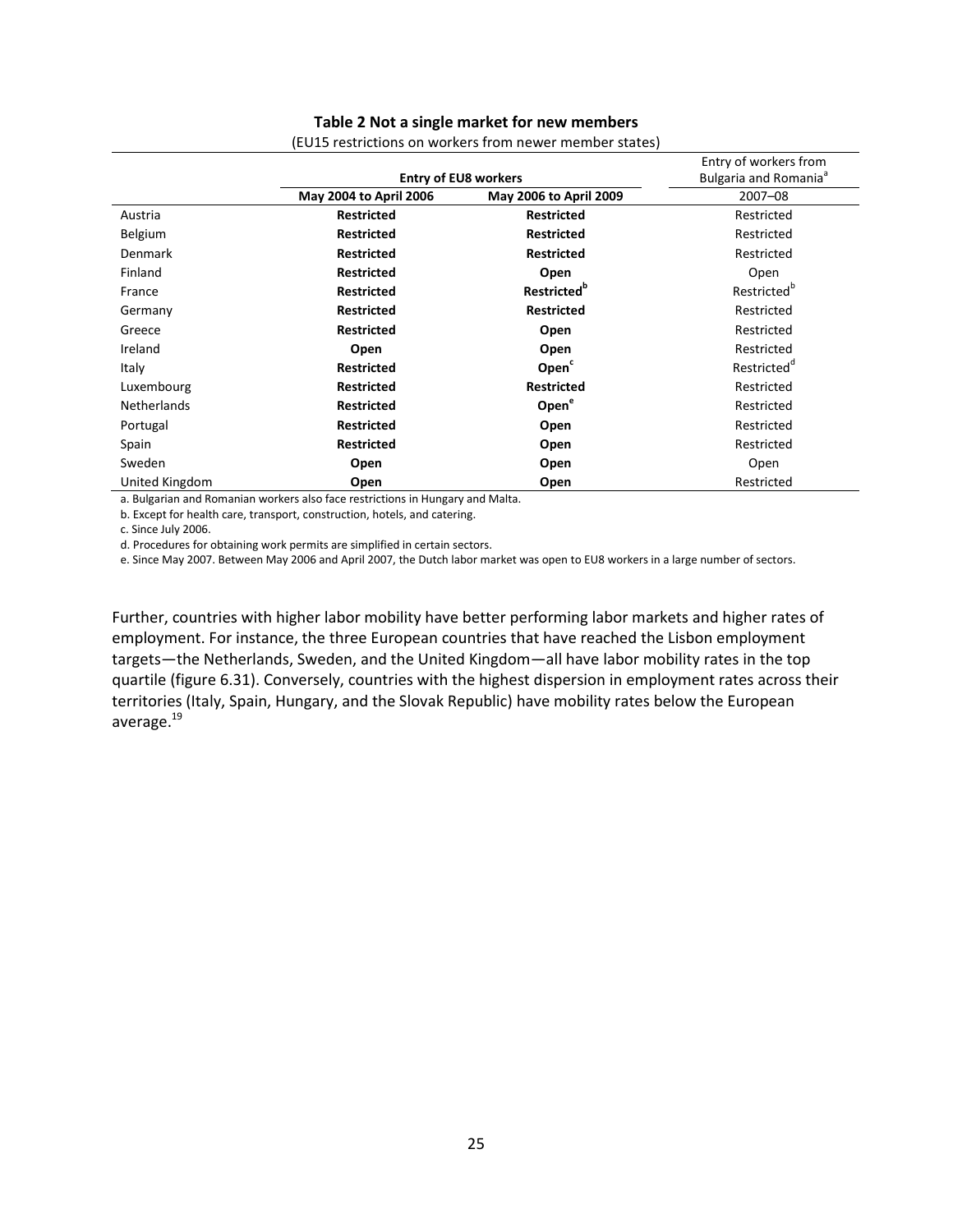**Table 2 Not a single market for new members**

(EU15 restrictions on workers from newer member states)

| | Entry of EU8 workers | | Entry of workers from Bulgaria and Romania[a] |
|---|---|---|---|
| | **May 2004 to April 2006** | **May 2006 to April 2009** | 2007–08 |
| Austria | **Restricted** | **Restricted** | Restricted |
| Belgium | **Restricted** | **Restricted** | Restricted |
| Denmark | **Restricted** | **Restricted** | Restricted |
| Finland | **Restricted** | **Open** | Open |
| France | **Restricted** | **Restricted[b]** | Restricted[b] |
| Germany | **Restricted** | **Restricted** | Restricted |
| Greece | **Restricted** | **Open** | Restricted |
| Ireland | **Open** | **Open** | Restricted |
| Italy | **Restricted** | **Open[c]** | Restricted[d] |
| Luxembourg | **Restricted** | **Restricted** | Restricted |
| Netherlands | **Restricted** | **Open[e]** | Restricted |
| Portugal | **Restricted** | **Open** | Restricted |
| Spain | **Restricted** | **Open** | Restricted |
| Sweden | **Open** | **Open** | Open |
| United Kingdom | **Open** | **Open** | Restricted |

a. Bulgarian and Romanian workers also face restrictions in Hungary and Malta.

b. Except for health care, transport, construction, hotels, and catering.

c. Since July 2006.

d. Procedures for obtaining work permits are simplified in certain sectors.

e. Since May 2007. Between May 2006 and April 2007, the Dutch labor market was open to EU8 workers in a large number of sectors.

Further, countries with higher labor mobility have better performing labor markets and higher rates of employment. For instance, the three European countries that have reached the Lisbon employment targets—the Netherlands, Sweden, and the United Kingdom—all have labor mobility rates in the top quartile (figure 6.31). Conversely, countries with the highest dispersion in employment rates across their territories (Italy, Spain, Hungary, and the Slovak Republic) have mobility rates below the European average.[19]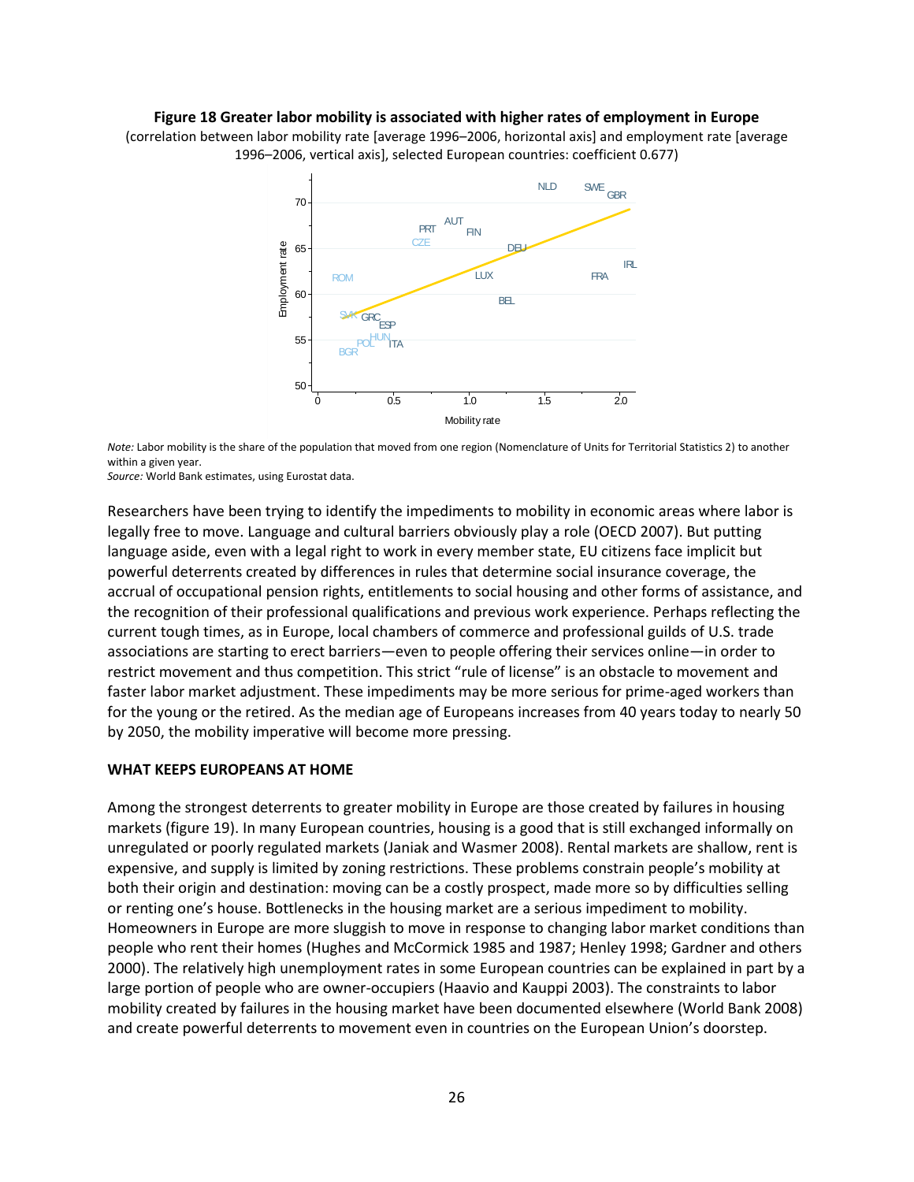**Figure 18 Greater labor mobility is associated with higher rates of employment in Europe**

(correlation between labor mobility rate [average 1996–2006, horizontal axis] and employment rate [average 1996–2006, vertical axis], selected European countries: coefficient 0.677)

*Note:* Labor mobility is the share of the population that moved from one region (Nomenclature of Units for Territorial Statistics 2) to another within a given year.
*Source:* World Bank estimates, using Eurostat data.

Researchers have been trying to identify the impediments to mobility in economic areas where labor is legally free to move. Language and cultural barriers obviously play a role (OECD 2007). But putting language aside, even with a legal right to work in every member state, EU citizens face implicit but powerful deterrents created by differences in rules that determine social insurance coverage, the accrual of occupational pension rights, entitlements to social housing and other forms of assistance, and the recognition of their professional qualifications and previous work experience. Perhaps reflecting the current tough times, as in Europe, local chambers of commerce and professional guilds of U.S. trade associations are starting to erect barriers—even to people offering their services online—in order to restrict movement and thus competition. This strict "rule of license" is an obstacle to movement and faster labor market adjustment. These impediments may be more serious for prime-aged workers than for the young or the retired. As the median age of Europeans increases from 40 years today to nearly 50 by 2050, the mobility imperative will become more pressing.

## WHAT KEEPS EUROPEANS AT HOME

Among the strongest deterrents to greater mobility in Europe are those created by failures in housing markets (figure 19). In many European countries, housing is a good that is still exchanged informally on unregulated or poorly regulated markets (Janiak and Wasmer 2008). Rental markets are shallow, rent is expensive, and supply is limited by zoning restrictions. These problems constrain people's mobility at both their origin and destination: moving can be a costly prospect, made more so by difficulties selling or renting one's house. Bottlenecks in the housing market are a serious impediment to mobility. Homeowners in Europe are more sluggish to move in response to changing labor market conditions than people who rent their homes (Hughes and McCormick 1985 and 1987; Henley 1998; Gardner and others 2000). The relatively high unemployment rates in some European countries can be explained in part by a large portion of people who are owner-occupiers (Haavio and Kauppi 2003). The constraints to labor mobility created by failures in the housing market have been documented elsewhere (World Bank 2008) and create powerful deterrents to movement even in countries on the European Union's doorstep.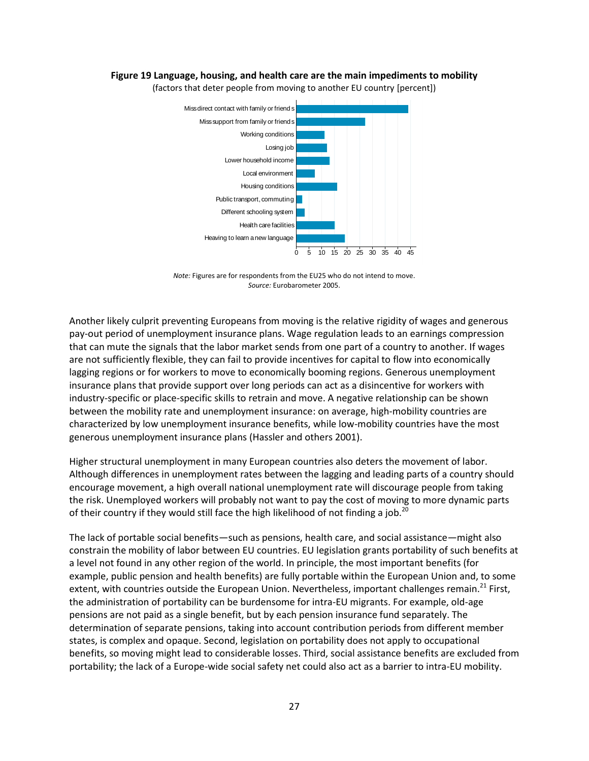**Figure 19 Language, housing, and health care are the main impediments to mobility**

(factors that deter people from moving to another EU country [percent])

| Factor | Percent |
|---|---|
| Miss direct contact with family or friends | 44 |
| Miss support from family or friends | 27 |
| Working conditions | 11 |
| Losing job | 12 |
| Lower household income | 13 |
| Local environment | 7 |
| Housing conditions | 16 |
| Public transport, commuting | 2 |
| Different schooling system | 3 |
| Health care facilities | 15 |
| Heaving to learn a new language | 19 |

*Note:* Figures are for respondents from the EU25 who do not intend to move.
*Source:* Eurobarometer 2005.

Another likely culprit preventing Europeans from moving is the relative rigidity of wages and generous pay-out period of unemployment insurance plans. Wage regulation leads to an earnings compression that can mute the signals that the labor market sends from one part of a country to another. If wages are not sufficiently flexible, they can fail to provide incentives for capital to flow into economically lagging regions or for workers to move to economically booming regions. Generous unemployment insurance plans that provide support over long periods can act as a disincentive for workers with industry-specific or place-specific skills to retrain and move. A negative relationship can be shown between the mobility rate and unemployment insurance: on average, high-mobility countries are characterized by low unemployment insurance benefits, while low-mobility countries have the most generous unemployment insurance plans (Hassler and others 2001).

Higher structural unemployment in many European countries also deters the movement of labor. Although differences in unemployment rates between the lagging and leading parts of a country should encourage movement, a high overall national unemployment rate will discourage people from taking the risk. Unemployed workers will probably not want to pay the cost of moving to more dynamic parts of their country if they would still face the high likelihood of not finding a job.[20]

The lack of portable social benefits—such as pensions, health care, and social assistance—might also constrain the mobility of labor between EU countries. EU legislation grants portability of such benefits at a level not found in any other region of the world. In principle, the most important benefits (for example, public pension and health benefits) are fully portable within the European Union and, to some extent, with countries outside the European Union. Nevertheless, important challenges remain.[21] First, the administration of portability can be burdensome for intra-EU migrants. For example, old-age pensions are not paid as a single benefit, but by each pension insurance fund separately. The determination of separate pensions, taking into account contribution periods from different member states, is complex and opaque. Second, legislation on portability does not apply to occupational benefits, so moving might lead to considerable losses. Third, social assistance benefits are excluded from portability; the lack of a Europe-wide social safety net could also act as a barrier to intra-EU mobility.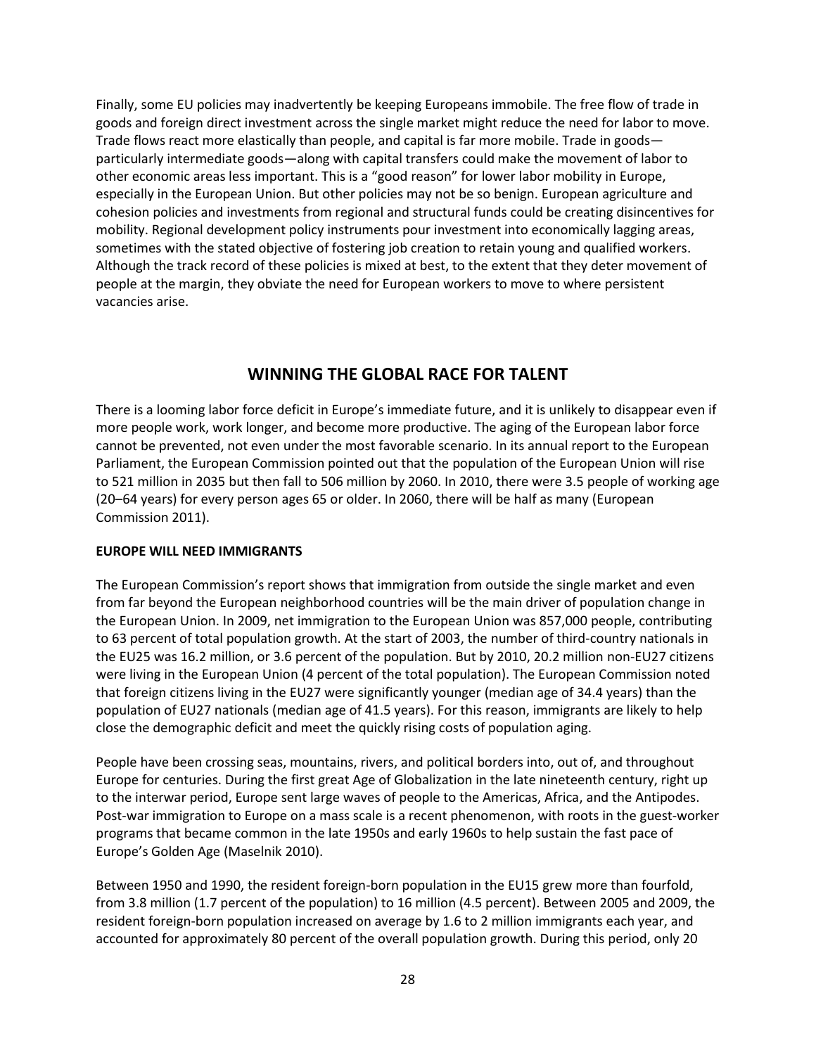Finally, some EU policies may inadvertently be keeping Europeans immobile. The free flow of trade in goods and foreign direct investment across the single market might reduce the need for labor to move. Trade flows react more elastically than people, and capital is far more mobile. Trade in goods—particularly intermediate goods—along with capital transfers could make the movement of labor to other economic areas less important. This is a "good reason" for lower labor mobility in Europe, especially in the European Union. But other policies may not be so benign. European agriculture and cohesion policies and investments from regional and structural funds could be creating disincentives for mobility. Regional development policy instruments pour investment into economically lagging areas, sometimes with the stated objective of fostering job creation to retain young and qualified workers. Although the track record of these policies is mixed at best, to the extent that they deter movement of people at the margin, they obviate the need for European workers to move to where persistent vacancies arise.

## WINNING THE GLOBAL RACE FOR TALENT

There is a looming labor force deficit in Europe's immediate future, and it is unlikely to disappear even if more people work, work longer, and become more productive. The aging of the European labor force cannot be prevented, not even under the most favorable scenario. In its annual report to the European Parliament, the European Commission pointed out that the population of the European Union will rise to 521 million in 2035 but then fall to 506 million by 2060. In 2010, there were 3.5 people of working age (20–64 years) for every person ages 65 or older. In 2060, there will be half as many (European Commission 2011).

### EUROPE WILL NEED IMMIGRANTS

The European Commission's report shows that immigration from outside the single market and even from far beyond the European neighborhood countries will be the main driver of population change in the European Union. In 2009, net immigration to the European Union was 857,000 people, contributing to 63 percent of total population growth. At the start of 2003, the number of third-country nationals in the EU25 was 16.2 million, or 3.6 percent of the population. But by 2010, 20.2 million non-EU27 citizens were living in the European Union (4 percent of the total population). The European Commission noted that foreign citizens living in the EU27 were significantly younger (median age of 34.4 years) than the population of EU27 nationals (median age of 41.5 years). For this reason, immigrants are likely to help close the demographic deficit and meet the quickly rising costs of population aging.

People have been crossing seas, mountains, rivers, and political borders into, out of, and throughout Europe for centuries. During the first great Age of Globalization in the late nineteenth century, right up to the interwar period, Europe sent large waves of people to the Americas, Africa, and the Antipodes. Post-war immigration to Europe on a mass scale is a recent phenomenon, with roots in the guest-worker programs that became common in the late 1950s and early 1960s to help sustain the fast pace of Europe's Golden Age (Maselnik 2010).

Between 1950 and 1990, the resident foreign-born population in the EU15 grew more than fourfold, from 3.8 million (1.7 percent of the population) to 16 million (4.5 percent). Between 2005 and 2009, the resident foreign-born population increased on average by 1.6 to 2 million immigrants each year, and accounted for approximately 80 percent of the overall population growth. During this period, only 20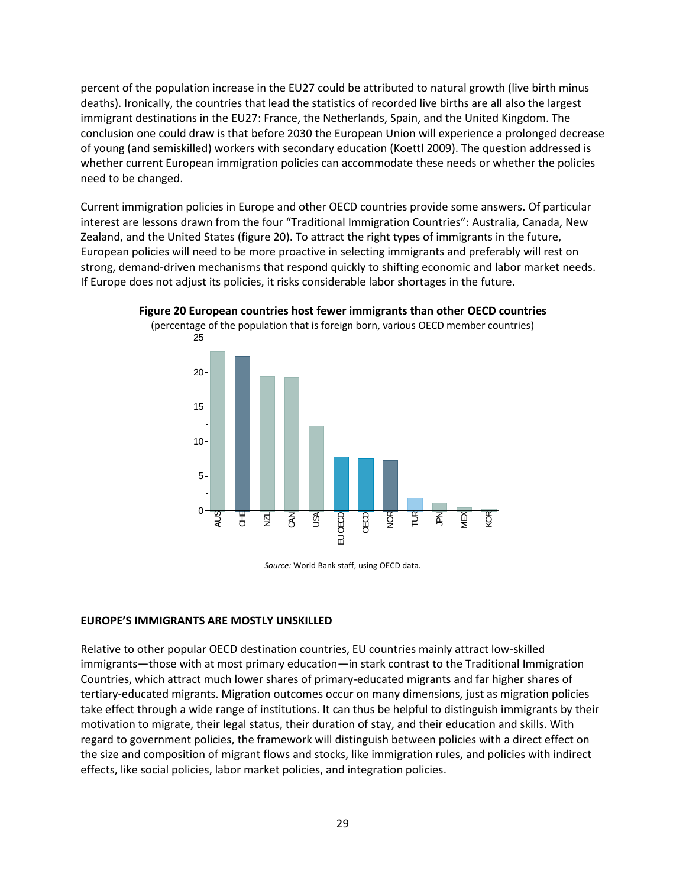percent of the population increase in the EU27 could be attributed to natural growth (live birth minus deaths). Ironically, the countries that lead the statistics of recorded live births are all also the largest immigrant destinations in the EU27: France, the Netherlands, Spain, and the United Kingdom. The conclusion one could draw is that before 2030 the European Union will experience a prolonged decrease of young (and semiskilled) workers with secondary education (Koettl 2009). The question addressed is whether current European immigration policies can accommodate these needs or whether the policies need to be changed.

Current immigration policies in Europe and other OECD countries provide some answers. Of particular interest are lessons drawn from the four "Traditional Immigration Countries": Australia, Canada, New Zealand, and the United States (figure 20). To attract the right types of immigrants in the future, European policies will need to be more proactive in selecting immigrants and preferably will rest on strong, demand-driven mechanisms that respond quickly to shifting economic and labor market needs. If Europe does not adjust its policies, it risks considerable labor shortages in the future.

**Figure 20 European countries host fewer immigrants than other OECD countries**

(percentage of the population that is foreign born, various OECD member countries)

*Source:* World Bank staff, using OECD data.

**EUROPE'S IMMIGRANTS ARE MOSTLY UNSKILLED**

Relative to other popular OECD destination countries, EU countries mainly attract low-skilled immigrants—those with at most primary education—in stark contrast to the Traditional Immigration Countries, which attract much lower shares of primary-educated migrants and far higher shares of tertiary-educated migrants. Migration outcomes occur on many dimensions, just as migration policies take effect through a wide range of institutions. It can thus be helpful to distinguish immigrants by their motivation to migrate, their legal status, their duration of stay, and their education and skills. With regard to government policies, the framework will distinguish between policies with a direct effect on the size and composition of migrant flows and stocks, like immigration rules, and policies with indirect effects, like social policies, labor market policies, and integration policies.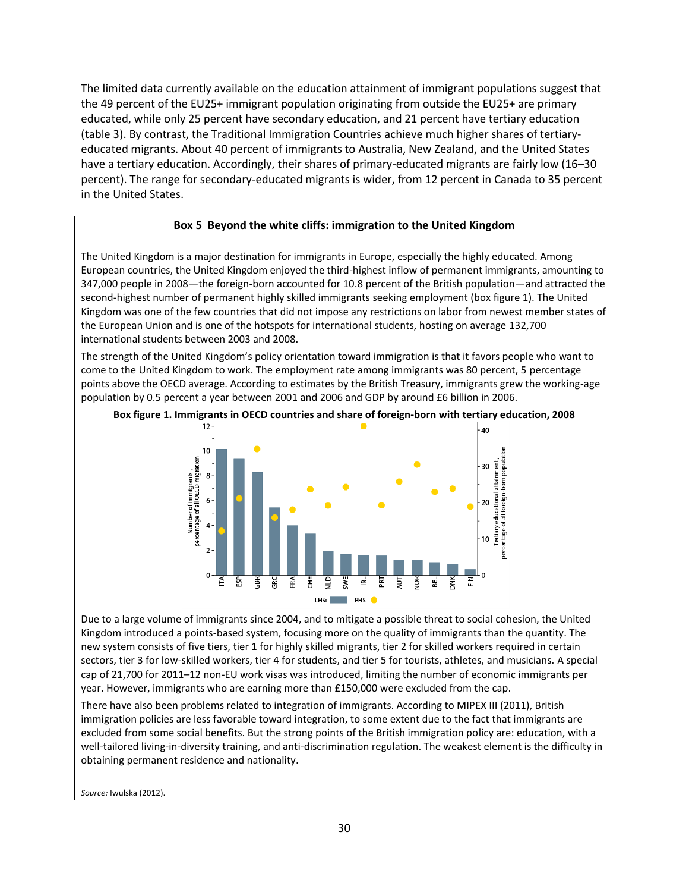The limited data currently available on the education attainment of immigrant populations suggest that the 49 percent of the EU25+ immigrant population originating from outside the EU25+ are primary educated, while only 25 percent have secondary education, and 21 percent have tertiary education (table 3). By contrast, the Traditional Immigration Countries achieve much higher shares of tertiary-educated migrants. About 40 percent of immigrants to Australia, New Zealand, and the United States have a tertiary education. Accordingly, their shares of primary-educated migrants are fairly low (16–30 percent). The range for secondary-educated migrants is wider, from 12 percent in Canada to 35 percent in the United States.

## Box 5 Beyond the white cliffs: immigration to the United Kingdom

The United Kingdom is a major destination for immigrants in Europe, especially the highly educated. Among European countries, the United Kingdom enjoyed the third-highest inflow of permanent immigrants, amounting to 347,000 people in 2008—the foreign-born accounted for 10.8 percent of the British population—and attracted the second-highest number of permanent highly skilled immigrants seeking employment (box figure 1). The United Kingdom was one of the few countries that did not impose any restrictions on labor from newest member states of the European Union and is one of the hotspots for international students, hosting on average 132,700 international students between 2003 and 2008.

The strength of the United Kingdom's policy orientation toward immigration is that it favors people who want to come to the United Kingdom to work. The employment rate among immigrants was 80 percent, 5 percentage points above the OECD average. According to estimates by the British Treasury, immigrants grew the working-age population by 0.5 percent a year between 2001 and 2006 and GDP by around £6 billion in 2006.

**Box figure 1. Immigrants in OECD countries and share of foreign-born with tertiary education, 2008**

Due to a large volume of immigrants since 2004, and to mitigate a possible threat to social cohesion, the United Kingdom introduced a points-based system, focusing more on the quality of immigrants than the quantity. The new system consists of five tiers, tier 1 for highly skilled migrants, tier 2 for skilled workers required in certain sectors, tier 3 for low-skilled workers, tier 4 for students, and tier 5 for tourists, athletes, and musicians. A special cap of 21,700 for 2011–12 non-EU work visas was introduced, limiting the number of economic immigrants per year. However, immigrants who are earning more than £150,000 were excluded from the cap.

There have also been problems related to integration of immigrants. According to MIPEX III (2011), British immigration policies are less favorable toward integration, to some extent due to the fact that immigrants are excluded from some social benefits. But the strong points of the British immigration policy are: education, with a well-tailored living-in-diversity training, and anti-discrimination regulation. The weakest element is the difficulty in obtaining permanent residence and nationality.

*Source:* Iwulska (2012).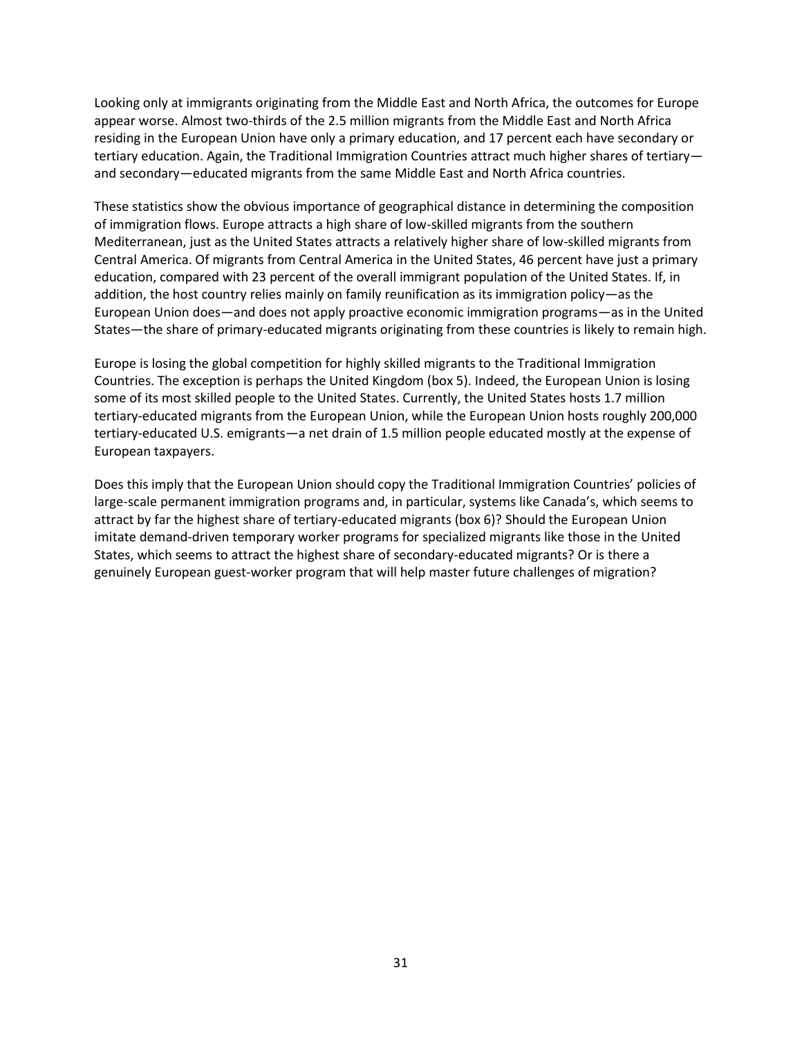Looking only at immigrants originating from the Middle East and North Africa, the outcomes for Europe appear worse. Almost two-thirds of the 2.5 million migrants from the Middle East and North Africa residing in the European Union have only a primary education, and 17 percent each have secondary or tertiary education. Again, the Traditional Immigration Countries attract much higher shares of tertiary—and secondary—educated migrants from the same Middle East and North Africa countries.

These statistics show the obvious importance of geographical distance in determining the composition of immigration flows. Europe attracts a high share of low-skilled migrants from the southern Mediterranean, just as the United States attracts a relatively higher share of low-skilled migrants from Central America. Of migrants from Central America in the United States, 46 percent have just a primary education, compared with 23 percent of the overall immigrant population of the United States. If, in addition, the host country relies mainly on family reunification as its immigration policy—as the European Union does—and does not apply proactive economic immigration programs—as in the United States—the share of primary-educated migrants originating from these countries is likely to remain high.

Europe is losing the global competition for highly skilled migrants to the Traditional Immigration Countries. The exception is perhaps the United Kingdom (box 5). Indeed, the European Union is losing some of its most skilled people to the United States. Currently, the United States hosts 1.7 million tertiary-educated migrants from the European Union, while the European Union hosts roughly 200,000 tertiary-educated U.S. emigrants—a net drain of 1.5 million people educated mostly at the expense of European taxpayers.

Does this imply that the European Union should copy the Traditional Immigration Countries' policies of large-scale permanent immigration programs and, in particular, systems like Canada's, which seems to attract by far the highest share of tertiary-educated migrants (box 6)? Should the European Union imitate demand-driven temporary worker programs for specialized migrants like those in the United States, which seems to attract the highest share of secondary-educated migrants? Or is there a genuinely European guest-worker program that will help master future challenges of migration?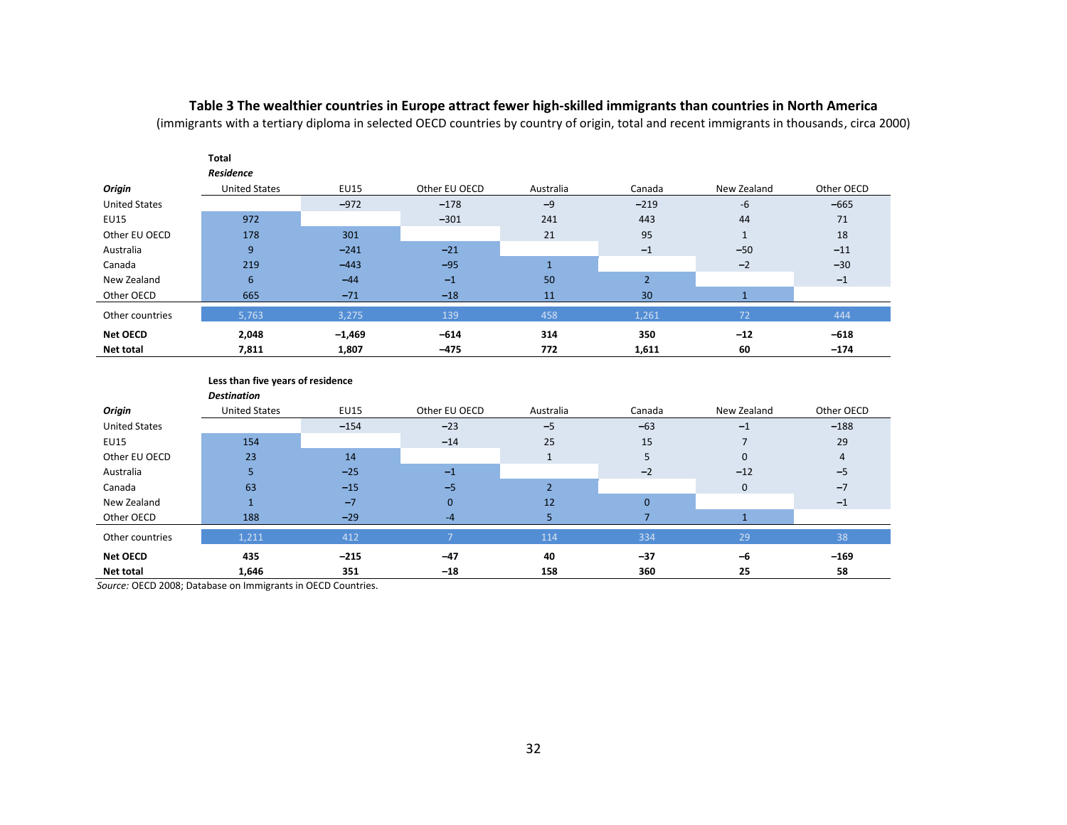**Table 3 The wealthier countries in Europe attract fewer high-skilled immigrants than countries in North America**

(immigrants with a tertiary diploma in selected OECD countries by country of origin, total and recent immigrants in thousands, circa 2000)

| | **Total** | | | | | | |
|---|---|---|---|---|---|---|---|
| | ***Residence*** | | | | | | |
| ***Origin*** | United States | EU15 | Other EU OECD | Australia | Canada | New Zealand | Other OECD |
| United States | | −972 | −178 | −9 | −219 | -6 | −665 |
| EU15 | 972 | | −301 | 241 | 443 | 44 | 71 |
| Other EU OECD | 178 | 301 | | 21 | 95 | 1 | 18 |
| Australia | 9 | −241 | −21 | | −1 | −50 | −11 |
| Canada | 219 | −443 | −95 | 1 | | −2 | −30 |
| New Zealand | 6 | −44 | −1 | 50 | 2 | | −1 |
| Other OECD | 665 | −71 | −18 | 11 | 30 | 1 | |
| Other countries | 5,763 | 3,275 | 139 | 458 | 1,261 | 72 | 444 |
| **Net OECD** | **2,048** | **−1,469** | **−614** | **314** | **350** | **−12** | **−618** |
| **Net total** | **7,811** | **1,807** | **−475** | **772** | **1,611** | **60** | **−174** |

| | **Less than five years of residence** | | | | | | |
|---|---|---|---|---|---|---|---|
| | ***Destination*** | | | | | | |
| ***Origin*** | United States | EU15 | Other EU OECD | Australia | Canada | New Zealand | Other OECD |
| United States | | −154 | −23 | −5 | −63 | −1 | −188 |
| EU15 | 154 | | −14 | 25 | 15 | 7 | 29 |
| Other EU OECD | 23 | 14 | | 1 | 5 | 0 | 4 |
| Australia | 5 | −25 | −1 | | −2 | −12 | −5 |
| Canada | 63 | −15 | −5 | 2 | | 0 | −7 |
| New Zealand | 1 | −7 | 0 | 12 | 0 | | −1 |
| Other OECD | 188 | −29 | -4 | 5 | 7 | 1 | |
| Other countries | 1,211 | 412 | 7 | 114 | 334 | 29 | 38 |
| **Net OECD** | **435** | **−215** | **−47** | **40** | **−37** | **−6** | **−169** |
| **Net total** | **1,646** | **351** | **−18** | **158** | **360** | **25** | **58** |

*Source:* OECD 2008; Database on Immigrants in OECD Countries.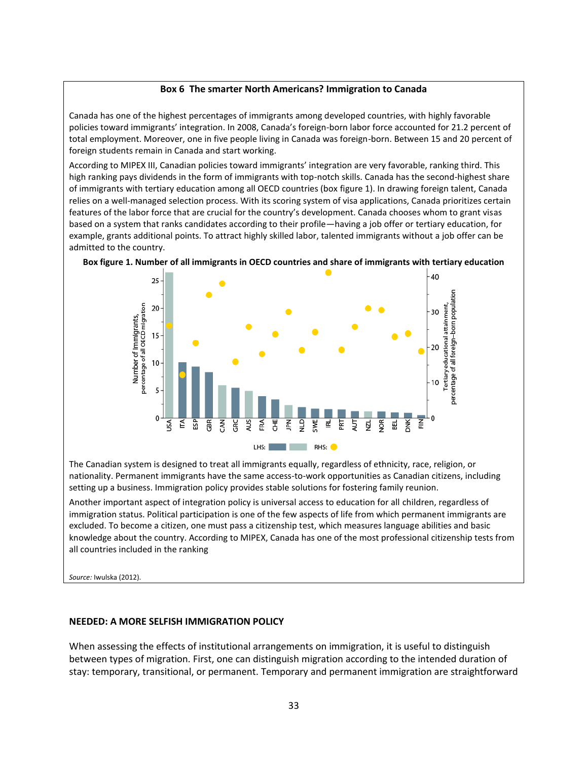**Box 6 The smarter North Americans? Immigration to Canada**

Canada has one of the highest percentages of immigrants among developed countries, with highly favorable policies toward immigrants' integration. In 2008, Canada's foreign-born labor force accounted for 21.2 percent of total employment. Moreover, one in five people living in Canada was foreign-born. Between 15 and 20 percent of foreign students remain in Canada and start working.

According to MIPEX III, Canadian policies toward immigrants' integration are very favorable, ranking third. This high ranking pays dividends in the form of immigrants with top-notch skills. Canada has the second-highest share of immigrants with tertiary education among all OECD countries (box figure 1). In drawing foreign talent, Canada relies on a well-managed selection process. With its scoring system of visa applications, Canada prioritizes certain features of the labor force that are crucial for the country's development. Canada chooses whom to grant visas based on a system that ranks candidates according to their profile—having a job offer or tertiary education, for example, grants additional points. To attract highly skilled labor, talented immigrants without a job offer can be admitted to the country.

**Box figure 1. Number of all immigrants in OECD countries and share of immigrants with tertiary education**

The Canadian system is designed to treat all immigrants equally, regardless of ethnicity, race, religion, or nationality. Permanent immigrants have the same access-to-work opportunities as Canadian citizens, including setting up a business. Immigration policy provides stable solutions for fostering family reunion.

Another important aspect of integration policy is universal access to education for all children, regardless of immigration status. Political participation is one of the few aspects of life from which permanent immigrants are excluded. To become a citizen, one must pass a citizenship test, which measures language abilities and basic knowledge about the country. According to MIPEX, Canada has one of the most professional citizenship tests from all countries included in the ranking

*Source:* Iwulska (2012).

## NEEDED: A MORE SELFISH IMMIGRATION POLICY

When assessing the effects of institutional arrangements on immigration, it is useful to distinguish between types of migration. First, one can distinguish migration according to the intended duration of stay: temporary, transitional, or permanent. Temporary and permanent immigration are straightforward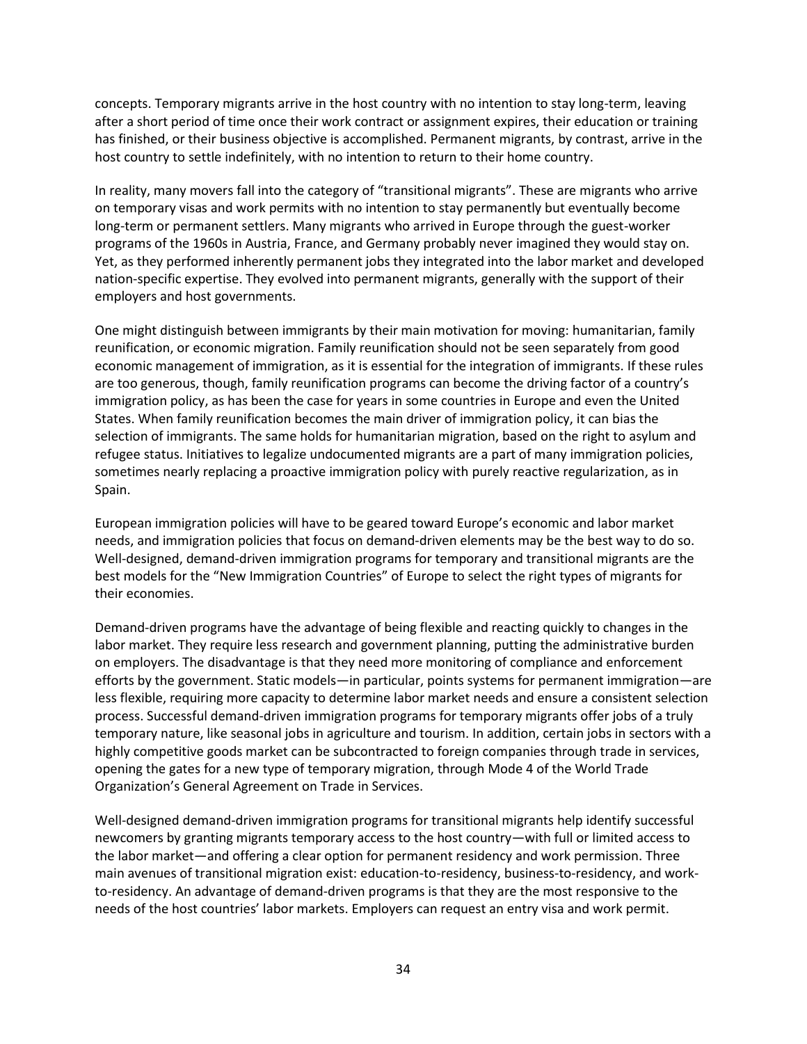concepts. Temporary migrants arrive in the host country with no intention to stay long-term, leaving after a short period of time once their work contract or assignment expires, their education or training has finished, or their business objective is accomplished. Permanent migrants, by contrast, arrive in the host country to settle indefinitely, with no intention to return to their home country.

In reality, many movers fall into the category of "transitional migrants". These are migrants who arrive on temporary visas and work permits with no intention to stay permanently but eventually become long-term or permanent settlers. Many migrants who arrived in Europe through the guest-worker programs of the 1960s in Austria, France, and Germany probably never imagined they would stay on. Yet, as they performed inherently permanent jobs they integrated into the labor market and developed nation-specific expertise. They evolved into permanent migrants, generally with the support of their employers and host governments.

One might distinguish between immigrants by their main motivation for moving: humanitarian, family reunification, or economic migration. Family reunification should not be seen separately from good economic management of immigration, as it is essential for the integration of immigrants. If these rules are too generous, though, family reunification programs can become the driving factor of a country's immigration policy, as has been the case for years in some countries in Europe and even the United States. When family reunification becomes the main driver of immigration policy, it can bias the selection of immigrants. The same holds for humanitarian migration, based on the right to asylum and refugee status. Initiatives to legalize undocumented migrants are a part of many immigration policies, sometimes nearly replacing a proactive immigration policy with purely reactive regularization, as in Spain.

European immigration policies will have to be geared toward Europe's economic and labor market needs, and immigration policies that focus on demand-driven elements may be the best way to do so. Well-designed, demand-driven immigration programs for temporary and transitional migrants are the best models for the "New Immigration Countries" of Europe to select the right types of migrants for their economies.

Demand-driven programs have the advantage of being flexible and reacting quickly to changes in the labor market. They require less research and government planning, putting the administrative burden on employers. The disadvantage is that they need more monitoring of compliance and enforcement efforts by the government. Static models—in particular, points systems for permanent immigration—are less flexible, requiring more capacity to determine labor market needs and ensure a consistent selection process. Successful demand-driven immigration programs for temporary migrants offer jobs of a truly temporary nature, like seasonal jobs in agriculture and tourism. In addition, certain jobs in sectors with a highly competitive goods market can be subcontracted to foreign companies through trade in services, opening the gates for a new type of temporary migration, through Mode 4 of the World Trade Organization's General Agreement on Trade in Services.

Well-designed demand-driven immigration programs for transitional migrants help identify successful newcomers by granting migrants temporary access to the host country—with full or limited access to the labor market—and offering a clear option for permanent residency and work permission. Three main avenues of transitional migration exist: education-to-residency, business-to-residency, and work-to-residency. An advantage of demand-driven programs is that they are the most responsive to the needs of the host countries' labor markets. Employers can request an entry visa and work permit.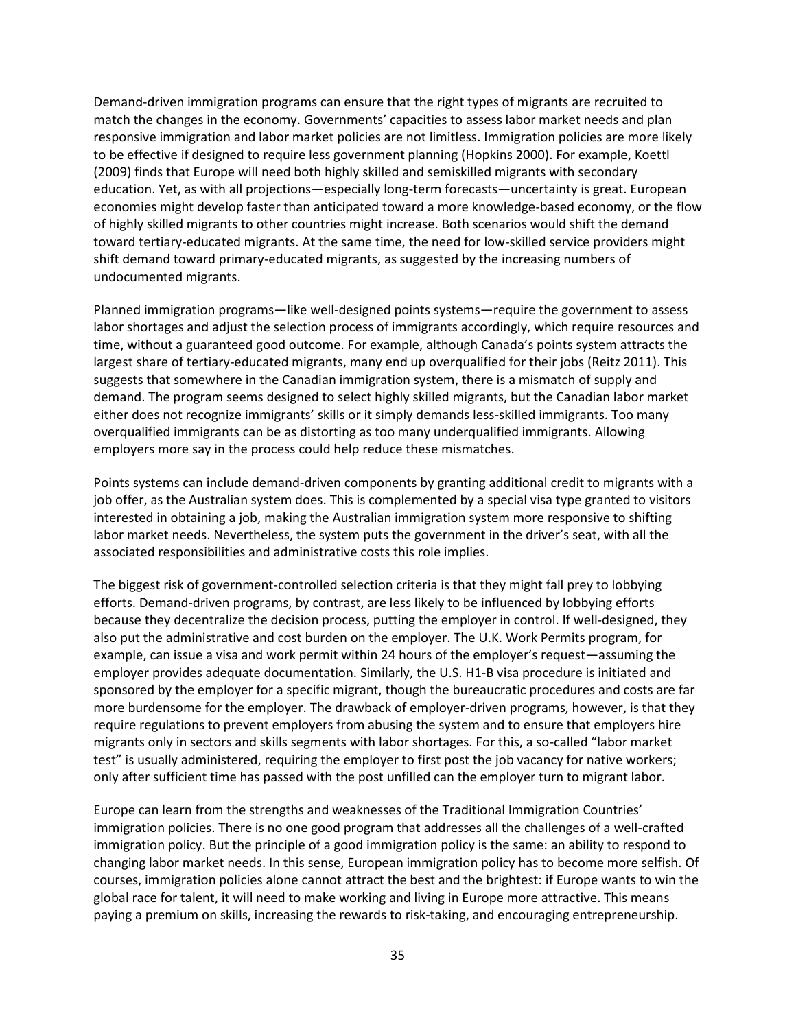Demand-driven immigration programs can ensure that the right types of migrants are recruited to match the changes in the economy. Governments' capacities to assess labor market needs and plan responsive immigration and labor market policies are not limitless. Immigration policies are more likely to be effective if designed to require less government planning (Hopkins 2000). For example, Koettl (2009) finds that Europe will need both highly skilled and semiskilled migrants with secondary education. Yet, as with all projections—especially long-term forecasts—uncertainty is great. European economies might develop faster than anticipated toward a more knowledge-based economy, or the flow of highly skilled migrants to other countries might increase. Both scenarios would shift the demand toward tertiary-educated migrants. At the same time, the need for low-skilled service providers might shift demand toward primary-educated migrants, as suggested by the increasing numbers of undocumented migrants.

Planned immigration programs—like well-designed points systems—require the government to assess labor shortages and adjust the selection process of immigrants accordingly, which require resources and time, without a guaranteed good outcome. For example, although Canada's points system attracts the largest share of tertiary-educated migrants, many end up overqualified for their jobs (Reitz 2011). This suggests that somewhere in the Canadian immigration system, there is a mismatch of supply and demand. The program seems designed to select highly skilled migrants, but the Canadian labor market either does not recognize immigrants' skills or it simply demands less-skilled immigrants. Too many overqualified immigrants can be as distorting as too many underqualified immigrants. Allowing employers more say in the process could help reduce these mismatches.

Points systems can include demand-driven components by granting additional credit to migrants with a job offer, as the Australian system does. This is complemented by a special visa type granted to visitors interested in obtaining a job, making the Australian immigration system more responsive to shifting labor market needs. Nevertheless, the system puts the government in the driver's seat, with all the associated responsibilities and administrative costs this role implies.

The biggest risk of government-controlled selection criteria is that they might fall prey to lobbying efforts. Demand-driven programs, by contrast, are less likely to be influenced by lobbying efforts because they decentralize the decision process, putting the employer in control. If well-designed, they also put the administrative and cost burden on the employer. The U.K. Work Permits program, for example, can issue a visa and work permit within 24 hours of the employer's request—assuming the employer provides adequate documentation. Similarly, the U.S. H1-B visa procedure is initiated and sponsored by the employer for a specific migrant, though the bureaucratic procedures and costs are far more burdensome for the employer. The drawback of employer-driven programs, however, is that they require regulations to prevent employers from abusing the system and to ensure that employers hire migrants only in sectors and skills segments with labor shortages. For this, a so-called "labor market test" is usually administered, requiring the employer to first post the job vacancy for native workers; only after sufficient time has passed with the post unfilled can the employer turn to migrant labor.

Europe can learn from the strengths and weaknesses of the Traditional Immigration Countries' immigration policies. There is no one good program that addresses all the challenges of a well-crafted immigration policy. But the principle of a good immigration policy is the same: an ability to respond to changing labor market needs. In this sense, European immigration policy has to become more selfish. Of courses, immigration policies alone cannot attract the best and the brightest: if Europe wants to win the global race for talent, it will need to make working and living in Europe more attractive. This means paying a premium on skills, increasing the rewards to risk-taking, and encouraging entrepreneurship.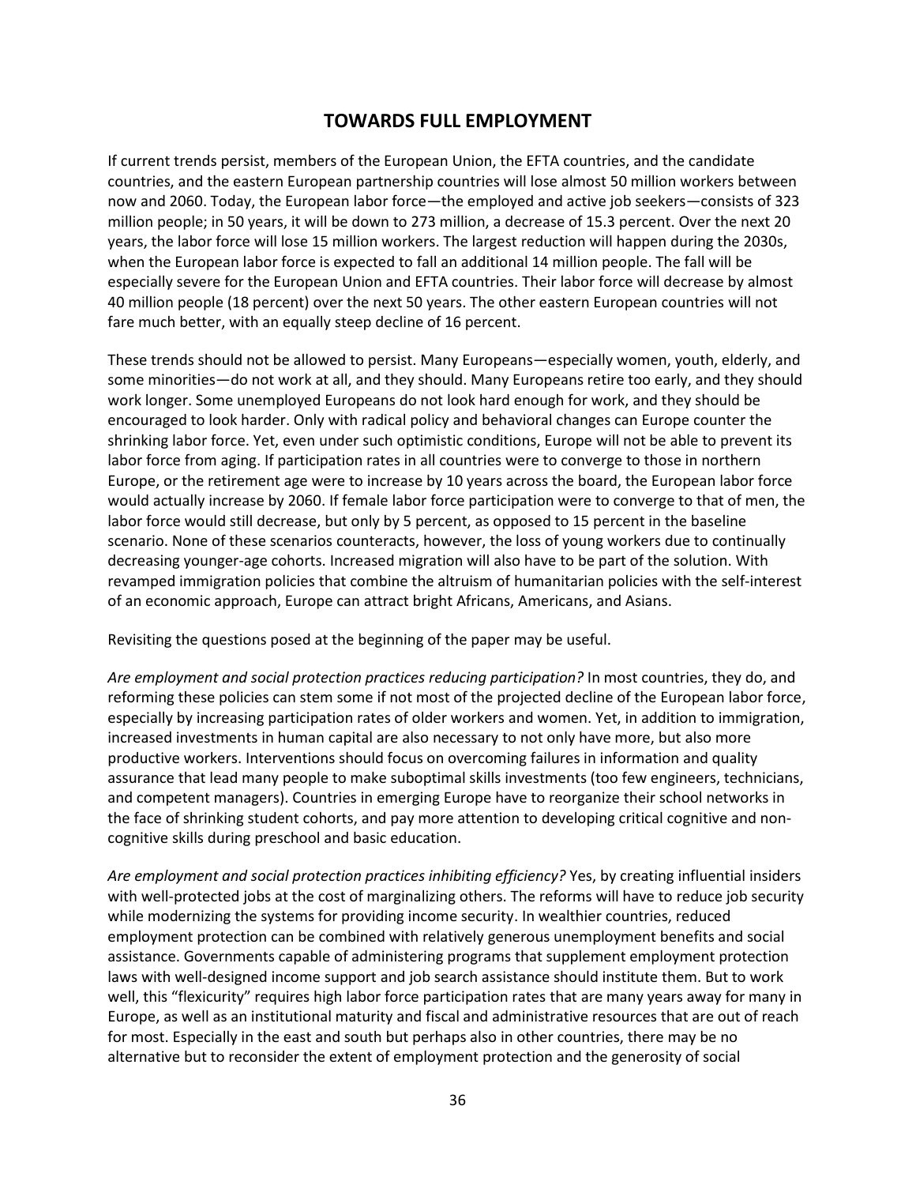## TOWARDS FULL EMPLOYMENT

If current trends persist, members of the European Union, the EFTA countries, and the candidate countries, and the eastern European partnership countries will lose almost 50 million workers between now and 2060. Today, the European labor force—the employed and active job seekers—consists of 323 million people; in 50 years, it will be down to 273 million, a decrease of 15.3 percent. Over the next 20 years, the labor force will lose 15 million workers. The largest reduction will happen during the 2030s, when the European labor force is expected to fall an additional 14 million people. The fall will be especially severe for the European Union and EFTA countries. Their labor force will decrease by almost 40 million people (18 percent) over the next 50 years. The other eastern European countries will not fare much better, with an equally steep decline of 16 percent.

These trends should not be allowed to persist. Many Europeans—especially women, youth, elderly, and some minorities—do not work at all, and they should. Many Europeans retire too early, and they should work longer. Some unemployed Europeans do not look hard enough for work, and they should be encouraged to look harder. Only with radical policy and behavioral changes can Europe counter the shrinking labor force. Yet, even under such optimistic conditions, Europe will not be able to prevent its labor force from aging. If participation rates in all countries were to converge to those in northern Europe, or the retirement age were to increase by 10 years across the board, the European labor force would actually increase by 2060. If female labor force participation were to converge to that of men, the labor force would still decrease, but only by 5 percent, as opposed to 15 percent in the baseline scenario. None of these scenarios counteracts, however, the loss of young workers due to continually decreasing younger-age cohorts. Increased migration will also have to be part of the solution. With revamped immigration policies that combine the altruism of humanitarian policies with the self-interest of an economic approach, Europe can attract bright Africans, Americans, and Asians.

Revisiting the questions posed at the beginning of the paper may be useful.

*Are employment and social protection practices reducing participation?* In most countries, they do, and reforming these policies can stem some if not most of the projected decline of the European labor force, especially by increasing participation rates of older workers and women. Yet, in addition to immigration, increased investments in human capital are also necessary to not only have more, but also more productive workers. Interventions should focus on overcoming failures in information and quality assurance that lead many people to make suboptimal skills investments (too few engineers, technicians, and competent managers). Countries in emerging Europe have to reorganize their school networks in the face of shrinking student cohorts, and pay more attention to developing critical cognitive and non-cognitive skills during preschool and basic education.

*Are employment and social protection practices inhibiting efficiency?* Yes, by creating influential insiders with well-protected jobs at the cost of marginalizing others. The reforms will have to reduce job security while modernizing the systems for providing income security. In wealthier countries, reduced employment protection can be combined with relatively generous unemployment benefits and social assistance. Governments capable of administering programs that supplement employment protection laws with well-designed income support and job search assistance should institute them. But to work well, this "flexicurity" requires high labor force participation rates that are many years away for many in Europe, as well as an institutional maturity and fiscal and administrative resources that are out of reach for most. Especially in the east and south but perhaps also in other countries, there may be no alternative but to reconsider the extent of employment protection and the generosity of social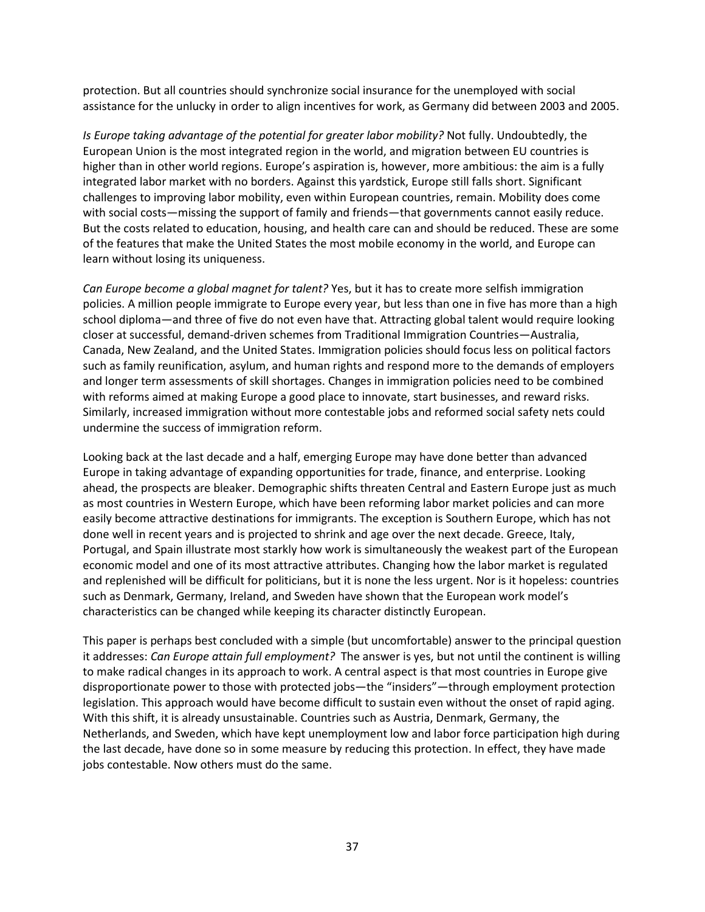protection. But all countries should synchronize social insurance for the unemployed with social assistance for the unlucky in order to align incentives for work, as Germany did between 2003 and 2005.

*Is Europe taking advantage of the potential for greater labor mobility?* Not fully. Undoubtedly, the European Union is the most integrated region in the world, and migration between EU countries is higher than in other world regions. Europe's aspiration is, however, more ambitious: the aim is a fully integrated labor market with no borders. Against this yardstick, Europe still falls short. Significant challenges to improving labor mobility, even within European countries, remain. Mobility does come with social costs—missing the support of family and friends—that governments cannot easily reduce. But the costs related to education, housing, and health care can and should be reduced. These are some of the features that make the United States the most mobile economy in the world, and Europe can learn without losing its uniqueness.

*Can Europe become a global magnet for talent?* Yes, but it has to create more selfish immigration policies. A million people immigrate to Europe every year, but less than one in five has more than a high school diploma—and three of five do not even have that. Attracting global talent would require looking closer at successful, demand-driven schemes from Traditional Immigration Countries—Australia, Canada, New Zealand, and the United States. Immigration policies should focus less on political factors such as family reunification, asylum, and human rights and respond more to the demands of employers and longer term assessments of skill shortages. Changes in immigration policies need to be combined with reforms aimed at making Europe a good place to innovate, start businesses, and reward risks. Similarly, increased immigration without more contestable jobs and reformed social safety nets could undermine the success of immigration reform.

Looking back at the last decade and a half, emerging Europe may have done better than advanced Europe in taking advantage of expanding opportunities for trade, finance, and enterprise. Looking ahead, the prospects are bleaker. Demographic shifts threaten Central and Eastern Europe just as much as most countries in Western Europe, which have been reforming labor market policies and can more easily become attractive destinations for immigrants. The exception is Southern Europe, which has not done well in recent years and is projected to shrink and age over the next decade. Greece, Italy, Portugal, and Spain illustrate most starkly how work is simultaneously the weakest part of the European economic model and one of its most attractive attributes. Changing how the labor market is regulated and replenished will be difficult for politicians, but it is none the less urgent. Nor is it hopeless: countries such as Denmark, Germany, Ireland, and Sweden have shown that the European work model's characteristics can be changed while keeping its character distinctly European.

This paper is perhaps best concluded with a simple (but uncomfortable) answer to the principal question it addresses: *Can Europe attain full employment?* The answer is yes, but not until the continent is willing to make radical changes in its approach to work. A central aspect is that most countries in Europe give disproportionate power to those with protected jobs—the "insiders"—through employment protection legislation. This approach would have become difficult to sustain even without the onset of rapid aging. With this shift, it is already unsustainable. Countries such as Austria, Denmark, Germany, the Netherlands, and Sweden, which have kept unemployment low and labor force participation high during the last decade, have done so in some measure by reducing this protection. In effect, they have made jobs contestable. Now others must do the same.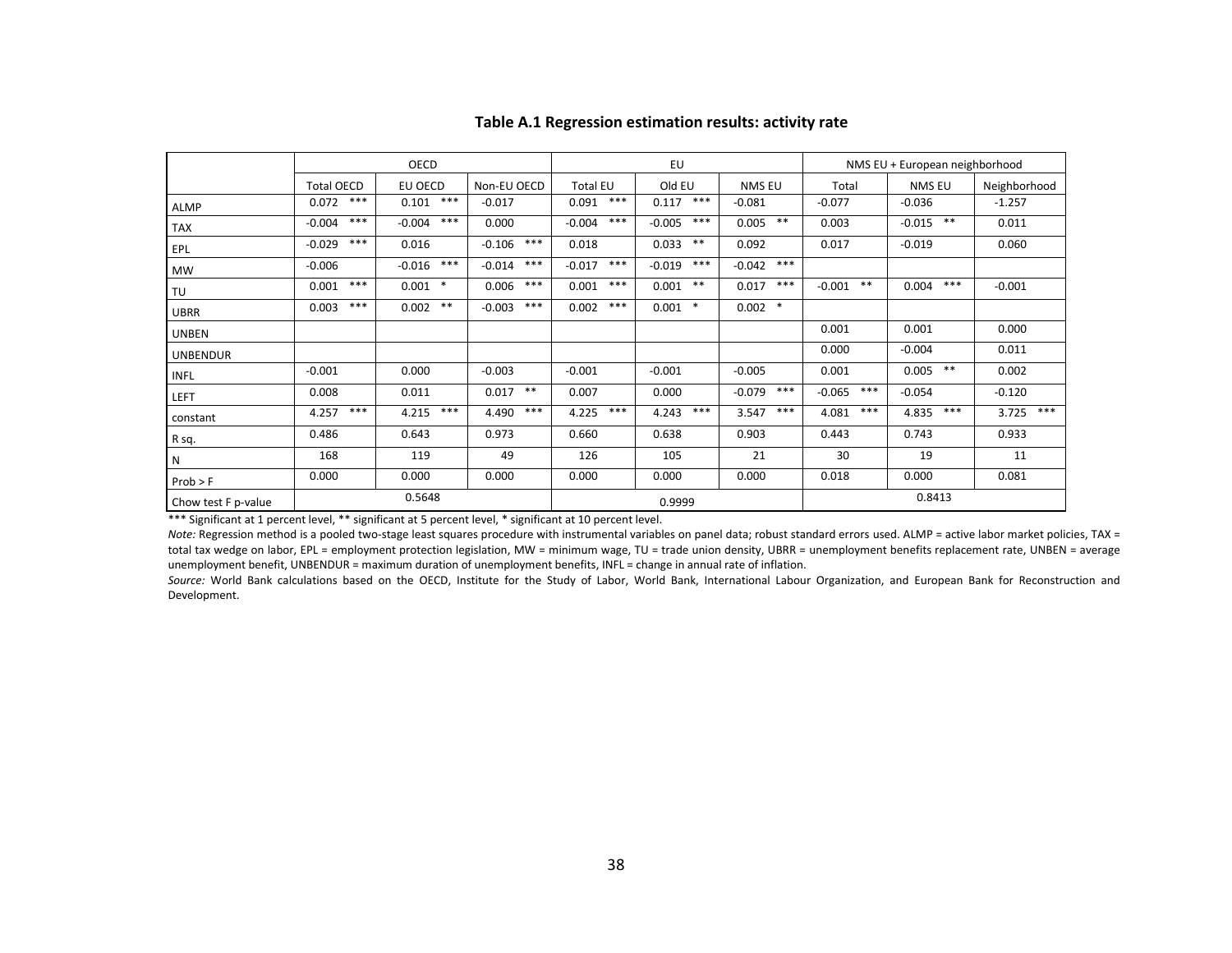### Table A.1 Regression estimation results: activity rate

| | OECD | | | EU | | | NMS EU + European neighborhood | | |
|---|---|---|---|---|---|---|---|---|---|
| | Total OECD | EU OECD | Non-EU OECD | Total EU | Old EU | NMS EU | Total | NMS EU | Neighborhood |
| ALMP | 0.072 *** | 0.101 *** | -0.017 | 0.091 *** | 0.117 *** | -0.081 | -0.077 | -0.036 | -1.257 |
| TAX | -0.004 *** | -0.004 *** | 0.000 | -0.004 *** | -0.005 *** | 0.005 ** | 0.003 | -0.015 ** | 0.011 |
| EPL | -0.029 *** | 0.016 | -0.106 *** | 0.018 | 0.033 ** | 0.092 | 0.017 | -0.019 | 0.060 |
| MW | -0.006 | -0.016 *** | -0.014 *** | -0.017 *** | -0.019 *** | -0.042 *** | | | |
| TU | 0.001 *** | 0.001 * | 0.006 *** | 0.001 *** | 0.001 ** | 0.017 *** | -0.001 ** | 0.004 *** | -0.001 |
| UBRR | 0.003 *** | 0.002 ** | -0.003 *** | 0.002 *** | 0.001 * | 0.002 * | | | |
| UNBEN | | | | | | | 0.001 | 0.001 | 0.000 |
| UNBENDUR | | | | | | | 0.000 | -0.004 | 0.011 |
| INFL | -0.001 | 0.000 | -0.003 | -0.001 | -0.001 | -0.005 | 0.001 | 0.005 ** | 0.002 |
| LEFT | 0.008 | 0.011 | 0.017 ** | 0.007 | 0.000 | -0.079 *** | -0.065 *** | -0.054 | -0.120 |
| constant | 4.257 *** | 4.215 *** | 4.490 *** | 4.225 *** | 4.243 *** | 3.547 *** | 4.081 *** | 4.835 *** | 3.725 *** |
| R sq. | 0.486 | 0.643 | 0.973 | 0.660 | 0.638 | 0.903 | 0.443 | 0.743 | 0.933 |
| N | 168 | 119 | 49 | 126 | 105 | 21 | 30 | 19 | 11 |
| Prob > F | 0.000 | 0.000 | 0.000 | 0.000 | 0.000 | 0.000 | 0.018 | 0.000 | 0.081 |
| Chow test F p-value | 0.5648 | | | 0.9999 | | | 0.8413 | | |

*** Significant at 1 percent level, ** significant at 5 percent level, * significant at 10 percent level.

*Note:* Regression method is a pooled two-stage least squares procedure with instrumental variables on panel data; robust standard errors used. ALMP = active labor market policies, TAX = total tax wedge on labor, EPL = employment protection legislation, MW = minimum wage, TU = trade union density, UBRR = unemployment benefits replacement rate, UNBEN = average unemployment benefit, UNBENDUR = maximum duration of unemployment benefits, INFL = change in annual rate of inflation.

*Source:* World Bank calculations based on the OECD, Institute for the Study of Labor, World Bank, International Labour Organization, and European Bank for Reconstruction and Development.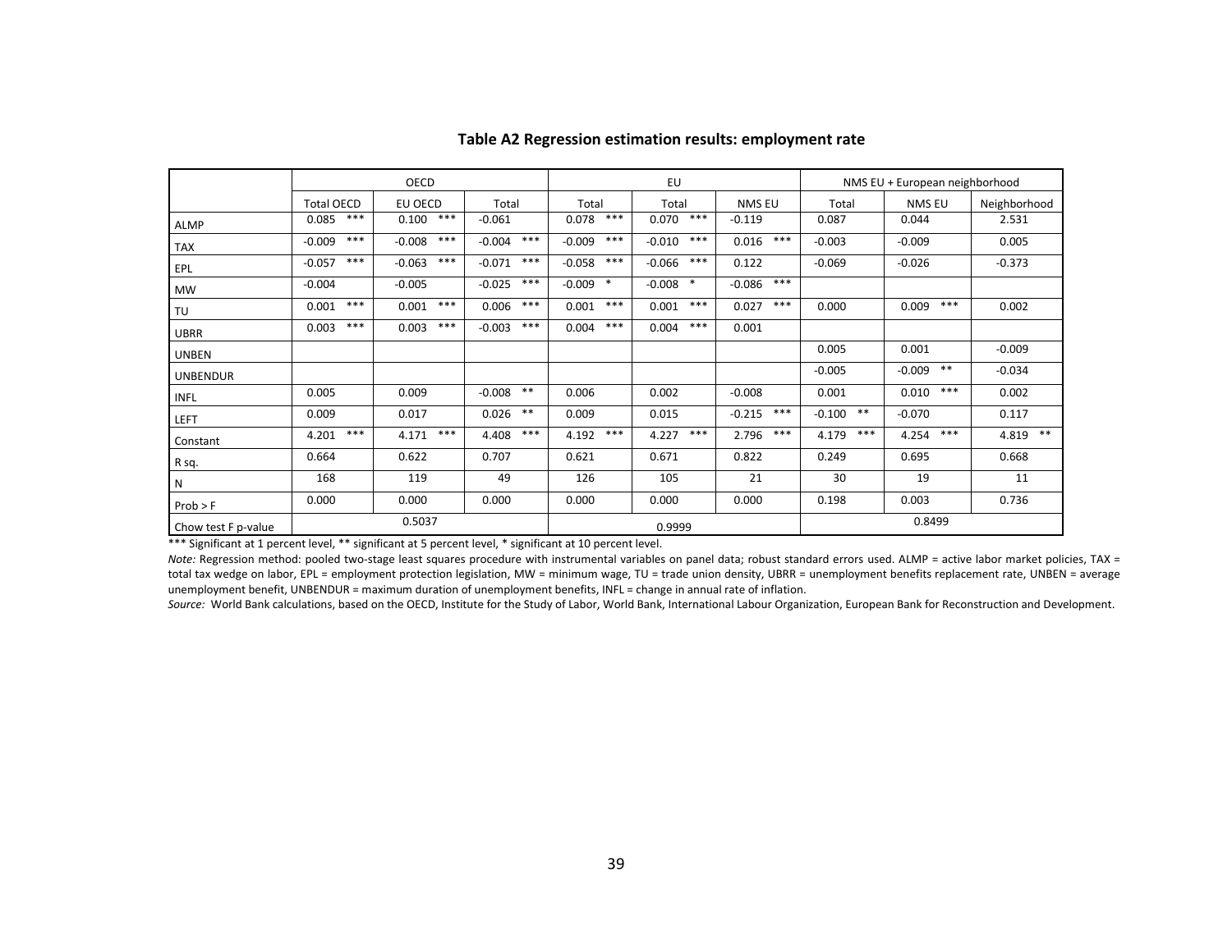### Table A2 Regression estimation results: employment rate

| | OECD | | | EU | | | NMS EU + European neighborhood | | |
|---|---|---|---|---|---|---|---|---|---|
| | Total OECD | EU OECD | Total | Total | Total | NMS EU | Total | NMS EU | Neighborhood |
| ALMP | 0.085 *** | 0.100 *** | -0.061 | 0.078 *** | 0.070 *** | -0.119 | 0.087 | 0.044 | 2.531 |
| TAX | -0.009 *** | -0.008 *** | -0.004 *** | -0.009 *** | -0.010 *** | 0.016 *** | -0.003 | -0.009 | 0.005 |
| EPL | -0.057 *** | -0.063 *** | -0.071 *** | -0.058 *** | -0.066 *** | 0.122 | -0.069 | -0.026 | -0.373 |
| MW | -0.004 | -0.005 | -0.025 *** | -0.009 * | -0.008 * | -0.086 *** | | | |
| TU | 0.001 *** | 0.001 *** | 0.006 *** | 0.001 *** | 0.001 *** | 0.027 *** | 0.000 | 0.009 *** | 0.002 |
| UBRR | 0.003 *** | 0.003 *** | -0.003 *** | 0.004 *** | 0.004 *** | 0.001 | | | |
| UNBEN | | | | | | | 0.005 | 0.001 | -0.009 |
| UNBENDUR | | | | | | | -0.005 | -0.009 ** | -0.034 |
| INFL | 0.005 | 0.009 | -0.008 ** | 0.006 | 0.002 | -0.008 | 0.001 | 0.010 *** | 0.002 |
| LEFT | 0.009 | 0.017 | 0.026 ** | 0.009 | 0.015 | -0.215 *** | -0.100 ** | -0.070 | 0.117 |
| Constant | 4.201 *** | 4.171 *** | 4.408 *** | 4.192 *** | 4.227 *** | 2.796 *** | 4.179 *** | 4.254 *** | 4.819 ** |
| R sq. | 0.664 | 0.622 | 0.707 | 0.621 | 0.671 | 0.822 | 0.249 | 0.695 | 0.668 |
| N | 168 | 119 | 49 | 126 | 105 | 21 | 30 | 19 | 11 |
| Prob > F | 0.000 | 0.000 | 0.000 | 0.000 | 0.000 | 0.000 | 0.198 | 0.003 | 0.736 |
| Chow test F p-value | 0.5037 | | | 0.9999 | | | 0.8499 | | |

*** Significant at 1 percent level, ** significant at 5 percent level, * significant at 10 percent level.

*Note:* Regression method: pooled two-stage least squares procedure with instrumental variables on panel data; robust standard errors used. ALMP = active labor market policies, TAX = total tax wedge on labor, EPL = employment protection legislation, MW = minimum wage, TU = trade union density, UBRR = unemployment benefits replacement rate, UNBEN = average unemployment benefit, UNBENDUR = maximum duration of unemployment benefits, INFL = change in annual rate of inflation.

*Source:* World Bank calculations, based on the OECD, Institute for the Study of Labor, World Bank, International Labour Organization, European Bank for Reconstruction and Development.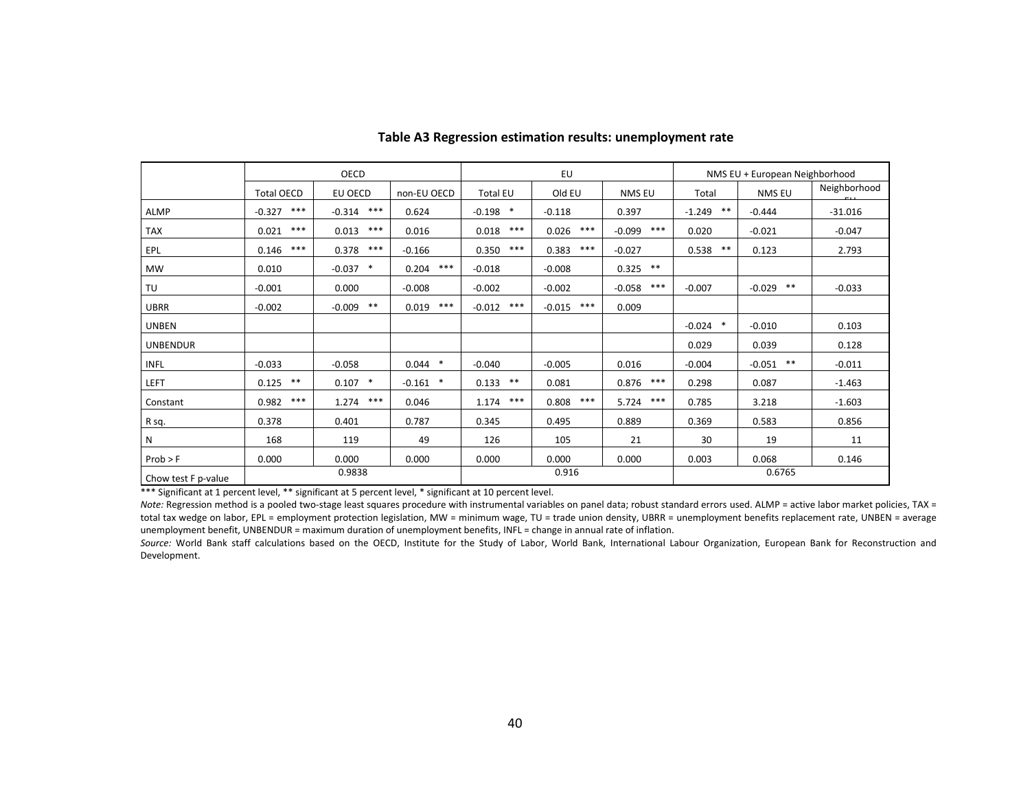### Table A3 Regression estimation results: unemployment rate

| | OECD | | | EU | | | NMS EU + European Neighborhood | | |
|---|---|---|---|---|---|---|---|---|---|
| | Total OECD | EU OECD | non-EU OECD | Total EU | Old EU | NMS EU | Total | NMS EU | Neighborhood EU |
| ALMP | -0.327 *** | -0.314 *** | 0.624 | -0.198 * | -0.118 | 0.397 | -1.249 ** | -0.444 | -31.016 |
| TAX | 0.021 *** | 0.013 *** | 0.016 | 0.018 *** | 0.026 *** | -0.099 *** | 0.020 | -0.021 | -0.047 |
| EPL | 0.146 *** | 0.378 *** | -0.166 | 0.350 *** | 0.383 *** | -0.027 | 0.538 ** | 0.123 | 2.793 |
| MW | 0.010 | -0.037 * | 0.204 *** | -0.018 | -0.008 | 0.325 ** | | | |
| TU | -0.001 | 0.000 | -0.008 | -0.002 | -0.002 | -0.058 *** | -0.007 | -0.029 ** | -0.033 |
| UBRR | -0.002 | -0.009 ** | 0.019 *** | -0.012 *** | -0.015 *** | 0.009 | | | |
| UNBEN | | | | | | | -0.024 * | -0.010 | 0.103 |
| UNBENDUR | | | | | | | 0.029 | 0.039 | 0.128 |
| INFL | -0.033 | -0.058 | 0.044 * | -0.040 | -0.005 | 0.016 | -0.004 | -0.051 ** | -0.011 |
| LEFT | 0.125 ** | 0.107 * | -0.161 * | 0.133 ** | 0.081 | 0.876 *** | 0.298 | 0.087 | -1.463 |
| Constant | 0.982 *** | 1.274 *** | 0.046 | 1.174 *** | 0.808 *** | 5.724 *** | 0.785 | 3.218 | -1.603 |
| R sq. | 0.378 | 0.401 | 0.787 | 0.345 | 0.495 | 0.889 | 0.369 | 0.583 | 0.856 |
| N | 168 | 119 | 49 | 126 | 105 | 21 | 30 | 19 | 11 |
| Prob > F | 0.000 | 0.000 | 0.000 | 0.000 | 0.000 | 0.000 | 0.003 | 0.068 | 0.146 |
| Chow test F p-value | 0.9838 | | | 0.916 | | | 0.6765 | | |

*** Significant at 1 percent level, ** significant at 5 percent level, * significant at 10 percent level.

*Note:* Regression method is a pooled two-stage least squares procedure with instrumental variables on panel data; robust standard errors used. ALMP = active labor market policies, TAX = total tax wedge on labor, EPL = employment protection legislation, MW = minimum wage, TU = trade union density, UBRR = unemployment benefits replacement rate, UNBEN = average unemployment benefit, UNBENDUR = maximum duration of unemployment benefits, INFL = change in annual rate of inflation.

*Source:* World Bank staff calculations based on the OECD, Institute for the Study of Labor, World Bank, International Labour Organization, European Bank for Reconstruction and Development.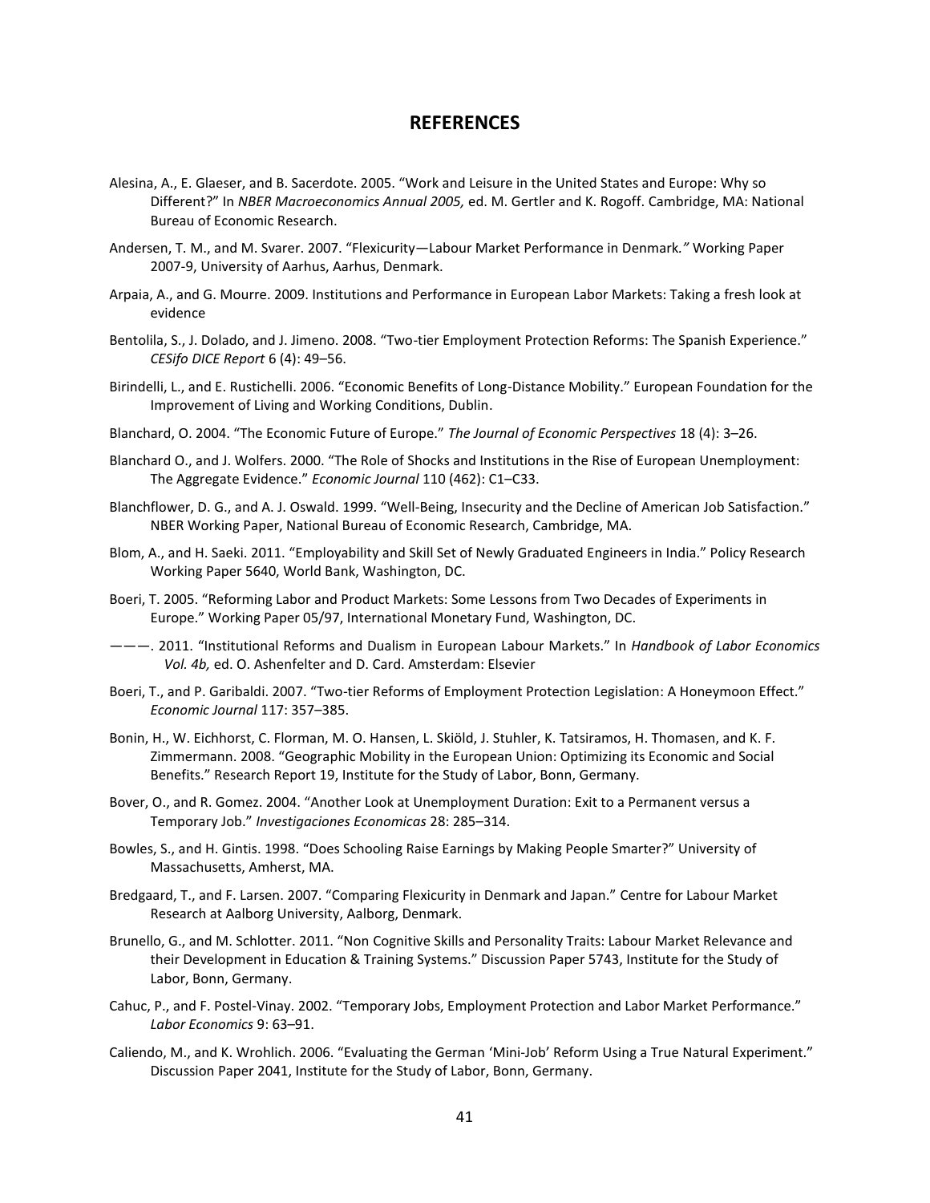# REFERENCES

Alesina, A., E. Glaeser, and B. Sacerdote. 2005. "Work and Leisure in the United States and Europe: Why so Different?" In *NBER Macroeconomics Annual 2005,* ed. M. Gertler and K. Rogoff. Cambridge, MA: National Bureau of Economic Research.

Andersen, T. M., and M. Svarer. 2007. "Flexicurity—Labour Market Performance in Denmark*."* Working Paper 2007-9, University of Aarhus, Aarhus, Denmark.

Arpaia, A., and G. Mourre. 2009. Institutions and Performance in European Labor Markets: Taking a fresh look at evidence

Bentolila, S., J. Dolado, and J. Jimeno. 2008. "Two-tier Employment Protection Reforms: The Spanish Experience." *CESifo DICE Report* 6 (4): 49–56.

Birindelli, L., and E. Rustichelli. 2006. "Economic Benefits of Long-Distance Mobility." European Foundation for the Improvement of Living and Working Conditions, Dublin.

Blanchard, O. 2004. "The Economic Future of Europe." *The Journal of Economic Perspectives* 18 (4): 3–26.

Blanchard O., and J. Wolfers. 2000. "The Role of Shocks and Institutions in the Rise of European Unemployment: The Aggregate Evidence." *Economic Journal* 110 (462): C1–C33.

Blanchflower, D. G., and A. J. Oswald. 1999. "Well-Being, Insecurity and the Decline of American Job Satisfaction." NBER Working Paper, National Bureau of Economic Research, Cambridge, MA.

Blom, A., and H. Saeki. 2011. "Employability and Skill Set of Newly Graduated Engineers in India." Policy Research Working Paper 5640, World Bank, Washington, DC.

Boeri, T. 2005. "Reforming Labor and Product Markets: Some Lessons from Two Decades of Experiments in Europe." Working Paper 05/97, International Monetary Fund, Washington, DC.

———. 2011. "Institutional Reforms and Dualism in European Labour Markets." In *Handbook of Labor Economics Vol. 4b,* ed. O. Ashenfelter and D. Card. Amsterdam: Elsevier

Boeri, T., and P. Garibaldi. 2007. "Two-tier Reforms of Employment Protection Legislation: A Honeymoon Effect." *Economic Journal* 117: 357–385.

Bonin, H., W. Eichhorst, C. Florman, M. O. Hansen, L. Skiöld, J. Stuhler, K. Tatsiramos, H. Thomasen, and K. F. Zimmermann. 2008. "Geographic Mobility in the European Union: Optimizing its Economic and Social Benefits." Research Report 19, Institute for the Study of Labor, Bonn, Germany.

Bover, O., and R. Gomez. 2004. "Another Look at Unemployment Duration: Exit to a Permanent versus a Temporary Job." *Investigaciones Economicas* 28: 285–314.

Bowles, S., and H. Gintis. 1998. "Does Schooling Raise Earnings by Making People Smarter?" University of Massachusetts, Amherst, MA.

Bredgaard, T., and F. Larsen. 2007. "Comparing Flexicurity in Denmark and Japan." Centre for Labour Market Research at Aalborg University, Aalborg, Denmark.

Brunello, G., and M. Schlotter. 2011. "Non Cognitive Skills and Personality Traits: Labour Market Relevance and their Development in Education & Training Systems." Discussion Paper 5743, Institute for the Study of Labor, Bonn, Germany.

Cahuc, P., and F. Postel-Vinay. 2002. "Temporary Jobs, Employment Protection and Labor Market Performance." *Labor Economics* 9: 63–91.

Caliendo, M., and K. Wrohlich. 2006. "Evaluating the German 'Mini-Job' Reform Using a True Natural Experiment." Discussion Paper 2041, Institute for the Study of Labor, Bonn, Germany.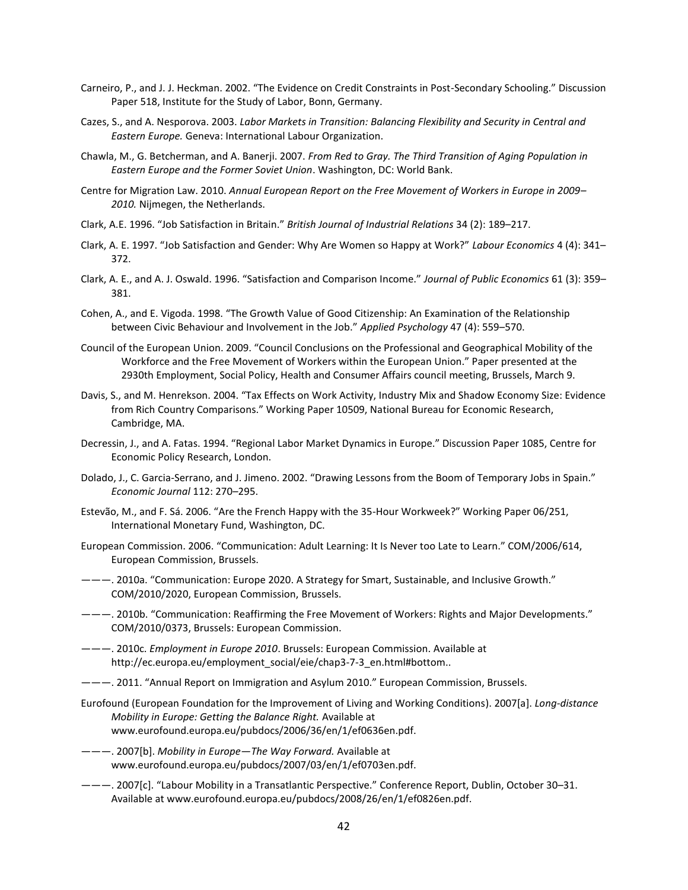Carneiro, P., and J. J. Heckman. 2002. "The Evidence on Credit Constraints in Post-Secondary Schooling." Discussion Paper 518, Institute for the Study of Labor, Bonn, Germany.

Cazes, S., and A. Nesporova. 2003. *Labor Markets in Transition: Balancing Flexibility and Security in Central and Eastern Europe.* Geneva: International Labour Organization.

Chawla, M., G. Betcherman, and A. Banerji. 2007. *From Red to Gray. The Third Transition of Aging Population in Eastern Europe and the Former Soviet Union*. Washington, DC: World Bank.

Centre for Migration Law. 2010. *Annual European Report on the Free Movement of Workers in Europe in 2009–2010.* Nijmegen, the Netherlands.

Clark, A.E. 1996. "Job Satisfaction in Britain." *British Journal of Industrial Relations* 34 (2): 189–217.

Clark, A. E. 1997. "Job Satisfaction and Gender: Why Are Women so Happy at Work?" *Labour Economics* 4 (4): 341–372.

Clark, A. E., and A. J. Oswald. 1996. "Satisfaction and Comparison Income." *Journal of Public Economics* 61 (3): 359–381.

Cohen, A., and E. Vigoda. 1998. "The Growth Value of Good Citizenship: An Examination of the Relationship between Civic Behaviour and Involvement in the Job." *Applied Psychology* 47 (4): 559–570.

Council of the European Union. 2009. "Council Conclusions on the Professional and Geographical Mobility of the Workforce and the Free Movement of Workers within the European Union." Paper presented at the 2930th Employment, Social Policy, Health and Consumer Affairs council meeting, Brussels, March 9.

Davis, S., and M. Henrekson. 2004. "Tax Effects on Work Activity, Industry Mix and Shadow Economy Size: Evidence from Rich Country Comparisons." Working Paper 10509, National Bureau for Economic Research, Cambridge, MA.

Decressin, J., and A. Fatas. 1994. "Regional Labor Market Dynamics in Europe." Discussion Paper 1085, Centre for Economic Policy Research, London.

Dolado, J., C. Garcia-Serrano, and J. Jimeno. 2002. "Drawing Lessons from the Boom of Temporary Jobs in Spain." *Economic Journal* 112: 270–295.

Estevão, M., and F. Sá. 2006. "Are the French Happy with the 35-Hour Workweek?" Working Paper 06/251, International Monetary Fund, Washington, DC.

European Commission. 2006. "Communication: Adult Learning: It Is Never too Late to Learn." COM/2006/614, European Commission, Brussels.

———. 2010a. "Communication: Europe 2020. A Strategy for Smart, Sustainable, and Inclusive Growth." COM/2010/2020, European Commission, Brussels.

———. 2010b. "Communication: Reaffirming the Free Movement of Workers: Rights and Major Developments." COM/2010/0373, Brussels: European Commission.

———. 2010c. *Employment in Europe 2010*. Brussels: European Commission. Available at http://ec.europa.eu/employment_social/eie/chap3-7-3_en.html#bottom..

———. 2011. "Annual Report on Immigration and Asylum 2010." European Commission, Brussels.

Eurofound (European Foundation for the Improvement of Living and Working Conditions). 2007[a]. *Long-distance Mobility in Europe: Getting the Balance Right.* Available at www.eurofound.europa.eu/pubdocs/2006/36/en/1/ef0636en.pdf.

———. 2007[b]. *Mobility in Europe—The Way Forward.* Available at www.eurofound.europa.eu/pubdocs/2007/03/en/1/ef0703en.pdf.

———. 2007[c]. "Labour Mobility in a Transatlantic Perspective." Conference Report, Dublin, October 30–31. Available at www.eurofound.europa.eu/pubdocs/2008/26/en/1/ef0826en.pdf.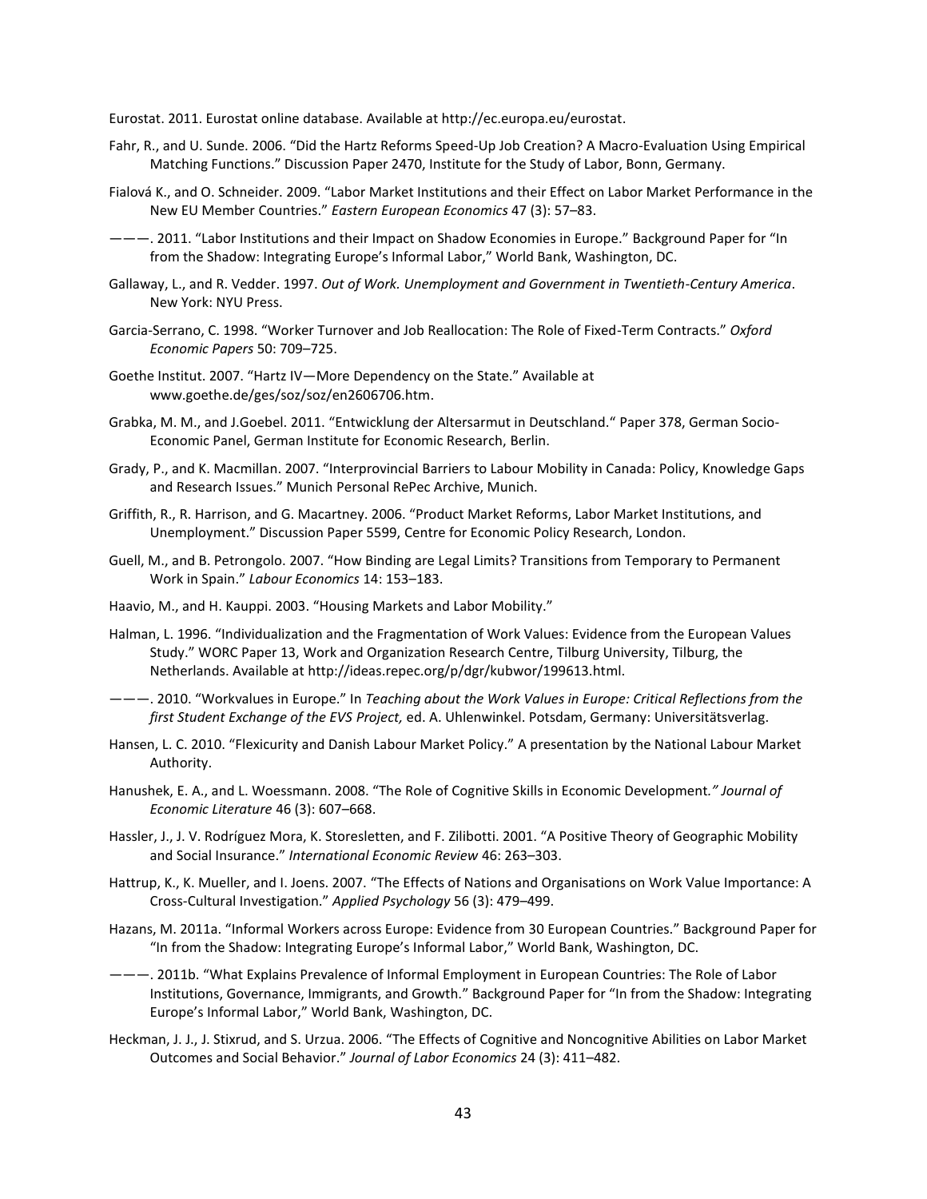Eurostat. 2011. Eurostat online database. Available at http://ec.europa.eu/eurostat.

Fahr, R., and U. Sunde. 2006. "Did the Hartz Reforms Speed-Up Job Creation? A Macro-Evaluation Using Empirical Matching Functions." Discussion Paper 2470, Institute for the Study of Labor, Bonn, Germany.

Fialová K., and O. Schneider. 2009. "Labor Market Institutions and their Effect on Labor Market Performance in the New EU Member Countries." *Eastern European Economics* 47 (3): 57–83.

———. 2011. "Labor Institutions and their Impact on Shadow Economies in Europe." Background Paper for "In from the Shadow: Integrating Europe's Informal Labor," World Bank, Washington, DC.

Gallaway, L., and R. Vedder. 1997. *Out of Work. Unemployment and Government in Twentieth-Century America*. New York: NYU Press.

Garcia-Serrano, C. 1998. "Worker Turnover and Job Reallocation: The Role of Fixed-Term Contracts." *Oxford Economic Papers* 50: 709–725.

Goethe Institut. 2007. "Hartz IV—More Dependency on the State." Available at www.goethe.de/ges/soz/soz/en2606706.htm.

Grabka, M. M., and J.Goebel. 2011. "Entwicklung der Altersarmut in Deutschland." Paper 378, German Socio-Economic Panel, German Institute for Economic Research, Berlin.

Grady, P., and K. Macmillan. 2007. "Interprovincial Barriers to Labour Mobility in Canada: Policy, Knowledge Gaps and Research Issues." Munich Personal RePec Archive, Munich.

Griffith, R., R. Harrison, and G. Macartney. 2006. "Product Market Reforms, Labor Market Institutions, and Unemployment." Discussion Paper 5599, Centre for Economic Policy Research, London.

Guell, M., and B. Petrongolo. 2007. "How Binding are Legal Limits? Transitions from Temporary to Permanent Work in Spain." *Labour Economics* 14: 153–183.

Haavio, M., and H. Kauppi. 2003. "Housing Markets and Labor Mobility."

Halman, L. 1996. "Individualization and the Fragmentation of Work Values: Evidence from the European Values Study." WORC Paper 13, Work and Organization Research Centre, Tilburg University, Tilburg, the Netherlands. Available at http://ideas.repec.org/p/dgr/kubwor/199613.html.

———. 2010. "Workvalues in Europe." In *Teaching about the Work Values in Europe: Critical Reflections from the first Student Exchange of the EVS Project,* ed. A. Uhlenwinkel. Potsdam, Germany: Universitätsverlag.

Hansen, L. C. 2010. "Flexicurity and Danish Labour Market Policy." A presentation by the National Labour Market Authority.

Hanushek, E. A., and L. Woessmann. 2008. "The Role of Cognitive Skills in Economic Development*." Journal of Economic Literature* 46 (3): 607–668.

Hassler, J., J. V. Rodríguez Mora, K. Storesletten, and F. Zilibotti. 2001. "A Positive Theory of Geographic Mobility and Social Insurance." *International Economic Review* 46: 263–303.

Hattrup, K., K. Mueller, and I. Joens. 2007. "The Effects of Nations and Organisations on Work Value Importance: A Cross-Cultural Investigation." *Applied Psychology* 56 (3): 479–499.

Hazans, M. 2011a. "Informal Workers across Europe: Evidence from 30 European Countries." Background Paper for "In from the Shadow: Integrating Europe's Informal Labor," World Bank, Washington, DC.

———. 2011b. "What Explains Prevalence of Informal Employment in European Countries: The Role of Labor Institutions, Governance, Immigrants, and Growth." Background Paper for "In from the Shadow: Integrating Europe's Informal Labor," World Bank, Washington, DC.

Heckman, J. J., J. Stixrud, and S. Urzua. 2006. "The Effects of Cognitive and Noncognitive Abilities on Labor Market Outcomes and Social Behavior." *Journal of Labor Economics* 24 (3): 411–482.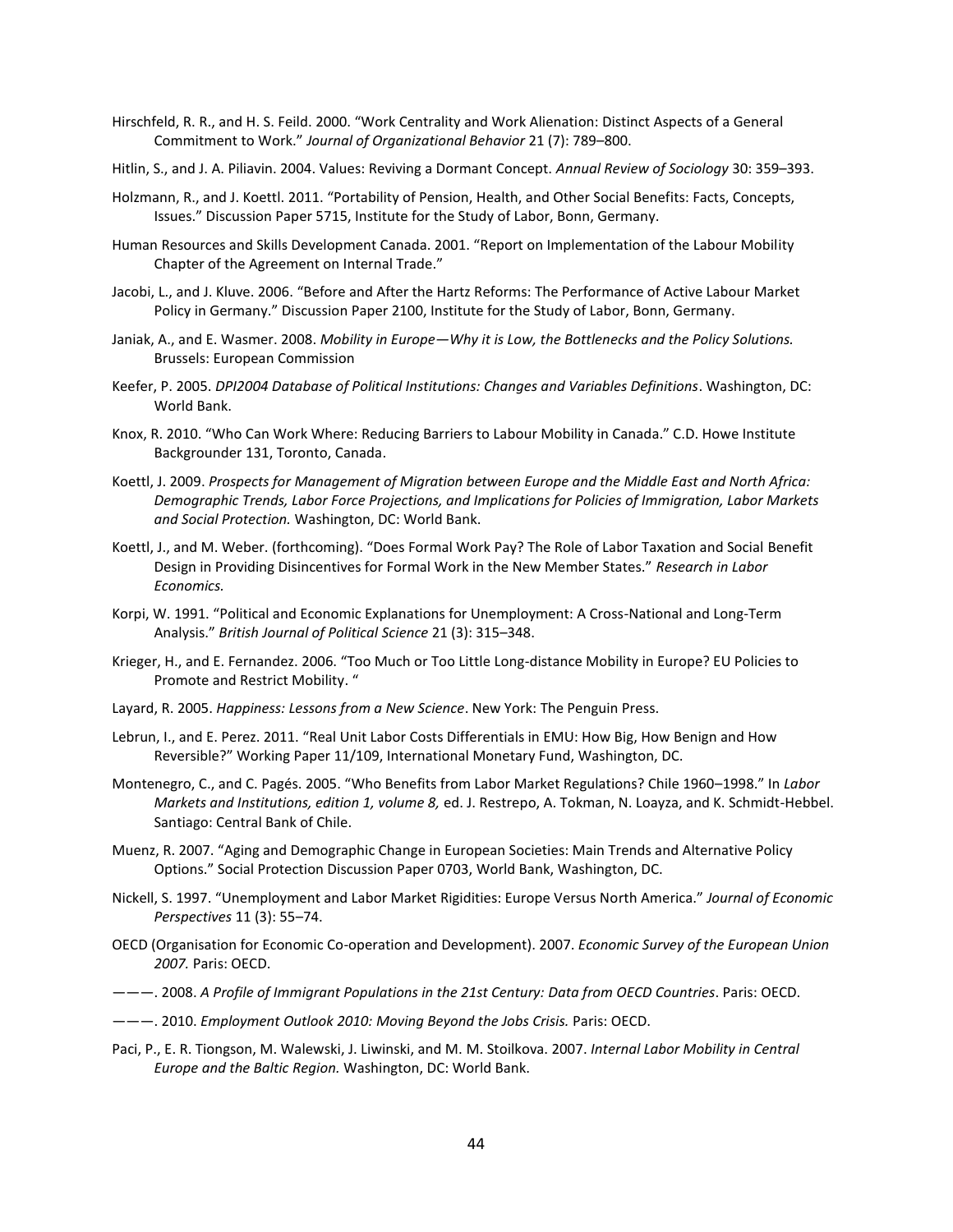Hirschfeld, R. R., and H. S. Feild. 2000. "Work Centrality and Work Alienation: Distinct Aspects of a General Commitment to Work." *Journal of Organizational Behavior* 21 (7): 789–800.

Hitlin, S., and J. A. Piliavin. 2004. Values: Reviving a Dormant Concept. *Annual Review of Sociology* 30: 359–393.

Holzmann, R., and J. Koettl. 2011. "Portability of Pension, Health, and Other Social Benefits: Facts, Concepts, Issues." Discussion Paper 5715, Institute for the Study of Labor, Bonn, Germany.

Human Resources and Skills Development Canada. 2001. "Report on Implementation of the Labour Mobility Chapter of the Agreement on Internal Trade."

Jacobi, L., and J. Kluve. 2006. "Before and After the Hartz Reforms: The Performance of Active Labour Market Policy in Germany." Discussion Paper 2100, Institute for the Study of Labor, Bonn, Germany.

Janiak, A., and E. Wasmer. 2008. *Mobility in Europe—Why it is Low, the Bottlenecks and the Policy Solutions.* Brussels: European Commission

Keefer, P. 2005. *DPI2004 Database of Political Institutions: Changes and Variables Definitions*. Washington, DC: World Bank.

Knox, R. 2010. "Who Can Work Where: Reducing Barriers to Labour Mobility in Canada." C.D. Howe Institute Backgrounder 131, Toronto, Canada.

Koettl, J. 2009. *Prospects for Management of Migration between Europe and the Middle East and North Africa: Demographic Trends, Labor Force Projections, and Implications for Policies of Immigration, Labor Markets and Social Protection.* Washington, DC: World Bank.

Koettl, J., and M. Weber. (forthcoming). "Does Formal Work Pay? The Role of Labor Taxation and Social Benefit Design in Providing Disincentives for Formal Work in the New Member States." *Research in Labor Economics.*

Korpi, W. 1991. "Political and Economic Explanations for Unemployment: A Cross-National and Long-Term Analysis." *British Journal of Political Science* 21 (3): 315–348.

Krieger, H., and E. Fernandez. 2006. "Too Much or Too Little Long-distance Mobility in Europe? EU Policies to Promote and Restrict Mobility. "

Layard, R. 2005. *Happiness: Lessons from a New Science*. New York: The Penguin Press.

Lebrun, I., and E. Perez. 2011. "Real Unit Labor Costs Differentials in EMU: How Big, How Benign and How Reversible?" Working Paper 11/109, International Monetary Fund, Washington, DC.

Montenegro, C., and C. Pagés. 2005. "Who Benefits from Labor Market Regulations? Chile 1960–1998." In *Labor Markets and Institutions, edition 1, volume 8,* ed. J. Restrepo, A. Tokman, N. Loayza, and K. Schmidt-Hebbel. Santiago: Central Bank of Chile.

Muenz, R. 2007. "Aging and Demographic Change in European Societies: Main Trends and Alternative Policy Options." Social Protection Discussion Paper 0703, World Bank, Washington, DC.

Nickell, S. 1997. "Unemployment and Labor Market Rigidities: Europe Versus North America." *Journal of Economic Perspectives* 11 (3): 55–74.

OECD (Organisation for Economic Co-operation and Development). 2007. *Economic Survey of the European Union 2007.* Paris: OECD.

———. 2008. *A Profile of Immigrant Populations in the 21st Century: Data from OECD Countries*. Paris: OECD.

———. 2010. *Employment Outlook 2010: Moving Beyond the Jobs Crisis.* Paris: OECD.

Paci, P., E. R. Tiongson, M. Walewski, J. Liwinski, and M. M. Stoilkova. 2007. *Internal Labor Mobility in Central Europe and the Baltic Region.* Washington, DC: World Bank.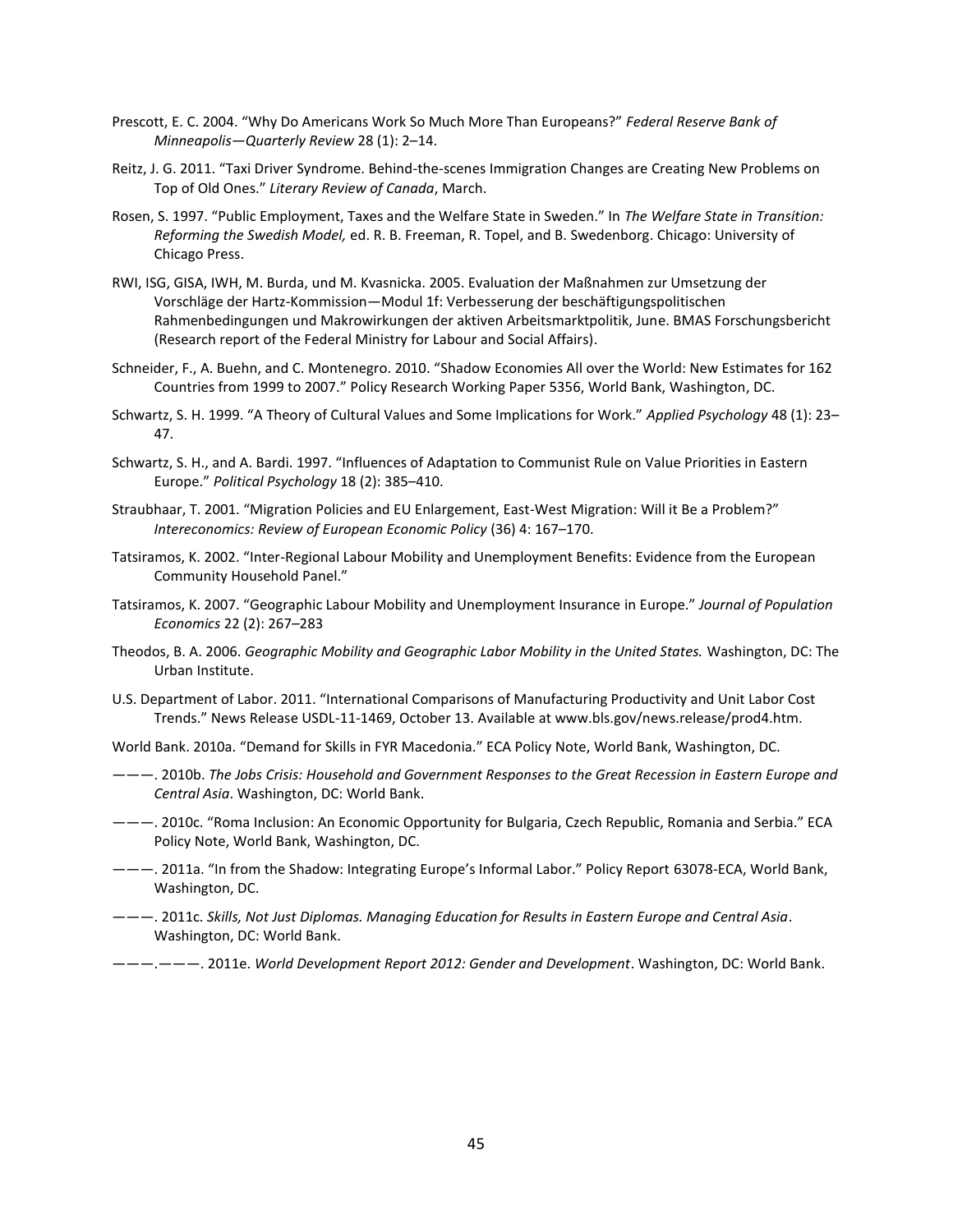Prescott, E. C. 2004. “Why Do Americans Work So Much More Than Europeans?” *Federal Reserve Bank of Minneapolis—Quarterly Review* 28 (1): 2–14.

Reitz, J. G. 2011. “Taxi Driver Syndrome. Behind-the-scenes Immigration Changes are Creating New Problems on Top of Old Ones.” *Literary Review of Canada*, March.

Rosen, S. 1997. “Public Employment, Taxes and the Welfare State in Sweden.” In *The Welfare State in Transition: Reforming the Swedish Model,* ed. R. B. Freeman, R. Topel, and B. Swedenborg. Chicago: University of Chicago Press.

RWI, ISG, GISA, IWH, M. Burda, und M. Kvasnicka. 2005. Evaluation der Maßnahmen zur Umsetzung der Vorschläge der Hartz-Kommission—Modul 1f: Verbesserung der beschäftigungspolitischen Rahmenbedingungen und Makrowirkungen der aktiven Arbeitsmarktpolitik, June. BMAS Forschungsbericht (Research report of the Federal Ministry for Labour and Social Affairs).

Schneider, F., A. Buehn, and C. Montenegro. 2010. “Shadow Economies All over the World: New Estimates for 162 Countries from 1999 to 2007.” Policy Research Working Paper 5356, World Bank, Washington, DC.

Schwartz, S. H. 1999. “A Theory of Cultural Values and Some Implications for Work.” *Applied Psychology* 48 (1): 23–47.

Schwartz, S. H., and A. Bardi. 1997. “Influences of Adaptation to Communist Rule on Value Priorities in Eastern Europe.” *Political Psychology* 18 (2): 385–410.

Straubhaar, T. 2001. “Migration Policies and EU Enlargement, East-West Migration: Will it Be a Problem?” *Intereconomics: Review of European Economic Policy* (36) 4: 167–170.

Tatsiramos, K. 2002. “Inter-Regional Labour Mobility and Unemployment Benefits: Evidence from the European Community Household Panel.”

Tatsiramos, K. 2007. “Geographic Labour Mobility and Unemployment Insurance in Europe.” *Journal of Population Economics* 22 (2): 267–283

Theodos, B. A. 2006. *Geographic Mobility and Geographic Labor Mobility in the United States.* Washington, DC: The Urban Institute.

U.S. Department of Labor. 2011. “International Comparisons of Manufacturing Productivity and Unit Labor Cost Trends.” News Release USDL-11-1469, October 13. Available at www.bls.gov/news.release/prod4.htm.

World Bank. 2010a. “Demand for Skills in FYR Macedonia.” ECA Policy Note, World Bank, Washington, DC.

———. 2010b. *The Jobs Crisis: Household and Government Responses to the Great Recession in Eastern Europe and Central Asia*. Washington, DC: World Bank.

———. 2010c. “Roma Inclusion: An Economic Opportunity for Bulgaria, Czech Republic, Romania and Serbia.” ECA Policy Note, World Bank, Washington, DC.

———. 2011a. “In from the Shadow: Integrating Europe’s Informal Labor.” Policy Report 63078-ECA, World Bank, Washington, DC.

———. 2011c. *Skills, Not Just Diplomas. Managing Education for Results in Eastern Europe and Central Asia*. Washington, DC: World Bank.

———.———. 2011e. *World Development Report 2012: Gender and Development*. Washington, DC: World Bank.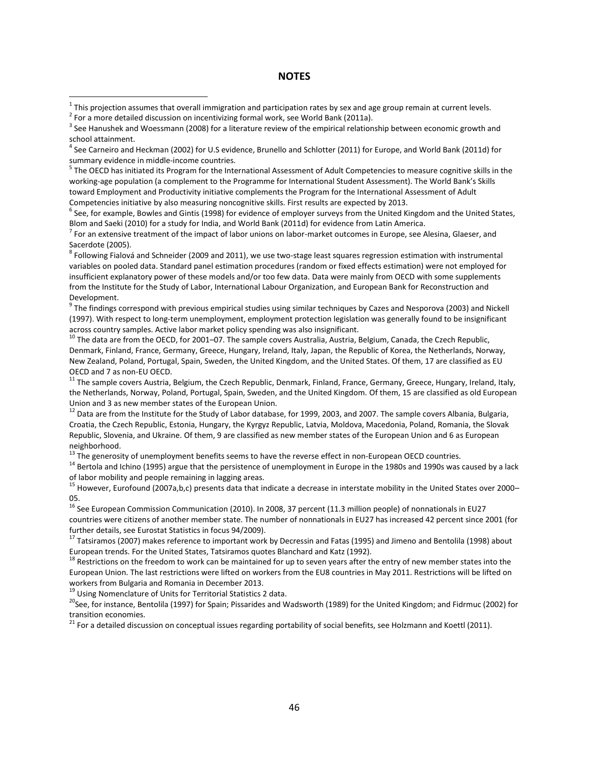## NOTES

[1] This projection assumes that overall immigration and participation rates by sex and age group remain at current levels.

[2] For a more detailed discussion on incentivizing formal work, see World Bank (2011a).

[3] See Hanushek and Woessmann (2008) for a literature review of the empirical relationship between economic growth and school attainment.

[4] See Carneiro and Heckman (2002) for U.S evidence, Brunello and Schlotter (2011) for Europe, and World Bank (2011d) for summary evidence in middle-income countries.

[5] The OECD has initiated its Program for the International Assessment of Adult Competencies to measure cognitive skills in the working-age population (a complement to the Programme for International Student Assessment). The World Bank's Skills toward Employment and Productivity initiative complements the Program for the International Assessment of Adult Competencies initiative by also measuring noncognitive skills. First results are expected by 2013.

[6] See, for example, Bowles and Gintis (1998) for evidence of employer surveys from the United Kingdom and the United States, Blom and Saeki (2010) for a study for India, and World Bank (2011d) for evidence from Latin America.

[7] For an extensive treatment of the impact of labor unions on labor-market outcomes in Europe, see Alesina, Glaeser, and Sacerdote (2005).

[8] Following Fialová and Schneider (2009 and 2011), we use two-stage least squares regression estimation with instrumental variables on pooled data. Standard panel estimation procedures (random or fixed effects estimation) were not employed for insufficient explanatory power of these models and/or too few data. Data were mainly from OECD with some supplements from the Institute for the Study of Labor, International Labour Organization, and European Bank for Reconstruction and Development.

[9] The findings correspond with previous empirical studies using similar techniques by Cazes and Nesporova (2003) and Nickell (1997). With respect to long-term unemployment, employment protection legislation was generally found to be insignificant across country samples. Active labor market policy spending was also insignificant.

[10] The data are from the OECD, for 2001–07. The sample covers Australia, Austria, Belgium, Canada, the Czech Republic, Denmark, Finland, France, Germany, Greece, Hungary, Ireland, Italy, Japan, the Republic of Korea, the Netherlands, Norway, New Zealand, Poland, Portugal, Spain, Sweden, the United Kingdom, and the United States. Of them, 17 are classified as EU OECD and 7 as non-EU OECD.

[11] The sample covers Austria, Belgium, the Czech Republic, Denmark, Finland, France, Germany, Greece, Hungary, Ireland, Italy, the Netherlands, Norway, Poland, Portugal, Spain, Sweden, and the United Kingdom. Of them, 15 are classified as old European Union and 3 as new member states of the European Union.

[12] Data are from the Institute for the Study of Labor database, for 1999, 2003, and 2007. The sample covers Albania, Bulgaria, Croatia, the Czech Republic, Estonia, Hungary, the Kyrgyz Republic, Latvia, Moldova, Macedonia, Poland, Romania, the Slovak Republic, Slovenia, and Ukraine. Of them, 9 are classified as new member states of the European Union and 6 as European neighborhood.

[13] The generosity of unemployment benefits seems to have the reverse effect in non-European OECD countries.

[14] Bertola and Ichino (1995) argue that the persistence of unemployment in Europe in the 1980s and 1990s was caused by a lack of labor mobility and people remaining in lagging areas.

[15] However, Eurofound (2007a,b,c) presents data that indicate a decrease in interstate mobility in the United States over 2000–05.

[16] See European Commission Communication (2010). In 2008, 37 percent (11.3 million people) of nonnationals in EU27 countries were citizens of another member state. The number of nonnationals in EU27 has increased 42 percent since 2001 (for further details, see Eurostat Statistics in focus 94/2009).

[17] Tatsiramos (2007) makes reference to important work by Decressin and Fatas (1995) and Jimeno and Bentolila (1998) about European trends. For the United States, Tatsiramos quotes Blanchard and Katz (1992).

[18] Restrictions on the freedom to work can be maintained for up to seven years after the entry of new member states into the European Union. The last restrictions were lifted on workers from the EU8 countries in May 2011. Restrictions will be lifted on workers from Bulgaria and Romania in December 2013.

[19] Using Nomenclature of Units for Territorial Statistics 2 data.

[20] See, for instance, Bentolila (1997) for Spain; Pissarides and Wadsworth (1989) for the United Kingdom; and Fidrmuc (2002) for transition economies.

[21] For a detailed discussion on conceptual issues regarding portability of social benefits, see Holzmann and Koettl (2011).